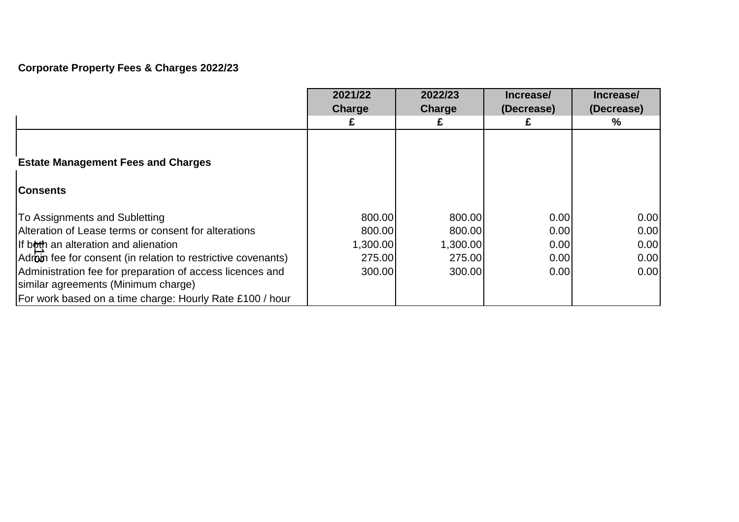**Corporate Property Fees & Charges 2022/23**

| | 2021/22 Charge | 2022/23 Charge | Increase/ (Decrease) | Increase/ (Decrease) |
|---|---|---|---|---|
| | £ | £ | £ | % |
| **Estate Management Fees and Charges** | | | | |
| **Consents** | | | | |
| To Assignments and Subletting | 800.00 | 800.00 | 0.00 | 0.00 |
| Alteration of Lease terms or consent for alterations | 800.00 | 800.00 | 0.00 | 0.00 |
| If both an alteration and alienation | 1,300.00 | 1,300.00 | 0.00 | 0.00 |
| Admin fee for consent (in relation to restrictive covenants) | 275.00 | 275.00 | 0.00 | 0.00 |
| Administration fee for preparation of access licences and similar agreements (Minimum charge) | 300.00 | 300.00 | 0.00 | 0.00 |
| For work based on a time charge: Hourly Rate £100 / hour | | | | |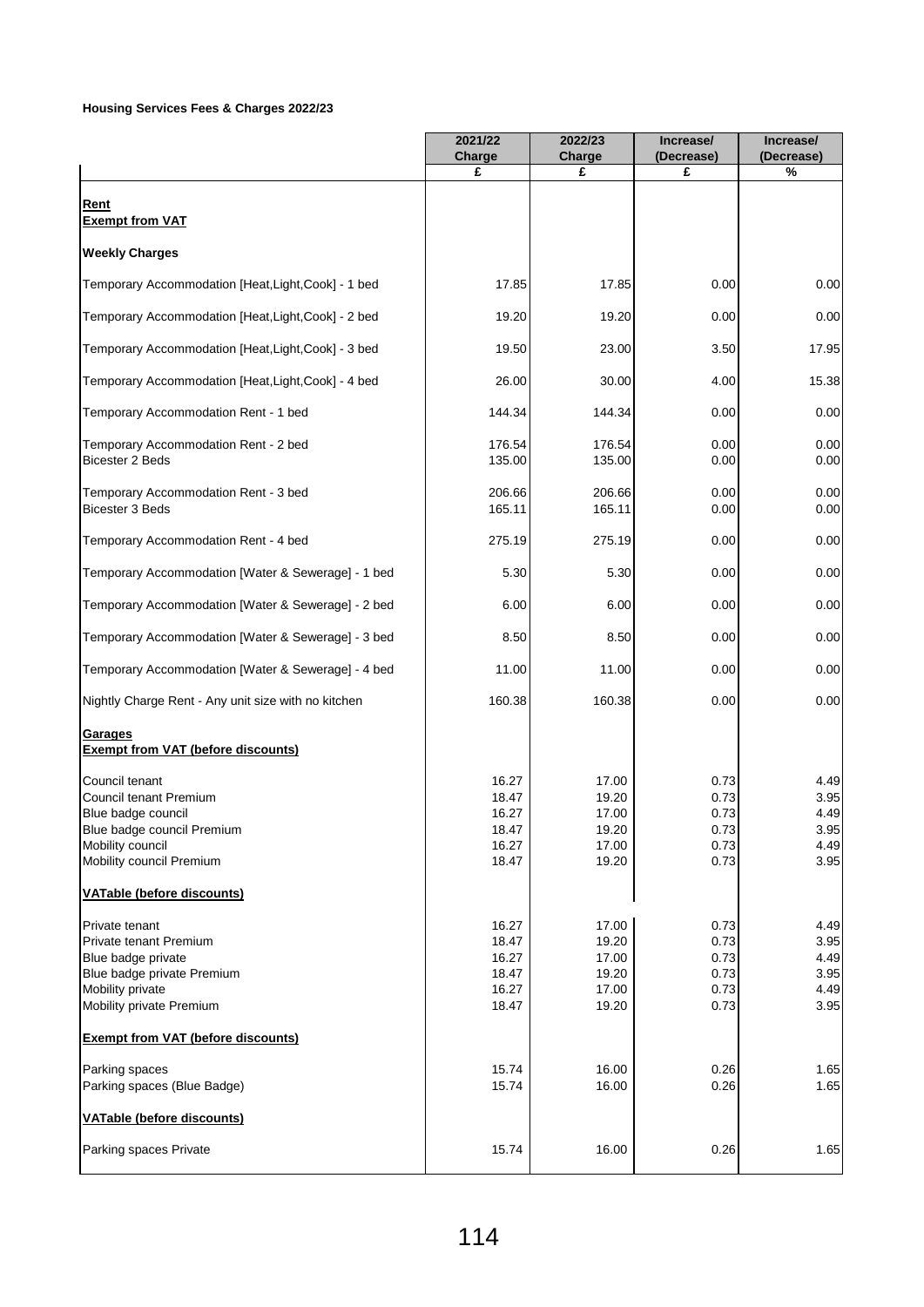**Housing Services Fees & Charges 2022/23**

| | 2021/22 Charge | 2022/23 Charge | Increase/ (Decrease) | Increase/ (Decrease) |
|---|---|---|---|---|
| | £ | £ | £ | % |
| **Rent** | | | | |
| **Exempt from VAT** | | | | |
| **Weekly Charges** | | | | |
| Temporary Accommodation [Heat,Light,Cook] - 1 bed | 17.85 | 17.85 | 0.00 | 0.00 |
| Temporary Accommodation [Heat,Light,Cook] - 2 bed | 19.20 | 19.20 | 0.00 | 0.00 |
| Temporary Accommodation [Heat,Light,Cook] - 3 bed | 19.50 | 23.00 | 3.50 | 17.95 |
| Temporary Accommodation [Heat,Light,Cook] - 4 bed | 26.00 | 30.00 | 4.00 | 15.38 |
| Temporary Accommodation Rent - 1 bed | 144.34 | 144.34 | 0.00 | 0.00 |
| Temporary Accommodation Rent - 2 bed | 176.54 | 176.54 | 0.00 | 0.00 |
| Bicester 2 Beds | 135.00 | 135.00 | 0.00 | 0.00 |
| Temporary Accommodation Rent - 3 bed | 206.66 | 206.66 | 0.00 | 0.00 |
| Bicester 3 Beds | 165.11 | 165.11 | 0.00 | 0.00 |
| Temporary Accommodation Rent - 4 bed | 275.19 | 275.19 | 0.00 | 0.00 |
| Temporary Accommodation [Water & Sewerage] - 1 bed | 5.30 | 5.30 | 0.00 | 0.00 |
| Temporary Accommodation [Water & Sewerage] - 2 bed | 6.00 | 6.00 | 0.00 | 0.00 |
| Temporary Accommodation [Water & Sewerage] - 3 bed | 8.50 | 8.50 | 0.00 | 0.00 |
| Temporary Accommodation [Water & Sewerage] - 4 bed | 11.00 | 11.00 | 0.00 | 0.00 |
| Nightly Charge Rent - Any unit size with no kitchen | 160.38 | 160.38 | 0.00 | 0.00 |
| **Garages** | | | | |
| **Exempt from VAT (before discounts)** | | | | |
| Council tenant | 16.27 | 17.00 | 0.73 | 4.49 |
| Council tenant Premium | 18.47 | 19.20 | 0.73 | 3.95 |
| Blue badge council | 16.27 | 17.00 | 0.73 | 4.49 |
| Blue badge council Premium | 18.47 | 19.20 | 0.73 | 3.95 |
| Mobility council | 16.27 | 17.00 | 0.73 | 4.49 |
| Mobility council Premium | 18.47 | 19.20 | 0.73 | 3.95 |
| **VATable (before discounts)** | | | | |
| Private tenant | 16.27 | 17.00 | 0.73 | 4.49 |
| Private tenant Premium | 18.47 | 19.20 | 0.73 | 3.95 |
| Blue badge private | 16.27 | 17.00 | 0.73 | 4.49 |
| Blue badge private Premium | 18.47 | 19.20 | 0.73 | 3.95 |
| Mobility private | 16.27 | 17.00 | 0.73 | 4.49 |
| Mobility private Premium | 18.47 | 19.20 | 0.73 | 3.95 |
| **Exempt from VAT (before discounts)** | | | | |
| Parking spaces | 15.74 | 16.00 | 0.26 | 1.65 |
| Parking spaces (Blue Badge) | 15.74 | 16.00 | 0.26 | 1.65 |
| **VATable (before discounts)** | | | | |
| Parking spaces Private | 15.74 | 16.00 | 0.26 | 1.65 |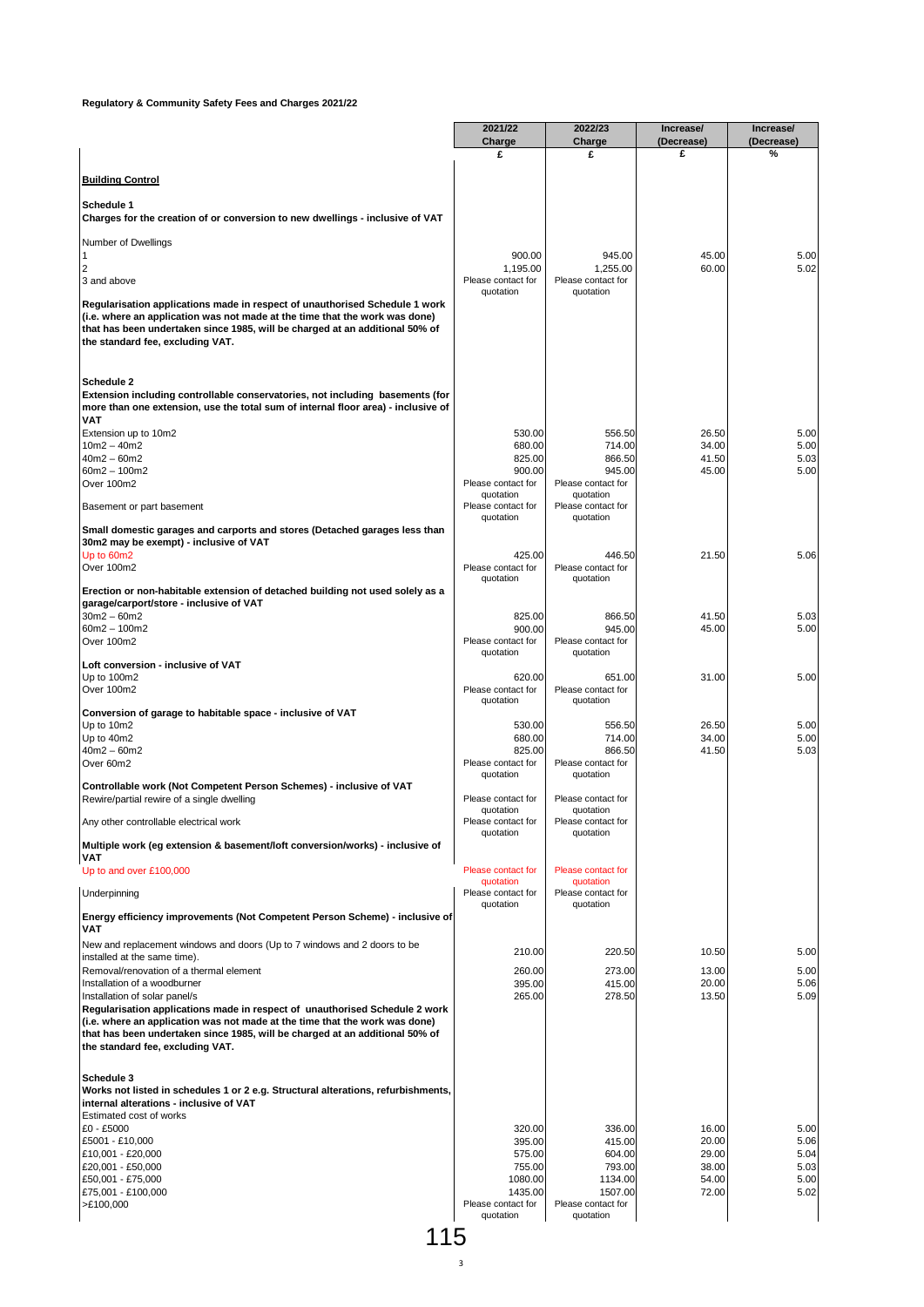**Regulatory & Community Safety Fees and Charges 2021/22**

| | 2021/22 Charge | 2022/23 Charge | Increase/ (Decrease) | Increase/ (Decrease) |
|---|---|---|---|---|
| | £ | £ | £ | % |
| **Building Control** | | | | |
| **Schedule 1** | | | | |
| **Charges for the creation of or conversion to new dwellings - inclusive of VAT** | | | | |
| Number of Dwellings | | | | |
| 1 | 900.00 | 945.00 | 45.00 | 5.00 |
| 2 | 1,195.00 | 1,255.00 | 60.00 | 5.02 |
| 3 and above | Please contact for quotation | Please contact for quotation | | |
| **Regularisation applications made in respect of unauthorised Schedule 1 work (i.e. where an application was not made at the time that the work was done) that has been undertaken since 1985, will be charged at an additional 50% of the standard fee, excluding VAT.** | | | | |
| **Schedule 2** | | | | |
| **Extension including controllable conservatories, not including basements (for more than one extension, use the total sum of internal floor area) - inclusive of VAT** | | | | |
| Extension up to 10m2 | 530.00 | 556.50 | 26.50 | 5.00 |
| 10m2 – 40m2 | 680.00 | 714.00 | 34.00 | 5.00 |
| 40m2 – 60m2 | 825.00 | 866.50 | 41.50 | 5.03 |
| 60m2 – 100m2 | 900.00 | 945.00 | 45.00 | 5.00 |
| Over 100m2 | Please contact for quotation | Please contact for quotation | | |
| Basement or part basement | Please contact for quotation | Please contact for quotation | | |
| **Small domestic garages and carports and stores (Detached garages less than 30m2 may be exempt) - inclusive of VAT** | | | | |
| Up to 60m2 | 425.00 | 446.50 | 21.50 | 5.06 |
| Over 100m2 | Please contact for quotation | Please contact for quotation | | |
| **Erection or non-habitable extension of detached building not used solely as a garage/carport/store - inclusive of VAT** | | | | |
| 30m2 – 60m2 | 825.00 | 866.50 | 41.50 | 5.03 |
| 60m2 – 100m2 | 900.00 | 945.00 | 45.00 | 5.00 |
| Over 100m2 | Please contact for quotation | Please contact for quotation | | |
| **Loft conversion - inclusive of VAT** | | | | |
| Up to 100m2 | 620.00 | 651.00 | 31.00 | 5.00 |
| Over 100m2 | Please contact for quotation | Please contact for quotation | | |
| **Conversion of garage to habitable space - inclusive of VAT** | | | | |
| Up to 10m2 | 530.00 | 556.50 | 26.50 | 5.00 |
| Up to 40m2 | 680.00 | 714.00 | 34.00 | 5.00 |
| 40m2 – 60m2 | 825.00 | 866.50 | 41.50 | 5.03 |
| Over 60m2 | Please contact for quotation | Please contact for quotation | | |
| **Controllable work (Not Competent Person Schemes) - inclusive of VAT** | | | | |
| Rewire/partial rewire of a single dwelling | Please contact for quotation | Please contact for quotation | | |
| Any other controllable electrical work | Please contact for quotation | Please contact for quotation | | |
| **Multiple work (eg extension & basement/loft conversion/works) - inclusive of VAT** | | | | |
| Up to and over £100,000 | Please contact for quotation | Please contact for quotation | | |
| Underpinning | Please contact for quotation | Please contact for quotation | | |
| **Energy efficiency improvements (Not Competent Person Scheme) - inclusive of VAT** | | | | |
| New and replacement windows and doors (Up to 7 windows and 2 doors to be installed at the same time). | 210.00 | 220.50 | 10.50 | 5.00 |
| Removal/renovation of a thermal element | 260.00 | 273.00 | 13.00 | 5.00 |
| Installation of a woodburner | 395.00 | 415.00 | 20.00 | 5.06 |
| Installation of solar panel/s | 265.00 | 278.50 | 13.50 | 5.09 |
| **Regularisation applications made in respect of unauthorised Schedule 2 work (i.e. where an application was not made at the time that the work was done) that has been undertaken since 1985, will be charged at an additional 50% of the standard fee, excluding VAT.** | | | | |
| **Schedule 3** | | | | |
| **Works not listed in schedules 1 or 2 e.g. Structural alterations, refurbishments, internal alterations - inclusive of VAT** | | | | |
| Estimated cost of works | | | | |
| £0 - £5000 | 320.00 | 336.00 | 16.00 | 5.00 |
| £5001 - £10,000 | 395.00 | 415.00 | 20.00 | 5.06 |
| £10,001 - £20,000 | 575.00 | 604.00 | 29.00 | 5.04 |
| £20,001 - £50,000 | 755.00 | 793.00 | 38.00 | 5.03 |
| £50,001 - £75,000 | 1080.00 | 1134.00 | 54.00 | 5.00 |
| £75,001 - £100,000 | 1435.00 | 1507.00 | 72.00 | 5.02 |
| >£100,000 | Please contact for quotation | Please contact for quotation | | |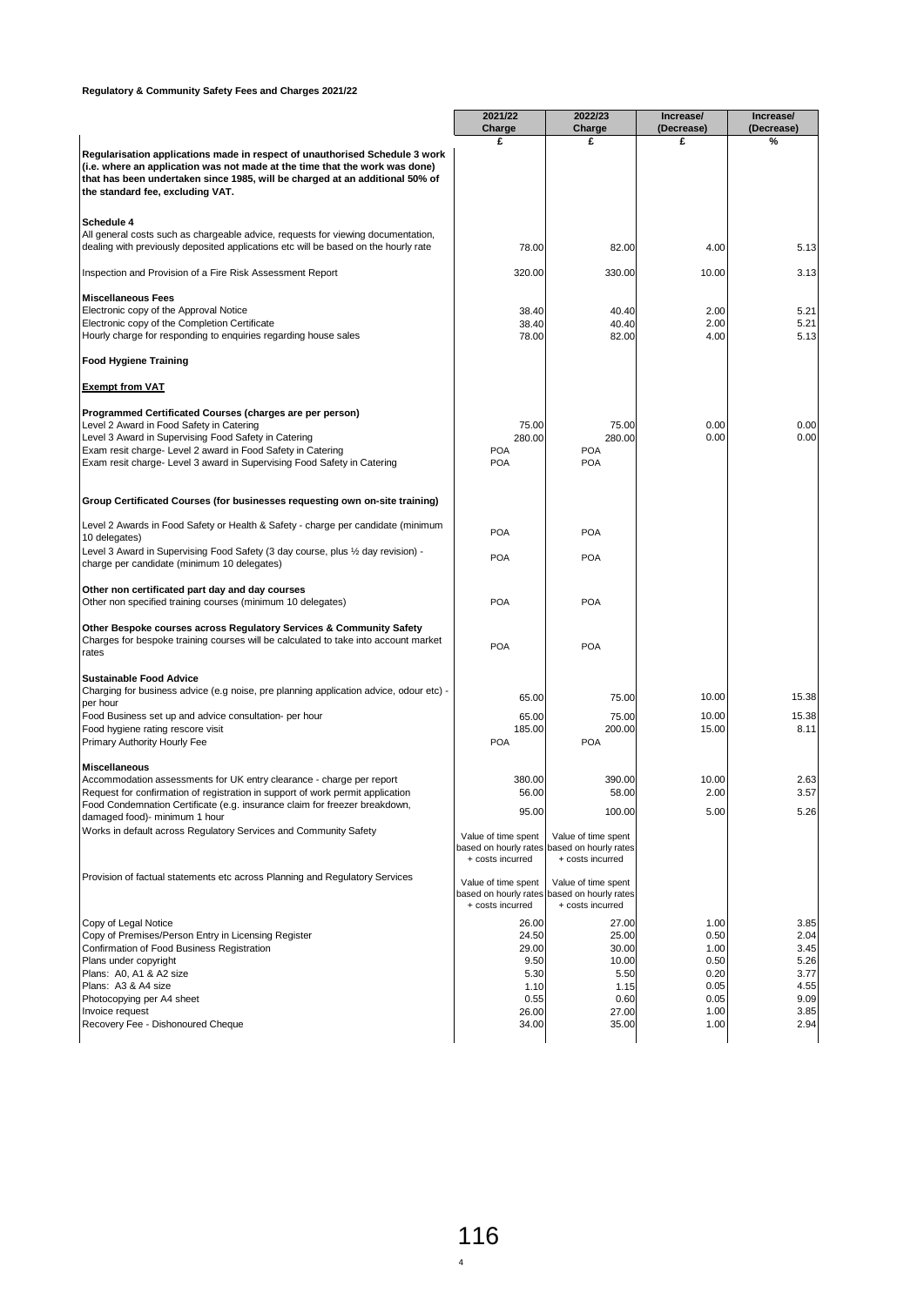**Regulatory & Community Safety Fees and Charges 2021/22**

| | 2021/22 Charge | 2022/23 Charge | Increase/ (Decrease) | Increase/ (Decrease) |
|---|---|---|---|---|
| | £ | £ | £ | % |
| **Regularisation applications made in respect of unauthorised Schedule 3 work (i.e. where an application was not made at the time that the work was done) that has been undertaken since 1985, will be charged at an additional 50% of the standard fee, excluding VAT.** | | | | |
| **Schedule 4** | | | | |
| All general costs such as chargeable advice, requests for viewing documentation, dealing with previously deposited applications etc will be based on the hourly rate | 78.00 | 82.00 | 4.00 | 5.13 |
| Inspection and Provision of a Fire Risk Assessment Report | 320.00 | 330.00 | 10.00 | 3.13 |
| **Miscellaneous Fees** | | | | |
| Electronic copy of the Approval Notice | 38.40 | 40.40 | 2.00 | 5.21 |
| Electronic copy of the Completion Certificate | 38.40 | 40.40 | 2.00 | 5.21 |
| Hourly charge for responding to enquiries regarding house sales | 78.00 | 82.00 | 4.00 | 5.13 |
| **Food Hygiene Training** | | | | |
| **Exempt from VAT** | | | | |
| **Programmed Certificated Courses (charges are per person)** | | | | |
| Level 2 Award in Food Safety in Catering | 75.00 | 75.00 | 0.00 | 0.00 |
| Level 3 Award in Supervising Food Safety in Catering | 280.00 | 280.00 | 0.00 | 0.00 |
| Exam resit charge- Level 2 award in Food Safety in Catering | POA | POA | | |
| Exam resit charge- Level 3 award in Supervising Food Safety in Catering | POA | POA | | |
| **Group Certificated Courses (for businesses requesting own on-site training)** | | | | |
| Level 2 Awards in Food Safety or Health & Safety - charge per candidate (minimum 10 delegates) | POA | POA | | |
| Level 3 Award in Supervising Food Safety (3 day course, plus ½ day revision) - charge per candidate (minimum 10 delegates) | POA | POA | | |
| **Other non certificated part day and day courses** | | | | |
| Other non specified training courses (minimum 10 delegates) | POA | POA | | |
| **Other Bespoke courses across Regulatory Services & Community Safety** | | | | |
| Charges for bespoke training courses will be calculated to take into account market rates | POA | POA | | |
| **Sustainable Food Advice** | | | | |
| Charging for business advice (e.g noise, pre planning application advice, odour etc) - per hour | 65.00 | 75.00 | 10.00 | 15.38 |
| Food Business set up and advice consultation- per hour | 65.00 | 75.00 | 10.00 | 15.38 |
| Food hygiene rating rescore visit | 185.00 | 200.00 | 15.00 | 8.11 |
| Primary Authority Hourly Fee | POA | POA | | |
| **Miscellaneous** | | | | |
| Accommodation assessments for UK entry clearance - charge per report | 380.00 | 390.00 | 10.00 | 2.63 |
| Request for confirmation of registration in support of work permit application | 56.00 | 58.00 | 2.00 | 3.57 |
| Food Condemnation Certificate (e.g. insurance claim for freezer breakdown, damaged food)- minimum 1 hour | 95.00 | 100.00 | 5.00 | 5.26 |
| Works in default across Regulatory Services and Community Safety | Value of time spent based on hourly rates + costs incurred | Value of time spent based on hourly rates + costs incurred | | |
| Provision of factual statements etc across Planning and Regulatory Services | Value of time spent based on hourly rates + costs incurred | Value of time spent based on hourly rates + costs incurred | | |
| Copy of Legal Notice | 26.00 | 27.00 | 1.00 | 3.85 |
| Copy of Premises/Person Entry in Licensing Register | 24.50 | 25.00 | 0.50 | 2.04 |
| Confirmation of Food Business Registration | 29.00 | 30.00 | 1.00 | 3.45 |
| Plans under copyright | 9.50 | 10.00 | 0.50 | 5.26 |
| Plans: A0, A1 & A2 size | 5.30 | 5.50 | 0.20 | 3.77 |
| Plans: A3 & A4 size | 1.10 | 1.15 | 0.05 | 4.55 |
| Photocopying per A4 sheet | 0.55 | 0.60 | 0.05 | 9.09 |
| Invoice request | 26.00 | 27.00 | 1.00 | 3.85 |
| Recovery Fee - Dishonoured Cheque | 34.00 | 35.00 | 1.00 | 2.94 |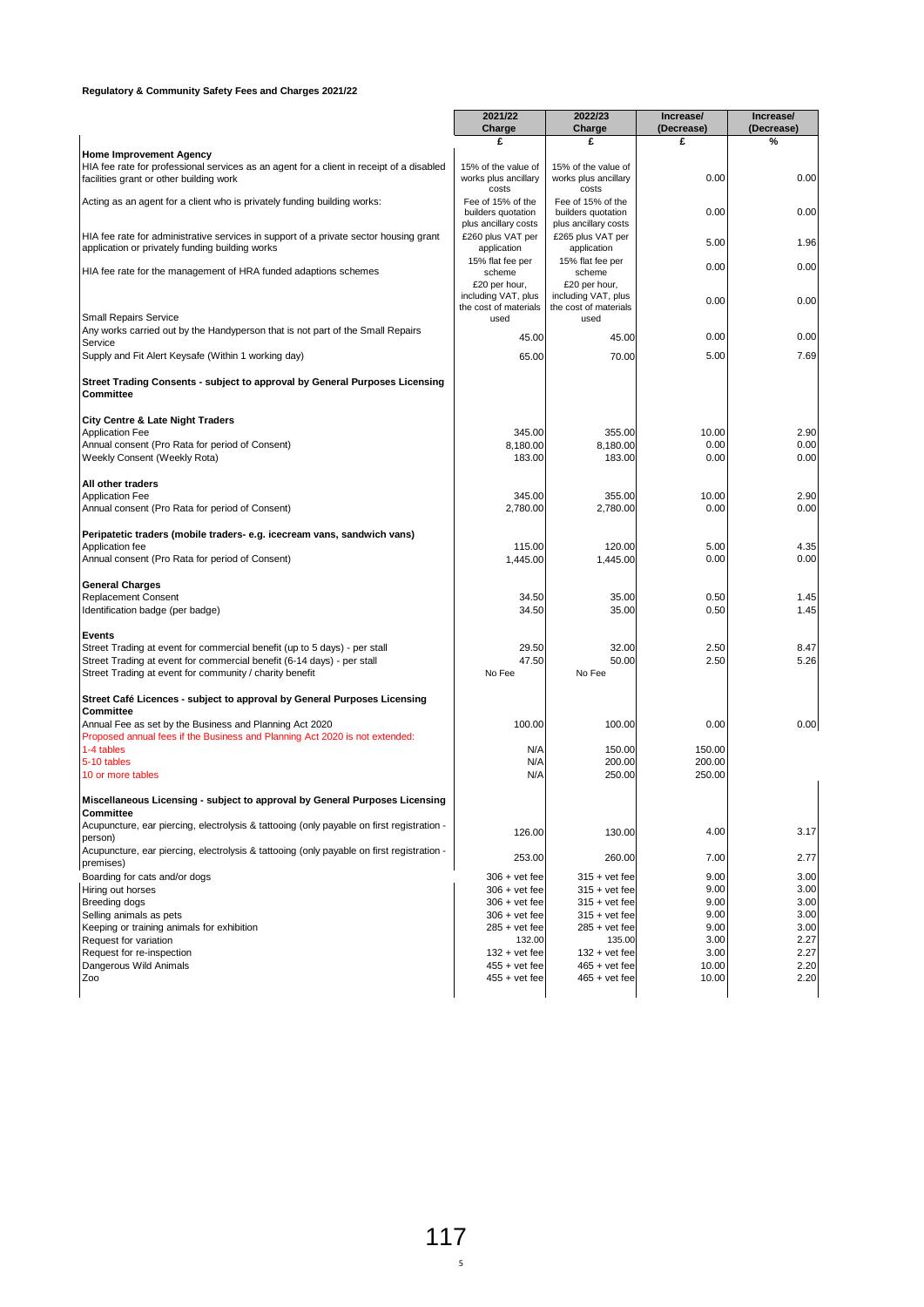**Regulatory & Community Safety Fees and Charges 2021/22**

| | 2021/22 Charge | 2022/23 Charge | Increase/ (Decrease) | Increase/ (Decrease) |
|---|---|---|---|---|
| | £ | £ | £ | % |
| **Home Improvement Agency** | | | | |
| HIA fee rate for professional services as an agent for a client in receipt of a disabled facilities grant or other building work | 15% of the value of works plus ancillary costs | 15% of the value of works plus ancillary costs | 0.00 | 0.00 |
| Acting as an agent for a client who is privately funding building works: | Fee of 15% of the builders quotation plus ancillary costs | Fee of 15% of the builders quotation plus ancillary costs | 0.00 | 0.00 |
| HIA fee rate for administrative services in support of a private sector housing grant application or privately funding building works | £260 plus VAT per application | £265 plus VAT per application | 5.00 | 1.96 |
| HIA fee rate for the management of HRA funded adaptions schemes | 15% flat fee per scheme | 15% flat fee per scheme | 0.00 | 0.00 |
| Small Repairs Service | £20 per hour, including VAT, plus the cost of materials used | £20 per hour, including VAT, plus the cost of materials used | 0.00 | 0.00 |
| Any works carried out by the Handyperson that is not part of the Small Repairs Service | 45.00 | 45.00 | 0.00 | 0.00 |
| Supply and Fit Alert Keysafe (Within 1 working day) | 65.00 | 70.00 | 5.00 | 7.69 |
| **Street Trading Consents - subject to approval by General Purposes Licensing Committee** | | | | |
| **City Centre & Late Night Traders** | | | | |
| Application Fee | 345.00 | 355.00 | 10.00 | 2.90 |
| Annual consent (Pro Rata for period of Consent) | 8,180.00 | 8,180.00 | 0.00 | 0.00 |
| Weekly Consent (Weekly Rota) | 183.00 | 183.00 | 0.00 | 0.00 |
| **All other traders** | | | | |
| Application Fee | 345.00 | 355.00 | 10.00 | 2.90 |
| Annual consent (Pro Rata for period of Consent) | 2,780.00 | 2,780.00 | 0.00 | 0.00 |
| **Peripatetic traders (mobile traders- e.g. icecream vans, sandwich vans)** | | | | |
| Application fee | 115.00 | 120.00 | 5.00 | 4.35 |
| Annual consent (Pro Rata for period of Consent) | 1,445.00 | 1,445.00 | 0.00 | 0.00 |
| **General Charges** | | | | |
| Replacement Consent | 34.50 | 35.00 | 0.50 | 1.45 |
| Identification badge (per badge) | 34.50 | 35.00 | 0.50 | 1.45 |
| **Events** | | | | |
| Street Trading at event for commercial benefit (up to 5 days) - per stall | 29.50 | 32.00 | 2.50 | 8.47 |
| Street Trading at event for commercial benefit (6-14 days) - per stall | 47.50 | 50.00 | 2.50 | 5.26 |
| Street Trading at event for community / charity benefit | No Fee | No Fee | | |
| **Street Café Licences - subject to approval by General Purposes Licensing Committee** | | | | |
| Annual Fee as set by the Business and Planning Act 2020 | 100.00 | 100.00 | 0.00 | 0.00 |
| Proposed annual fees if the Business and Planning Act 2020 is not extended: | | | | |
| 1-4 tables | N/A | 150.00 | 150.00 | |
| 5-10 tables | N/A | 200.00 | 200.00 | |
| 10 or more tables | N/A | 250.00 | 250.00 | |
| **Miscellaneous Licensing - subject to approval by General Purposes Licensing Committee** | | | | |
| Acupuncture, ear piercing, electrolysis & tattooing (only payable on first registration - person) | 126.00 | 130.00 | 4.00 | 3.17 |
| Acupuncture, ear piercing, electrolysis & tattooing (only payable on first registration - premises) | 253.00 | 260.00 | 7.00 | 2.77 |
| Boarding for cats and/or dogs | 306 + vet fee | 315 + vet fee | 9.00 | 3.00 |
| Hiring out horses | 306 + vet fee | 315 + vet fee | 9.00 | 3.00 |
| Breeding dogs | 306 + vet fee | 315 + vet fee | 9.00 | 3.00 |
| Selling animals as pets | 306 + vet fee | 315 + vet fee | 9.00 | 3.00 |
| Keeping or training animals for exhibition | 285 + vet fee | 285 + vet fee | 9.00 | 3.00 |
| Request for variation | 132.00 | 135.00 | 3.00 | 2.27 |
| Request for re-inspection | 132 + vet fee | 132 + vet fee | 3.00 | 2.27 |
| Dangerous Wild Animals | 455 + vet fee | 465 + vet fee | 10.00 | 2.20 |
| Zoo | 455 + vet fee | 465 + vet fee | 10.00 | 2.20 |

117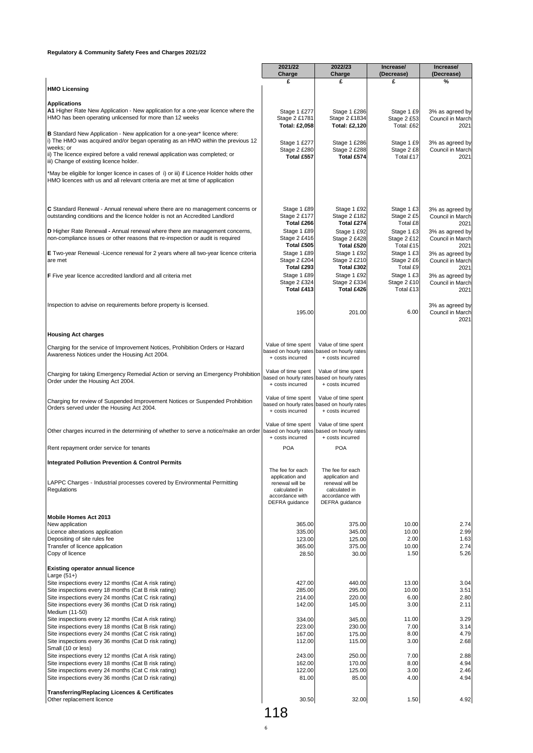**Regulatory & Community Safety Fees and Charges 2021/22**

| | 2021/22 Charge | 2022/23 Charge | Increase/ (Decrease) | Increase/ (Decrease) |
|---|---|---|---|---|
| | £ | £ | £ | % |
| **HMO Licensing** | | | | |
| **Applications** | | | | |
| **A1** Higher Rate New Application - New application for a one-year licence where the HMO has been operating unlicensed for more than 12 weeks | Stage 1 £277<br>Stage 2 £1781<br>**Total: £2,058** | Stage 1 £286<br>Stage 2 £1834<br>**Total: £2,120** | Stage 1 £9<br>Stage 2 £53<br>Total: £62 | 3% as agreed by Council in March 2021 |
| **B** Standard New Application - New application for a one-year* licence where:<br>i) The HMO was acquired and/or began operating as an HMO within the previous 12 weeks; or<br>ii) The licence expired before a valid renewal application was completed; or<br>iii) Change of existing licence holder. | Stage 1 £277<br>Stage 2 £280<br>**Total £557** | Stage 1 £286<br>Stage 2 £288<br>**Total £574** | Stage 1 £9<br>Stage 2 £8<br>Total £17 | 3% as agreed by Council in March 2021 |
| *May be eligible for longer licence in cases of i) or iii) if Licence Holder holds other HMO licences with us and all relevant criteria are met at time of application | | | | |
| **C** Standard Renewal - Annual renewal where there are no management concerns or outstanding conditions and the licence holder is not an Accredited Landlord | Stage 1 £89<br>Stage 2 £177<br>**Total £266** | Stage 1 £92<br>Stage 2 £182<br>**Total £274** | Stage 1 £3<br>Stage 2 £5<br>Total £8 | 3% as agreed by Council in March 2021 |
| **D** Higher Rate Renewal **-** Annual renewal where there are management concerns, non-compliance issues or other reasons that re-inspection or audit is required | Stage 1 £89<br>Stage 2 £416<br>**Total £505** | Stage 1 £92<br>Stage 2 £428<br>**Total £520** | Stage 1 £3<br>Stage 2 £12<br>Total £15 | 3% as agreed by Council in March 2021 |
| **E** Two-year Renewal -Licence renewal for 2 years where all two-year licence criteria are met | Stage 1 £89<br>Stage 2 £204<br>**Total £293** | Stage 1 £92<br>Stage 2 £210<br>**Total £302** | Stage 1 £3<br>Stage 2 £6<br>Total £9 | 3% as agreed by Council in March 2021 |
| **F** Five year licence accredited landlord and all criteria met | Stage 1 £89<br>Stage 2 £324<br>**Total £413** | Stage 1 £92<br>Stage 2 £334<br>**Total £426** | Stage 1 £3<br>Stage 2 £10<br>Total £13 | 3% as agreed by Council in March 2021 |
| Inspection to advise on requirements before property is licensed. | 195.00 | 201.00 | 6.00 | 3% as agreed by Council in March 2021 |
| **Housing Act charges** | | | | |
| Charging for the service of Improvement Notices, Prohibition Orders or Hazard Awareness Notices under the Housing Act 2004. | Value of time spent based on hourly rates + costs incurred | Value of time spent based on hourly rates + costs incurred | | |
| Charging for taking Emergency Remedial Action or serving an Emergency Prohibition Order under the Housing Act 2004. | Value of time spent based on hourly rates + costs incurred | Value of time spent based on hourly rates + costs incurred | | |
| Charging for review of Suspended Improvement Notices or Suspended Prohibition Orders served under the Housing Act 2004. | Value of time spent based on hourly rates + costs incurred | Value of time spent based on hourly rates + costs incurred | | |
| Other charges incurred in the determining of whether to serve a notice/make an order | Value of time spent based on hourly rates + costs incurred | Value of time spent based on hourly rates + costs incurred | | |
| Rent repayment order service for tenants | POA | POA | | |
| **Integrated Pollution Prevention & Control Permits** | | | | |
| LAPPC Charges - Industrial processes covered by Environmental Permitting Regulations | The fee for each application and renewal will be calculated in accordance with DEFRA guidance | The fee for each application and renewal will be calculated in accordance with DEFRA guidance | | |
| **Mobile Homes Act 2013** | | | | |
| New application | 365.00 | 375.00 | 10.00 | 2.74 |
| Licence alterations application | 335.00 | 345.00 | 10.00 | 2.99 |
| Depositing of site rules fee | 123.00 | 125.00 | 2.00 | 1.63 |
| Transfer of licence application | 365.00 | 375.00 | 10.00 | 2.74 |
| Copy of licence | 28.50 | 30.00 | 1.50 | 5.26 |
| **Existing operator annual licence** | | | | |
| Large (51+) | | | | |
| Site inspections every 12 months (Cat A risk rating) | 427.00 | 440.00 | 13.00 | 3.04 |
| Site inspections every 18 months (Cat B risk rating) | 285.00 | 295.00 | 10.00 | 3.51 |
| Site inspections every 24 months (Cat C risk rating) | 214.00 | 220.00 | 6.00 | 2.80 |
| Site inspections every 36 months (Cat D risk rating) | 142.00 | 145.00 | 3.00 | 2.11 |
| Medium (11-50) | | | | |
| Site inspections every 12 months (Cat A risk rating) | 334.00 | 345.00 | 11.00 | 3.29 |
| Site inspections every 18 months (Cat B risk rating) | 223.00 | 230.00 | 7.00 | 3.14 |
| Site inspections every 24 months (Cat C risk rating) | 167.00 | 175.00 | 8.00 | 4.79 |
| Site inspections every 36 months (Cat D risk rating) | 112.00 | 115.00 | 3.00 | 2.68 |
| Small (10 or less) | | | | |
| Site inspections every 12 months (Cat A risk rating) | 243.00 | 250.00 | 7.00 | 2.88 |
| Site inspections every 18 months (Cat B risk rating) | 162.00 | 170.00 | 8.00 | 4.94 |
| Site inspections every 24 months (Cat C risk rating) | 122.00 | 125.00 | 3.00 | 2.46 |
| Site inspections every 36 months (Cat D risk rating) | 81.00 | 85.00 | 4.00 | 4.94 |
| **Transferring/Replacing Licences & Certificates** | | | | |
| Other replacement licence | 30.50 | 32.00 | 1.50 | 4.92 |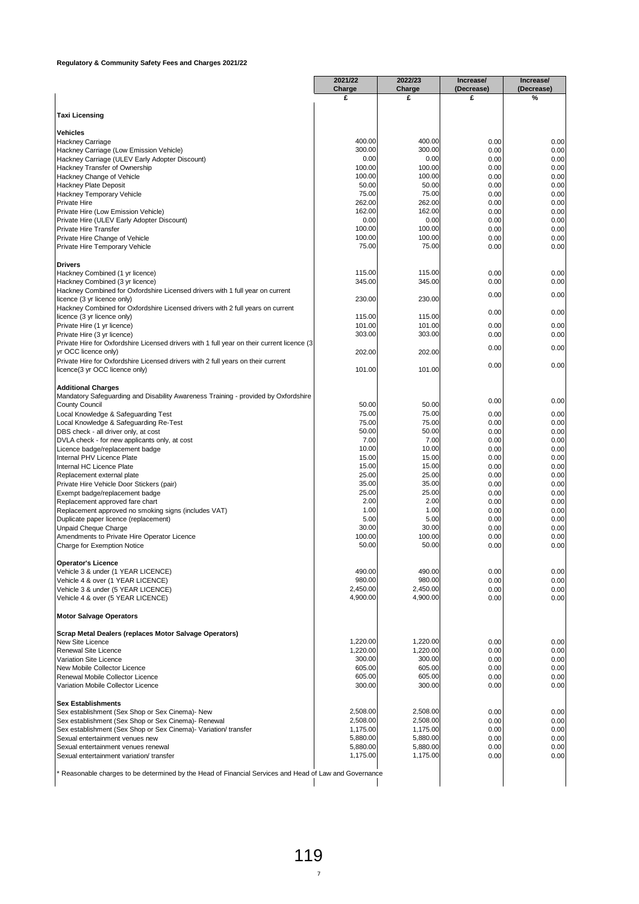**Regulatory & Community Safety Fees and Charges 2021/22**

| | 2021/22 Charge | 2022/23 Charge | Increase/ (Decrease) | Increase/ (Decrease) |
|---|---|---|---|---|
| | £ | £ | £ | % |
| **Taxi Licensing** | | | | |
| **Vehicles** | | | | |
| Hackney Carriage | 400.00 | 400.00 | 0.00 | 0.00 |
| Hackney Carriage (Low Emission Vehicle) | 300.00 | 300.00 | 0.00 | 0.00 |
| Hackney Carriage (ULEV Early Adopter Discount) | 0.00 | 0.00 | 0.00 | 0.00 |
| Hackney Transfer of Ownership | 100.00 | 100.00 | 0.00 | 0.00 |
| Hackney Change of Vehicle | 100.00 | 100.00 | 0.00 | 0.00 |
| Hackney Plate Deposit | 50.00 | 50.00 | 0.00 | 0.00 |
| Hackney Temporary Vehicle | 75.00 | 75.00 | 0.00 | 0.00 |
| Private Hire | 262.00 | 262.00 | 0.00 | 0.00 |
| Private Hire (Low Emission Vehicle) | 162.00 | 162.00 | 0.00 | 0.00 |
| Private Hire (ULEV Early Adopter Discount) | 0.00 | 0.00 | 0.00 | 0.00 |
| Private Hire Transfer | 100.00 | 100.00 | 0.00 | 0.00 |
| Private Hire Change of Vehicle | 100.00 | 100.00 | 0.00 | 0.00 |
| Private Hire Temporary Vehicle | 75.00 | 75.00 | 0.00 | 0.00 |
| **Drivers** | | | | |
| Hackney Combined (1 yr licence) | 115.00 | 115.00 | 0.00 | 0.00 |
| Hackney Combined (3 yr licence) | 345.00 | 345.00 | 0.00 | 0.00 |
| Hackney Combined for Oxfordshire Licensed drivers with 1 full year on current licence (3 yr licence only) | 230.00 | 230.00 | 0.00 | 0.00 |
| Hackney Combined for Oxfordshire Licensed drivers with 2 full years on current licence (3 yr licence only) | 115.00 | 115.00 | 0.00 | 0.00 |
| Private Hire (1 yr licence) | 101.00 | 101.00 | 0.00 | 0.00 |
| Private Hire (3 yr licence) | 303.00 | 303.00 | 0.00 | 0.00 |
| Private Hire for Oxfordshire Licensed drivers with 1 full year on their current licence (3 yr OCC licence only) | 202.00 | 202.00 | 0.00 | 0.00 |
| Private Hire for Oxfordshire Licensed drivers with 2 full years on their current licence(3 yr OCC licence only) | 101.00 | 101.00 | 0.00 | 0.00 |
| **Additional Charges** | | | | |
| Mandatory Safeguarding and Disability Awareness Training - provided by Oxfordshire County Council | 50.00 | 50.00 | 0.00 | 0.00 |
| Local Knowledge & Safeguarding Test | 75.00 | 75.00 | 0.00 | 0.00 |
| Local Knowledge & Safeguarding Re-Test | 75.00 | 75.00 | 0.00 | 0.00 |
| DBS check - all driver only, at cost | 50.00 | 50.00 | 0.00 | 0.00 |
| DVLA check - for new applicants only, at cost | 7.00 | 7.00 | 0.00 | 0.00 |
| Licence badge/replacement badge | 10.00 | 10.00 | 0.00 | 0.00 |
| Internal PHV Licence Plate | 15.00 | 15.00 | 0.00 | 0.00 |
| Internal HC Licence Plate | 15.00 | 15.00 | 0.00 | 0.00 |
| Replacement external plate | 25.00 | 25.00 | 0.00 | 0.00 |
| Private Hire Vehicle Door Stickers (pair) | 35.00 | 35.00 | 0.00 | 0.00 |
| Exempt badge/replacement badge | 25.00 | 25.00 | 0.00 | 0.00 |
| Replacement approved fare chart | 2.00 | 2.00 | 0.00 | 0.00 |
| Replacement approved no smoking signs (includes VAT) | 1.00 | 1.00 | 0.00 | 0.00 |
| Duplicate paper licence (replacement) | 5.00 | 5.00 | 0.00 | 0.00 |
| Unpaid Cheque Charge | 30.00 | 30.00 | 0.00 | 0.00 |
| Amendments to Private Hire Operator Licence | 100.00 | 100.00 | 0.00 | 0.00 |
| Charge for Exemption Notice | 50.00 | 50.00 | 0.00 | 0.00 |
| **Operator's Licence** | | | | |
| Vehicle 3 & under (1 YEAR LICENCE) | 490.00 | 490.00 | 0.00 | 0.00 |
| Vehicle 4 & over (1 YEAR LICENCE) | 980.00 | 980.00 | 0.00 | 0.00 |
| Vehicle 3 & under (5 YEAR LICENCE) | 2,450.00 | 2,450.00 | 0.00 | 0.00 |
| Vehicle 4 & over (5 YEAR LICENCE) | 4,900.00 | 4,900.00 | 0.00 | 0.00 |
| **Motor Salvage Operators** | | | | |
| **Scrap Metal Dealers (replaces Motor Salvage Operators)** | | | | |
| New Site Licence | 1,220.00 | 1,220.00 | 0.00 | 0.00 |
| Renewal Site Licence | 1,220.00 | 1,220.00 | 0.00 | 0.00 |
| Variation Site Licence | 300.00 | 300.00 | 0.00 | 0.00 |
| New Mobile Collector Licence | 605.00 | 605.00 | 0.00 | 0.00 |
| Renewal Mobile Collector Licence | 605.00 | 605.00 | 0.00 | 0.00 |
| Variation Mobile Collector Licence | 300.00 | 300.00 | 0.00 | 0.00 |
| **Sex Establishments** | | | | |
| Sex establishment (Sex Shop or Sex Cinema)- New | 2,508.00 | 2,508.00 | 0.00 | 0.00 |
| Sex establishment (Sex Shop or Sex Cinema)- Renewal | 2,508.00 | 2,508.00 | 0.00 | 0.00 |
| Sex establishment (Sex Shop or Sex Cinema)- Variation/ transfer | 1,175.00 | 1,175.00 | 0.00 | 0.00 |
| Sexual entertainment venues new | 5,880.00 | 5,880.00 | 0.00 | 0.00 |
| Sexual entertainment venues renewal | 5,880.00 | 5,880.00 | 0.00 | 0.00 |
| Sexual entertainment variation/ transfer | 1,175.00 | 1,175.00 | 0.00 | 0.00 |

* Reasonable charges to be determined by the Head of Financial Services and Head of Law and Governance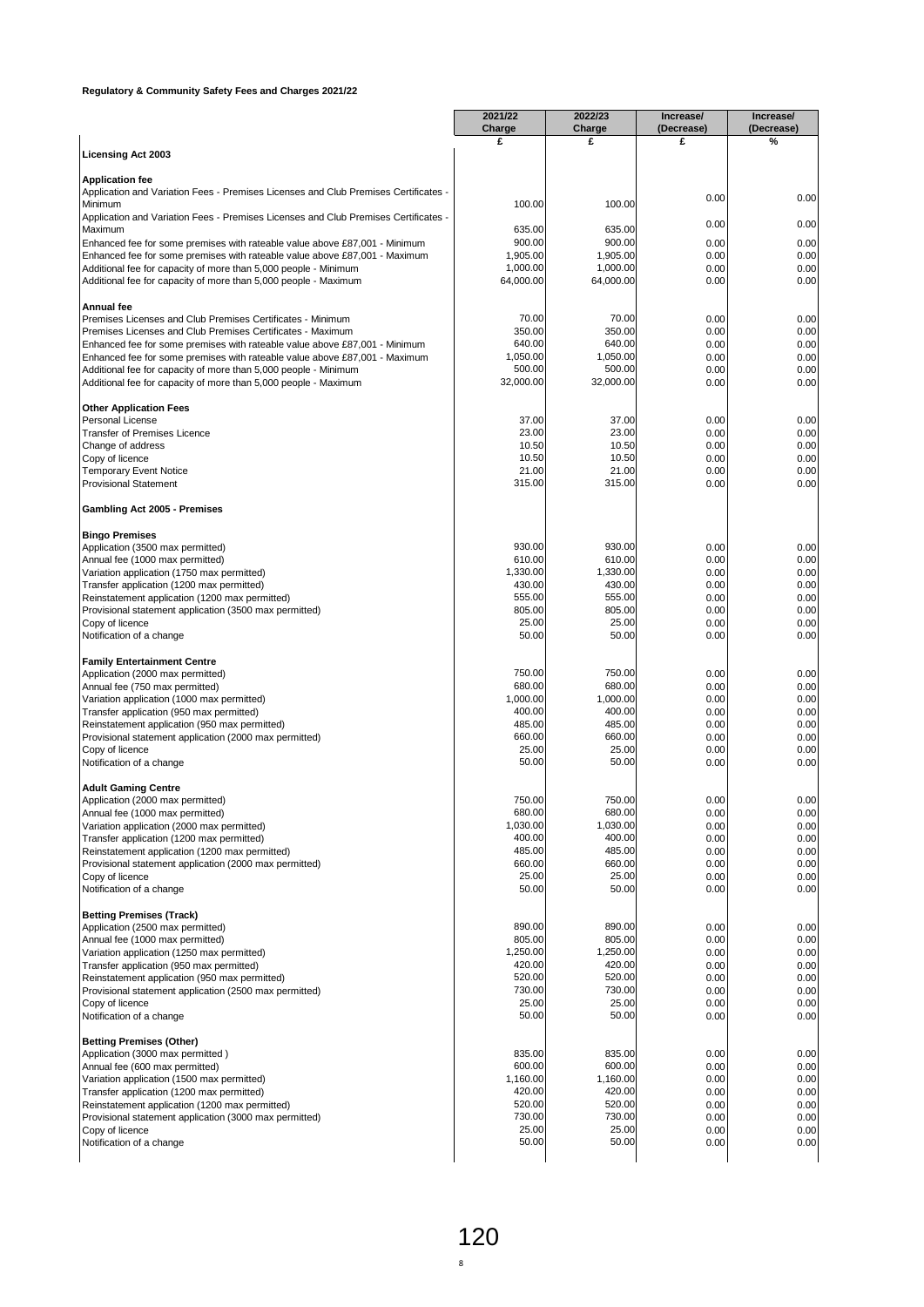**Regulatory & Community Safety Fees and Charges 2021/22**

| | 2021/22 Charge | 2022/23 Charge | Increase/ (Decrease) | Increase/ (Decrease) |
|---|---|---|---|---|
| | £ | £ | £ | % |
| **Licensing Act 2003** | | | | |
| **Application fee** | | | | |
| Application and Variation Fees - Premises Licenses and Club Premises Certificates - Minimum | 100.00 | 100.00 | 0.00 | 0.00 |
| Application and Variation Fees - Premises Licenses and Club Premises Certificates - Maximum | 635.00 | 635.00 | 0.00 | 0.00 |
| Enhanced fee for some premises with rateable value above £87,001 - Minimum | 900.00 | 900.00 | 0.00 | 0.00 |
| Enhanced fee for some premises with rateable value above £87,001 - Maximum | 1,905.00 | 1,905.00 | 0.00 | 0.00 |
| Additional fee for capacity of more than 5,000 people - Minimum | 1,000.00 | 1,000.00 | 0.00 | 0.00 |
| Additional fee for capacity of more than 5,000 people - Maximum | 64,000.00 | 64,000.00 | 0.00 | 0.00 |
| **Annual fee** | | | | |
| Premises Licenses and Club Premises Certificates - Minimum | 70.00 | 70.00 | 0.00 | 0.00 |
| Premises Licenses and Club Premises Certificates - Maximum | 350.00 | 350.00 | 0.00 | 0.00 |
| Enhanced fee for some premises with rateable value above £87,001 - Minimum | 640.00 | 640.00 | 0.00 | 0.00 |
| Enhanced fee for some premises with rateable value above £87,001 - Maximum | 1,050.00 | 1,050.00 | 0.00 | 0.00 |
| Additional fee for capacity of more than 5,000 people - Minimum | 500.00 | 500.00 | 0.00 | 0.00 |
| Additional fee for capacity of more than 5,000 people - Maximum | 32,000.00 | 32,000.00 | 0.00 | 0.00 |
| **Other Application Fees** | | | | |
| Personal License | 37.00 | 37.00 | 0.00 | 0.00 |
| Transfer of Premises Licence | 23.00 | 23.00 | 0.00 | 0.00 |
| Change of address | 10.50 | 10.50 | 0.00 | 0.00 |
| Copy of licence | 10.50 | 10.50 | 0.00 | 0.00 |
| Temporary Event Notice | 21.00 | 21.00 | 0.00 | 0.00 |
| Provisional Statement | 315.00 | 315.00 | 0.00 | 0.00 |
| **Gambling Act 2005 - Premises** | | | | |
| **Bingo Premises** | | | | |
| Application (3500 max permitted) | 930.00 | 930.00 | 0.00 | 0.00 |
| Annual fee (1000 max permitted) | 610.00 | 610.00 | 0.00 | 0.00 |
| Variation application (1750 max permitted) | 1,330.00 | 1,330.00 | 0.00 | 0.00 |
| Transfer application (1200 max permitted) | 430.00 | 430.00 | 0.00 | 0.00 |
| Reinstatement application (1200 max permitted) | 555.00 | 555.00 | 0.00 | 0.00 |
| Provisional statement application (3500 max permitted) | 805.00 | 805.00 | 0.00 | 0.00 |
| Copy of licence | 25.00 | 25.00 | 0.00 | 0.00 |
| Notification of a change | 50.00 | 50.00 | 0.00 | 0.00 |
| **Family Entertainment Centre** | | | | |
| Application (2000 max permitted) | 750.00 | 750.00 | 0.00 | 0.00 |
| Annual fee (750 max permitted) | 680.00 | 680.00 | 0.00 | 0.00 |
| Variation application (1000 max permitted) | 1,000.00 | 1,000.00 | 0.00 | 0.00 |
| Transfer application (950 max permitted) | 400.00 | 400.00 | 0.00 | 0.00 |
| Reinstatement application (950 max permitted) | 485.00 | 485.00 | 0.00 | 0.00 |
| Provisional statement application (2000 max permitted) | 660.00 | 660.00 | 0.00 | 0.00 |
| Copy of licence | 25.00 | 25.00 | 0.00 | 0.00 |
| Notification of a change | 50.00 | 50.00 | 0.00 | 0.00 |
| **Adult Gaming Centre** | | | | |
| Application (2000 max permitted) | 750.00 | 750.00 | 0.00 | 0.00 |
| Annual fee (1000 max permitted) | 680.00 | 680.00 | 0.00 | 0.00 |
| Variation application (2000 max permitted) | 1,030.00 | 1,030.00 | 0.00 | 0.00 |
| Transfer application (1200 max permitted) | 400.00 | 400.00 | 0.00 | 0.00 |
| Reinstatement application (1200 max permitted) | 485.00 | 485.00 | 0.00 | 0.00 |
| Provisional statement application (2000 max permitted) | 660.00 | 660.00 | 0.00 | 0.00 |
| Copy of licence | 25.00 | 25.00 | 0.00 | 0.00 |
| Notification of a change | 50.00 | 50.00 | 0.00 | 0.00 |
| **Betting Premises (Track)** | | | | |
| Application (2500 max permitted) | 890.00 | 890.00 | 0.00 | 0.00 |
| Annual fee (1000 max permitted) | 805.00 | 805.00 | 0.00 | 0.00 |
| Variation application (1250 max permitted) | 1,250.00 | 1,250.00 | 0.00 | 0.00 |
| Transfer application (950 max permitted) | 420.00 | 420.00 | 0.00 | 0.00 |
| Reinstatement application (950 max permitted) | 520.00 | 520.00 | 0.00 | 0.00 |
| Provisional statement application (2500 max permitted) | 730.00 | 730.00 | 0.00 | 0.00 |
| Copy of licence | 25.00 | 25.00 | 0.00 | 0.00 |
| Notification of a change | 50.00 | 50.00 | 0.00 | 0.00 |
| **Betting Premises (Other)** | | | | |
| Application (3000 max permitted ) | 835.00 | 835.00 | 0.00 | 0.00 |
| Annual fee (600 max permitted) | 600.00 | 600.00 | 0.00 | 0.00 |
| Variation application (1500 max permitted) | 1,160.00 | 1,160.00 | 0.00 | 0.00 |
| Transfer application (1200 max permitted) | 420.00 | 420.00 | 0.00 | 0.00 |
| Reinstatement application (1200 max permitted) | 520.00 | 520.00 | 0.00 | 0.00 |
| Provisional statement application (3000 max permitted) | 730.00 | 730.00 | 0.00 | 0.00 |
| Copy of licence | 25.00 | 25.00 | 0.00 | 0.00 |
| Notification of a change | 50.00 | 50.00 | 0.00 | 0.00 |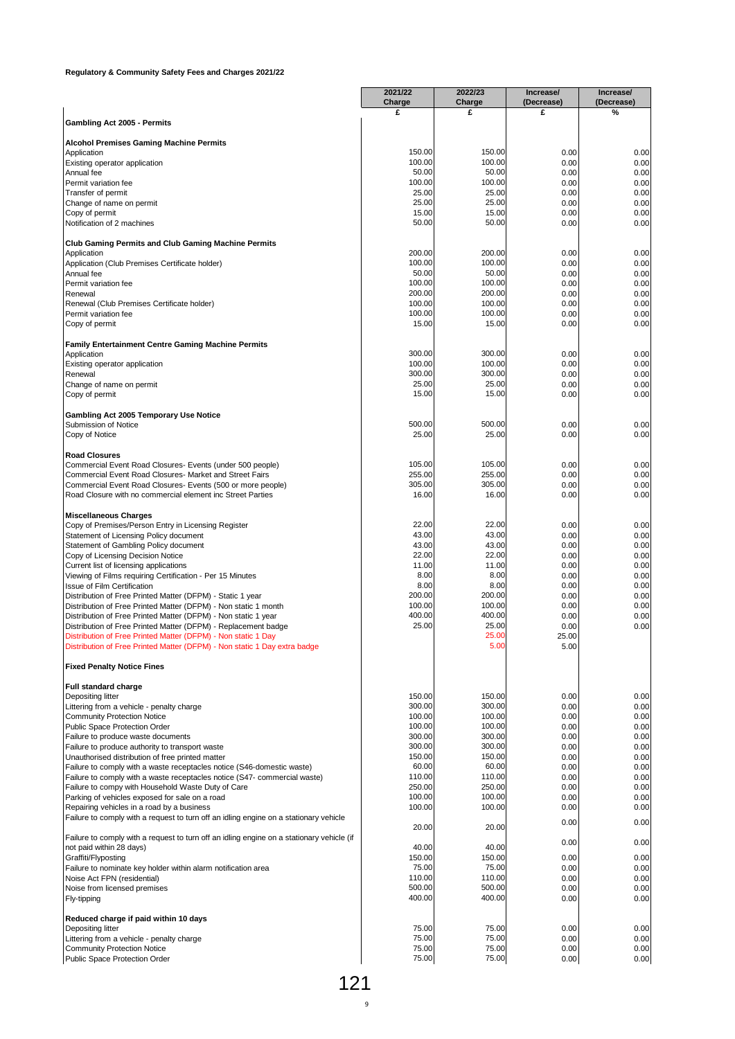**Regulatory & Community Safety Fees and Charges 2021/22**

| | 2021/22 Charge | 2022/23 Charge | Increase/ (Decrease) | Increase/ (Decrease) |
|---|---|---|---|---|
| | £ | £ | £ | % |
| **Gambling Act 2005 - Permits** | | | | |
| **Alcohol Premises Gaming Machine Permits** | | | | |
| Application | 150.00 | 150.00 | 0.00 | 0.00 |
| Existing operator application | 100.00 | 100.00 | 0.00 | 0.00 |
| Annual fee | 50.00 | 50.00 | 0.00 | 0.00 |
| Permit variation fee | 100.00 | 100.00 | 0.00 | 0.00 |
| Transfer of permit | 25.00 | 25.00 | 0.00 | 0.00 |
| Change of name on permit | 25.00 | 25.00 | 0.00 | 0.00 |
| Copy of permit | 15.00 | 15.00 | 0.00 | 0.00 |
| Notification of 2 machines | 50.00 | 50.00 | 0.00 | 0.00 |
| **Club Gaming Permits and Club Gaming Machine Permits** | | | | |
| Application | 200.00 | 200.00 | 0.00 | 0.00 |
| Application (Club Premises Certificate holder) | 100.00 | 100.00 | 0.00 | 0.00 |
| Annual fee | 50.00 | 50.00 | 0.00 | 0.00 |
| Permit variation fee | 100.00 | 100.00 | 0.00 | 0.00 |
| Renewal | 200.00 | 200.00 | 0.00 | 0.00 |
| Renewal (Club Premises Certificate holder) | 100.00 | 100.00 | 0.00 | 0.00 |
| Permit variation fee | 100.00 | 100.00 | 0.00 | 0.00 |
| Copy of permit | 15.00 | 15.00 | 0.00 | 0.00 |
| **Family Entertainment Centre Gaming Machine Permits** | | | | |
| Application | 300.00 | 300.00 | 0.00 | 0.00 |
| Existing operator application | 100.00 | 100.00 | 0.00 | 0.00 |
| Renewal | 300.00 | 300.00 | 0.00 | 0.00 |
| Change of name on permit | 25.00 | 25.00 | 0.00 | 0.00 |
| Copy of permit | 15.00 | 15.00 | 0.00 | 0.00 |
| **Gambling Act 2005 Temporary Use Notice** | | | | |
| Submission of Notice | 500.00 | 500.00 | 0.00 | 0.00 |
| Copy of Notice | 25.00 | 25.00 | 0.00 | 0.00 |
| **Road Closures** | | | | |
| Commercial Event Road Closures- Events (under 500 people) | 105.00 | 105.00 | 0.00 | 0.00 |
| Commercial Event Road Closures- Market and Street Fairs | 255.00 | 255.00 | 0.00 | 0.00 |
| Commercial Event Road Closures- Events (500 or more people) | 305.00 | 305.00 | 0.00 | 0.00 |
| Road Closure with no commercial element inc Street Parties | 16.00 | 16.00 | 0.00 | 0.00 |
| **Miscellaneous Charges** | | | | |
| Copy of Premises/Person Entry in Licensing Register | 22.00 | 22.00 | 0.00 | 0.00 |
| Statement of Licensing Policy document | 43.00 | 43.00 | 0.00 | 0.00 |
| Statement of Gambling Policy document | 43.00 | 43.00 | 0.00 | 0.00 |
| Copy of Licensing Decision Notice | 22.00 | 22.00 | 0.00 | 0.00 |
| Current list of licensing applications | 11.00 | 11.00 | 0.00 | 0.00 |
| Viewing of Films requiring Certification - Per 15 Minutes | 8.00 | 8.00 | 0.00 | 0.00 |
| Issue of Film Certification | 8.00 | 8.00 | 0.00 | 0.00 |
| Distribution of Free Printed Matter (DFPM) - Static 1 year | 200.00 | 200.00 | 0.00 | 0.00 |
| Distribution of Free Printed Matter (DFPM) - Non static 1 month | 100.00 | 100.00 | 0.00 | 0.00 |
| Distribution of Free Printed Matter (DFPM) - Non static 1 year | 400.00 | 400.00 | 0.00 | 0.00 |
| Distribution of Free Printed Matter (DFPM) - Replacement badge | 25.00 | 25.00 | 0.00 | 0.00 |
| Distribution of Free Printed Matter (DFPM) - Non static 1 Day | | 25.00 | 25.00 | |
| Distribution of Free Printed Matter (DFPM) - Non static 1 Day extra badge | | 5.00 | 5.00 | |
| **Fixed Penalty Notice Fines** | | | | |
| **Full standard charge** | | | | |
| Depositing litter | 150.00 | 150.00 | 0.00 | 0.00 |
| Littering from a vehicle - penalty charge | 300.00 | 300.00 | 0.00 | 0.00 |
| Community Protection Notice | 100.00 | 100.00 | 0.00 | 0.00 |
| Public Space Protection Order | 100.00 | 100.00 | 0.00 | 0.00 |
| Failure to produce waste documents | 300.00 | 300.00 | 0.00 | 0.00 |
| Failure to produce authority to transport waste | 300.00 | 300.00 | 0.00 | 0.00 |
| Unauthorised distribution of free printed matter | 150.00 | 150.00 | 0.00 | 0.00 |
| Failure to comply with a waste receptacles notice (S46-domestic waste) | 60.00 | 60.00 | 0.00 | 0.00 |
| Failure to comply with a waste receptacles notice (S47- commercial waste) | 110.00 | 110.00 | 0.00 | 0.00 |
| Failure to compy with Household Waste Duty of Care | 250.00 | 250.00 | 0.00 | 0.00 |
| Parking of vehicles exposed for sale on a road | 100.00 | 100.00 | 0.00 | 0.00 |
| Repairing vehicles in a road by a business | 100.00 | 100.00 | 0.00 | 0.00 |
| Failure to comply with a request to turn off an idling engine on a stationary vehicle | 20.00 | 20.00 | 0.00 | 0.00 |
| Failure to comply with a request to turn off an idling engine on a stationary vehicle (if not paid within 28 days) | 40.00 | 40.00 | 0.00 | 0.00 |
| Graffiti/Flyposting | 150.00 | 150.00 | 0.00 | 0.00 |
| Failure to nominate key holder within alarm notification area | 75.00 | 75.00 | 0.00 | 0.00 |
| Noise Act FPN (residential) | 110.00 | 110.00 | 0.00 | 0.00 |
| Noise from licensed premises | 500.00 | 500.00 | 0.00 | 0.00 |
| Fly-tipping | 400.00 | 400.00 | 0.00 | 0.00 |
| **Reduced charge if paid within 10 days** | | | | |
| Depositing litter | 75.00 | 75.00 | 0.00 | 0.00 |
| Littering from a vehicle - penalty charge | 75.00 | 75.00 | 0.00 | 0.00 |
| Community Protection Notice | 75.00 | 75.00 | 0.00 | 0.00 |
| Public Space Protection Order | 75.00 | 75.00 | 0.00 | 0.00 |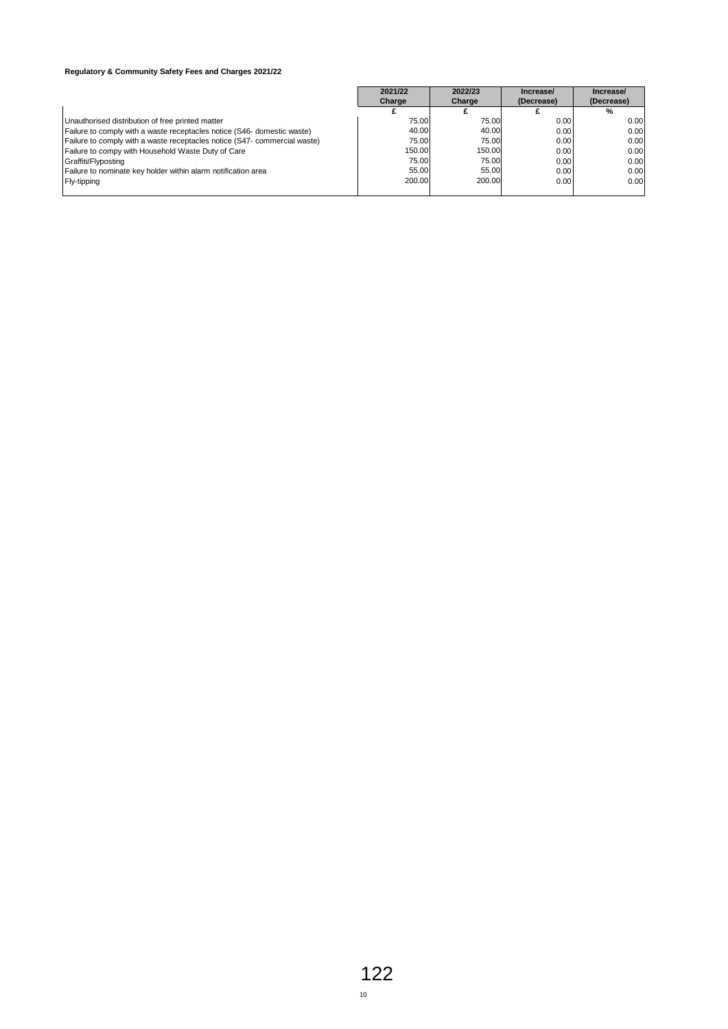**Regulatory & Community Safety Fees and Charges 2021/22**

| | 2021/22 Charge | 2022/23 Charge | Increase/ (Decrease) | Increase/ (Decrease) |
|---|---|---|---|---|
| | £ | £ | £ | % |
| Unauthorised distribution of free printed matter | 75.00 | 75.00 | 0.00 | 0.00 |
| Failure to comply with a waste receptacles notice (S46- domestic waste) | 40.00 | 40.00 | 0.00 | 0.00 |
| Failure to comply with a waste receptacles notice (S47- commercial waste) | 75.00 | 75.00 | 0.00 | 0.00 |
| Failure to compy with Household Waste Duty of Care | 150.00 | 150.00 | 0.00 | 0.00 |
| Graffiti/Flyposting | 75.00 | 75.00 | 0.00 | 0.00 |
| Failure to nominate key holder within alarm notification area | 55.00 | 55.00 | 0.00 | 0.00 |
| Fly-tipping | 200.00 | 200.00 | 0.00 | 0.00 |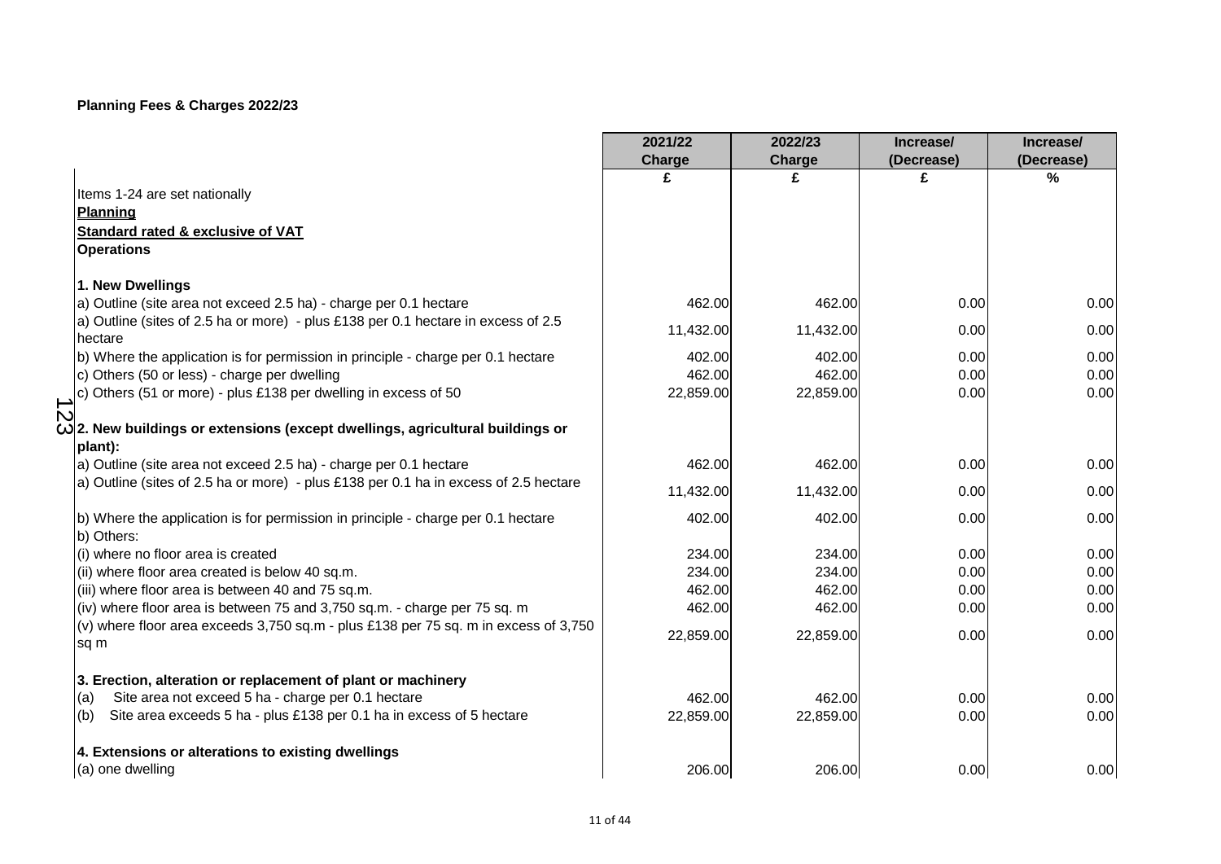**Planning Fees & Charges 2022/23**

| | 2021/22 Charge | 2022/23 Charge | Increase/ (Decrease) | Increase/ (Decrease) |
|---|---|---|---|---|
| | £ | £ | £ | % |
| Items 1-24 are set nationally | | | | |
| **Planning** | | | | |
| **Standard rated & exclusive of VAT** | | | | |
| **Operations** | | | | |
| | | | | |
| **1. New Dwellings** | | | | |
| a) Outline (site area not exceed 2.5 ha) - charge per 0.1 hectare | 462.00 | 462.00 | 0.00 | 0.00 |
| a) Outline (sites of 2.5 ha or more) - plus £138 per 0.1 hectare in excess of 2.5 hectare | 11,432.00 | 11,432.00 | 0.00 | 0.00 |
| b) Where the application is for permission in principle - charge per 0.1 hectare | 402.00 | 402.00 | 0.00 | 0.00 |
| c) Others (50 or less) - charge per dwelling | 462.00 | 462.00 | 0.00 | 0.00 |
| c) Others (51 or more) - plus £138 per dwelling in excess of 50 | 22,859.00 | 22,859.00 | 0.00 | 0.00 |
| | | | | |
| **2. New buildings or extensions (except dwellings, agricultural buildings or plant):** | | | | |
| a) Outline (site area not exceed 2.5 ha) - charge per 0.1 hectare | 462.00 | 462.00 | 0.00 | 0.00 |
| a) Outline (sites of 2.5 ha or more) - plus £138 per 0.1 ha in excess of 2.5 hectare | 11,432.00 | 11,432.00 | 0.00 | 0.00 |
| b) Where the application is for permission in principle - charge per 0.1 hectare | 402.00 | 402.00 | 0.00 | 0.00 |
| b) Others: | | | | |
| (i) where no floor area is created | 234.00 | 234.00 | 0.00 | 0.00 |
| (ii) where floor area created is below 40 sq.m. | 234.00 | 234.00 | 0.00 | 0.00 |
| (iii) where floor area is between 40 and 75 sq.m. | 462.00 | 462.00 | 0.00 | 0.00 |
| (iv) where floor area is between 75 and 3,750 sq.m. - charge per 75 sq. m | 462.00 | 462.00 | 0.00 | 0.00 |
| (v) where floor area exceeds 3,750 sq.m - plus £138 per 75 sq. m in excess of 3,750 sq m | 22,859.00 | 22,859.00 | 0.00 | 0.00 |
| | | | | |
| **3. Erection, alteration or replacement of plant or machinery** | | | | |
| (a) Site area not exceed 5 ha - charge per 0.1 hectare | 462.00 | 462.00 | 0.00 | 0.00 |
| (b) Site area exceeds 5 ha - plus £138 per 0.1 ha in excess of 5 hectare | 22,859.00 | 22,859.00 | 0.00 | 0.00 |
| | | | | |
| **4. Extensions or alterations to existing dwellings** | | | | |
| (a) one dwelling | 206.00 | 206.00 | 0.00 | 0.00 |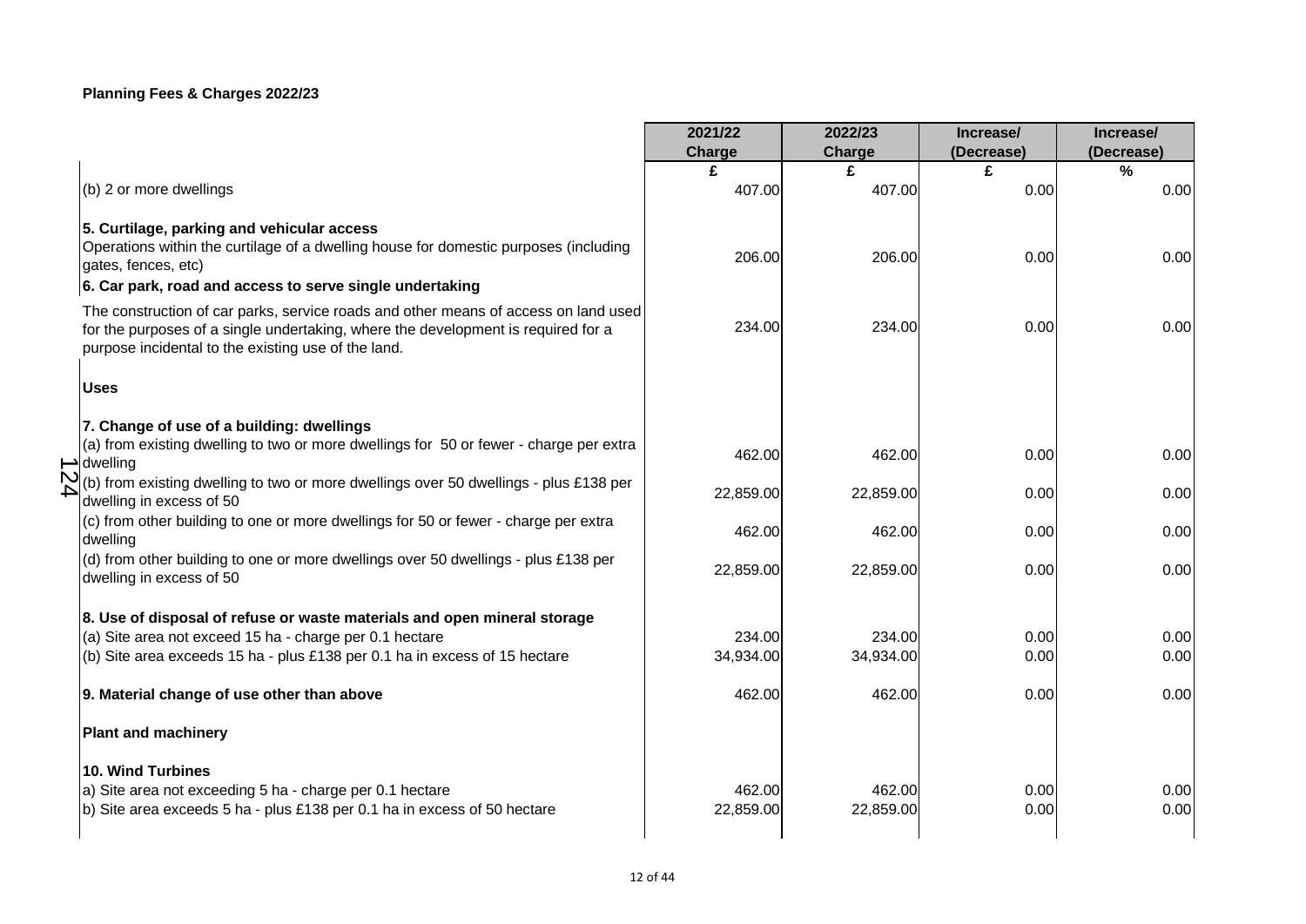**Planning Fees & Charges 2022/23**

| | 2021/22 Charge | 2022/23 Charge | Increase/ (Decrease) | Increase/ (Decrease) |
|---|---|---|---|---|
| | £ | £ | £ | % |
| (b) 2 or more dwellings | 407.00 | 407.00 | 0.00 | 0.00 |
| **5. Curtilage, parking and vehicular access** | | | | |
| Operations within the curtilage of a dwelling house for domestic purposes (including gates, fences, etc) | 206.00 | 206.00 | 0.00 | 0.00 |
| **6. Car park, road and access to serve single undertaking** | | | | |
| The construction of car parks, service roads and other means of access on land used for the purposes of a single undertaking, where the development is required for a purpose incidental to the existing use of the land. | 234.00 | 234.00 | 0.00 | 0.00 |
| **Uses** | | | | |
| **7. Change of use of a building: dwellings** | | | | |
| (a) from existing dwelling to two or more dwellings for 50 or fewer - charge per extra dwelling | 462.00 | 462.00 | 0.00 | 0.00 |
| (b) from existing dwelling to two or more dwellings over 50 dwellings - plus £138 per dwelling in excess of 50 | 22,859.00 | 22,859.00 | 0.00 | 0.00 |
| (c) from other building to one or more dwellings for 50 or fewer - charge per extra dwelling | 462.00 | 462.00 | 0.00 | 0.00 |
| (d) from other building to one or more dwellings over 50 dwellings - plus £138 per dwelling in excess of 50 | 22,859.00 | 22,859.00 | 0.00 | 0.00 |
| **8. Use of disposal of refuse or waste materials and open mineral storage** | | | | |
| (a) Site area not exceed 15 ha - charge per 0.1 hectare | 234.00 | 234.00 | 0.00 | 0.00 |
| (b) Site area exceeds 15 ha - plus £138 per 0.1 ha in excess of 15 hectare | 34,934.00 | 34,934.00 | 0.00 | 0.00 |
| **9. Material change of use other than above** | 462.00 | 462.00 | 0.00 | 0.00 |
| **Plant and machinery** | | | | |
| **10. Wind Turbines** | | | | |
| a) Site area not exceeding 5 ha - charge per 0.1 hectare | 462.00 | 462.00 | 0.00 | 0.00 |
| b) Site area exceeds 5 ha - plus £138 per 0.1 ha in excess of 50 hectare | 22,859.00 | 22,859.00 | 0.00 | 0.00 |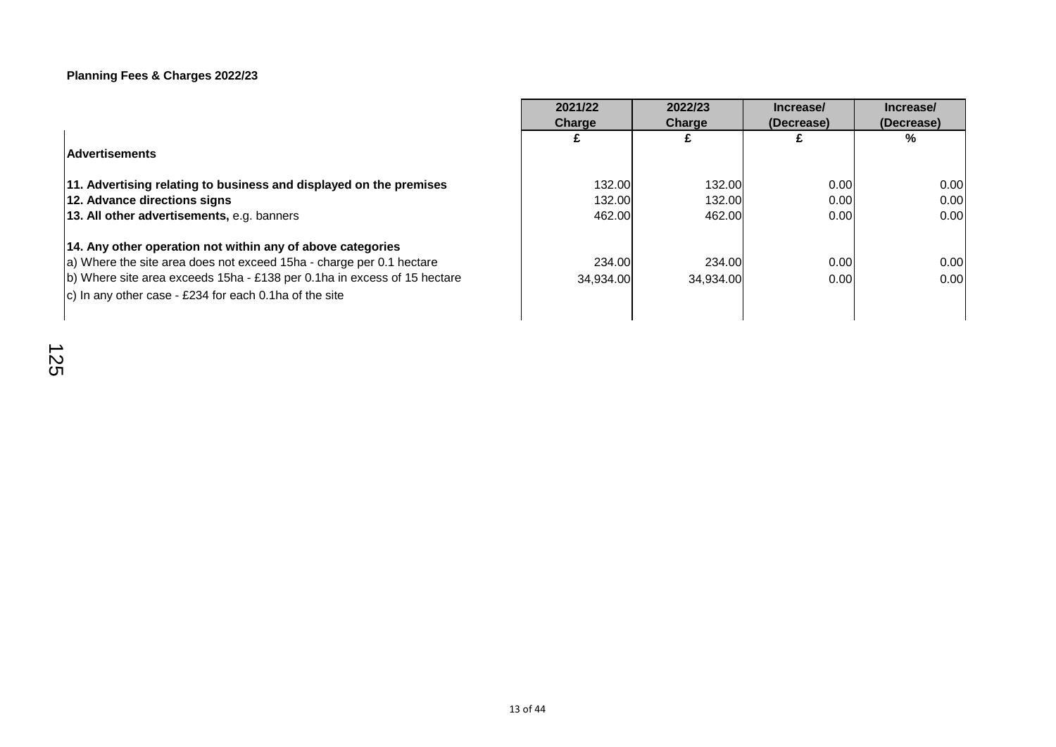**Planning Fees & Charges 2022/23**

| | 2021/22 Charge | 2022/23 Charge | Increase/ (Decrease) | Increase/ (Decrease) |
|---|---|---|---|---|
| | £ | £ | £ | % |
| **Advertisements** | | | | |
| **11. Advertising relating to business and displayed on the premises** | 132.00 | 132.00 | 0.00 | 0.00 |
| **12. Advance directions signs** | 132.00 | 132.00 | 0.00 | 0.00 |
| **13. All other advertisements,** e.g. banners | 462.00 | 462.00 | 0.00 | 0.00 |
| **14. Any other operation not within any of above categories** | | | | |
| a) Where the site area does not exceed 15ha - charge per 0.1 hectare | 234.00 | 234.00 | 0.00 | 0.00 |
| b) Where site area exceeds 15ha - £138 per 0.1ha in excess of 15 hectare | 34,934.00 | 34,934.00 | 0.00 | 0.00 |
| c) In any other case - £234 for each 0.1ha of the site | | | | |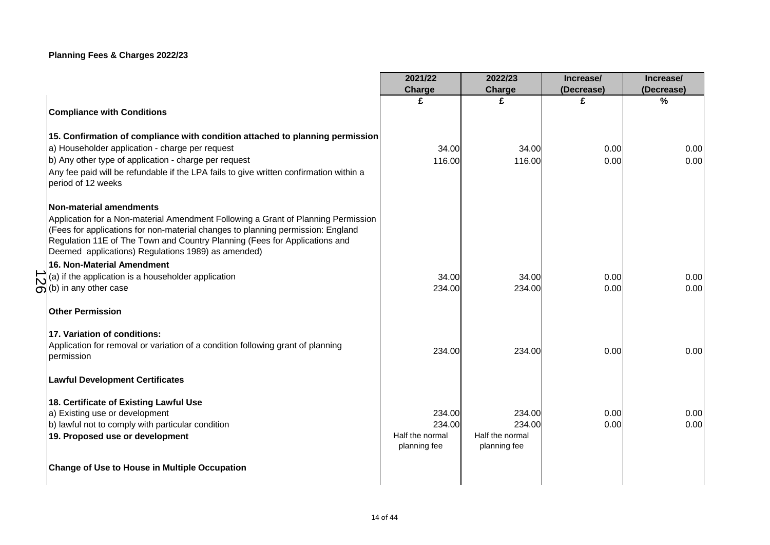**Planning Fees & Charges 2022/23**

| | 2021/22 Charge | 2022/23 Charge | Increase/ (Decrease) | Increase/ (Decrease) |
|---|---|---|---|---|
| | £ | £ | £ | % |
| **Compliance with Conditions** | | | | |
| **15. Confirmation of compliance with condition attached to planning permission** | | | | |
| a) Householder application - charge per request | 34.00 | 34.00 | 0.00 | 0.00 |
| b) Any other type of application - charge per request | 116.00 | 116.00 | 0.00 | 0.00 |
| Any fee paid will be refundable if the LPA fails to give written confirmation within a period of 12 weeks | | | | |
| **Non-material amendments** | | | | |
| Application for a Non-material Amendment Following a Grant of Planning Permission (Fees for applications for non-material changes to planning permission: England Regulation 11E of The Town and Country Planning (Fees for Applications and Deemed applications) Regulations 1989) as amended) | | | | |
| **16. Non-Material Amendment** | | | | |
| (a) if the application is a householder application | 34.00 | 34.00 | 0.00 | 0.00 |
| (b) in any other case | 234.00 | 234.00 | 0.00 | 0.00 |
| **Other Permission** | | | | |
| **17. Variation of conditions:** | | | | |
| Application for removal or variation of a condition following grant of planning permission | 234.00 | 234.00 | 0.00 | 0.00 |
| **Lawful Development Certificates** | | | | |
| **18. Certificate of Existing Lawful Use** | | | | |
| a) Existing use or development | 234.00 | 234.00 | 0.00 | 0.00 |
| b) lawful not to comply with particular condition | 234.00 | 234.00 | 0.00 | 0.00 |
| **19. Proposed use or development** | Half the normal planning fee | Half the normal planning fee | | |
| **Change of Use to House in Multiple Occupation** | | | | |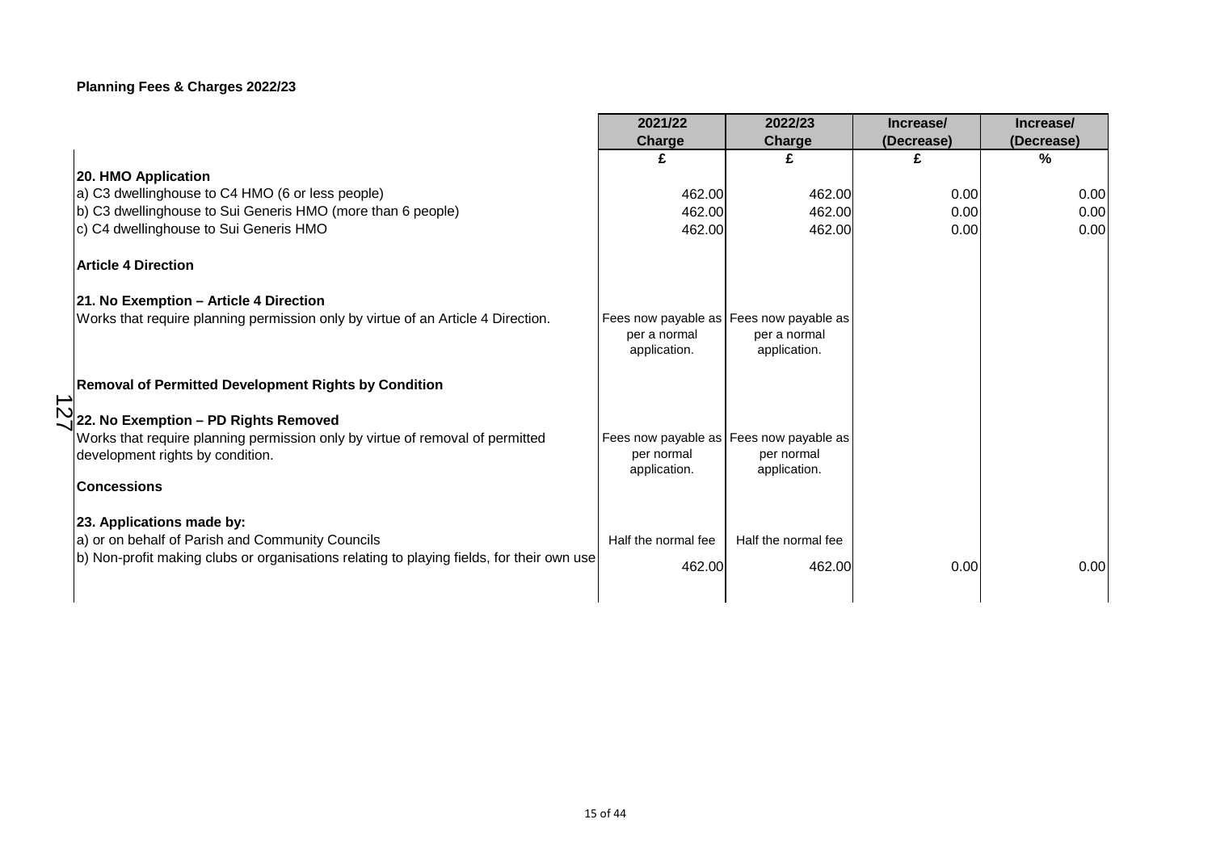**Planning Fees & Charges 2022/23**

| | 2021/22 Charge | 2022/23 Charge | Increase/ (Decrease) | Increase/ (Decrease) |
|---|---|---|---|---|
| | £ | £ | £ | % |
| **20. HMO Application** | | | | |
| a) C3 dwellinghouse to C4 HMO (6 or less people) | 462.00 | 462.00 | 0.00 | 0.00 |
| b) C3 dwellinghouse to Sui Generis HMO (more than 6 people) | 462.00 | 462.00 | 0.00 | 0.00 |
| c) C4 dwellinghouse to Sui Generis HMO | 462.00 | 462.00 | 0.00 | 0.00 |
| **Article 4 Direction** | | | | |
| **21. No Exemption – Article 4 Direction** | | | | |
| Works that require planning permission only by virtue of an Article 4 Direction. | Fees now payable as per a normal application. | Fees now payable as per a normal application. | | |
| **Removal of Permitted Development Rights by Condition** | | | | |
| **22. No Exemption – PD Rights Removed** | | | | |
| Works that require planning permission only by virtue of removal of permitted development rights by condition. | Fees now payable as per normal application. | Fees now payable as per normal application. | | |
| **Concessions** | | | | |
| **23. Applications made by:** | | | | |
| a) or on behalf of Parish and Community Councils | Half the normal fee | Half the normal fee | | |
| b) Non-profit making clubs or organisations relating to playing fields, for their own use | 462.00 | 462.00 | 0.00 | 0.00 |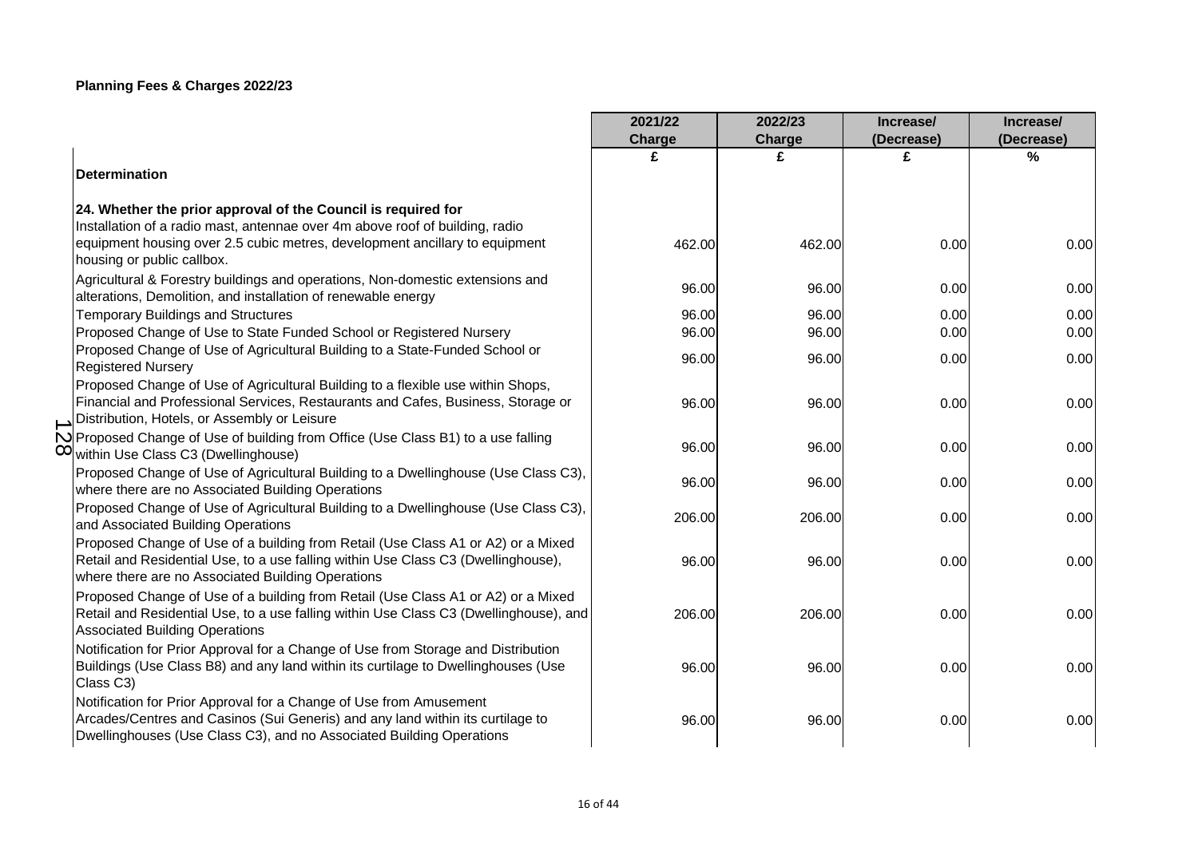**Planning Fees & Charges 2022/23**

| | 2021/22 Charge | 2022/23 Charge | Increase/ (Decrease) | Increase/ (Decrease) |
|---|---|---|---|---|
| | £ | £ | £ | % |
| **Determination** | | | | |
| **24. Whether the prior approval of the Council is required for** | | | | |
| Installation of a radio mast, antennae over 4m above roof of building, radio equipment housing over 2.5 cubic metres, development ancillary to equipment housing or public callbox. | 462.00 | 462.00 | 0.00 | 0.00 |
| Agricultural & Forestry buildings and operations, Non-domestic extensions and alterations, Demolition, and installation of renewable energy | 96.00 | 96.00 | 0.00 | 0.00 |
| Temporary Buildings and Structures | 96.00 | 96.00 | 0.00 | 0.00 |
| Proposed Change of Use to State Funded School or Registered Nursery | 96.00 | 96.00 | 0.00 | 0.00 |
| Proposed Change of Use of Agricultural Building to a State-Funded School or Registered Nursery | 96.00 | 96.00 | 0.00 | 0.00 |
| Proposed Change of Use of Agricultural Building to a flexible use within Shops, Financial and Professional Services, Restaurants and Cafes, Business, Storage or Distribution, Hotels, or Assembly or Leisure | 96.00 | 96.00 | 0.00 | 0.00 |
| Proposed Change of Use of building from Office (Use Class B1) to a use falling within Use Class C3 (Dwellinghouse) | 96.00 | 96.00 | 0.00 | 0.00 |
| Proposed Change of Use of Agricultural Building to a Dwellinghouse (Use Class C3), where there are no Associated Building Operations | 96.00 | 96.00 | 0.00 | 0.00 |
| Proposed Change of Use of Agricultural Building to a Dwellinghouse (Use Class C3), and Associated Building Operations | 206.00 | 206.00 | 0.00 | 0.00 |
| Proposed Change of Use of a building from Retail (Use Class A1 or A2) or a Mixed Retail and Residential Use, to a use falling within Use Class C3 (Dwellinghouse), where there are no Associated Building Operations | 96.00 | 96.00 | 0.00 | 0.00 |
| Proposed Change of Use of a building from Retail (Use Class A1 or A2) or a Mixed Retail and Residential Use, to a use falling within Use Class C3 (Dwellinghouse), and Associated Building Operations | 206.00 | 206.00 | 0.00 | 0.00 |
| Notification for Prior Approval for a Change of Use from Storage and Distribution Buildings (Use Class B8) and any land within its curtilage to Dwellinghouses (Use Class C3) | 96.00 | 96.00 | 0.00 | 0.00 |
| Notification for Prior Approval for a Change of Use from Amusement Arcades/Centres and Casinos (Sui Generis) and any land within its curtilage to Dwellinghouses (Use Class C3), and no Associated Building Operations | 96.00 | 96.00 | 0.00 | 0.00 |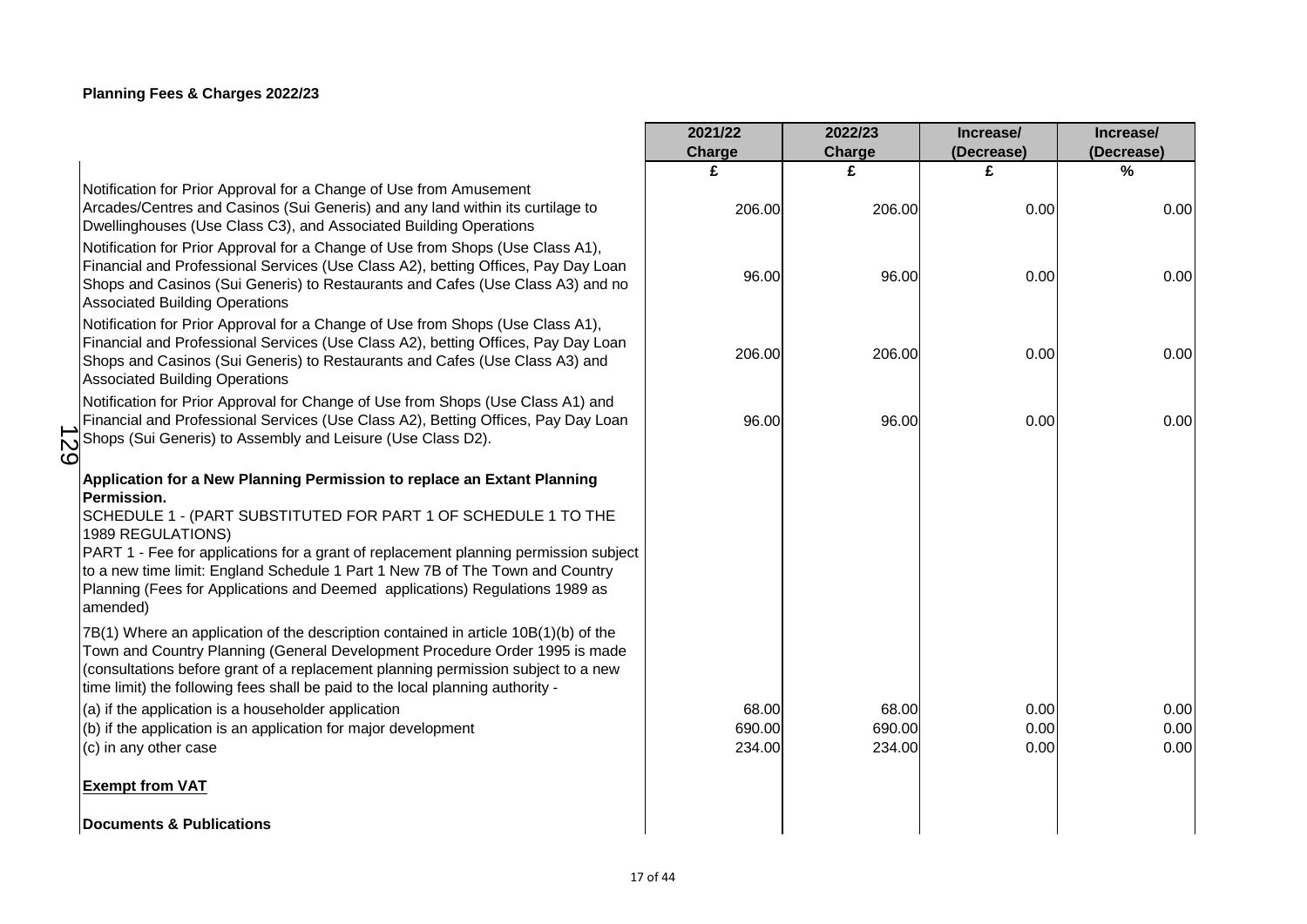**Planning Fees & Charges 2022/23**

| | 2021/22 Charge | 2022/23 Charge | Increase/ (Decrease) | Increase/ (Decrease) |
|---|---|---|---|---|
| | £ | £ | £ | % |
| Notification for Prior Approval for a Change of Use from Amusement Arcades/Centres and Casinos (Sui Generis) and any land within its curtilage to Dwellinghouses (Use Class C3), and Associated Building Operations | 206.00 | 206.00 | 0.00 | 0.00 |
| Notification for Prior Approval for a Change of Use from Shops (Use Class A1), Financial and Professional Services (Use Class A2), betting Offices, Pay Day Loan Shops and Casinos (Sui Generis) to Restaurants and Cafes (Use Class A3) and no Associated Building Operations | 96.00 | 96.00 | 0.00 | 0.00 |
| Notification for Prior Approval for a Change of Use from Shops (Use Class A1), Financial and Professional Services (Use Class A2), betting Offices, Pay Day Loan Shops and Casinos (Sui Generis) to Restaurants and Cafes (Use Class A3) and Associated Building Operations | 206.00 | 206.00 | 0.00 | 0.00 |
| Notification for Prior Approval for Change of Use from Shops (Use Class A1) and Financial and Professional Services (Use Class A2), Betting Offices, Pay Day Loan Shops (Sui Generis) to Assembly and Leisure (Use Class D2). | 96.00 | 96.00 | 0.00 | 0.00 |
| **Application for a New Planning Permission to replace an Extant Planning Permission.** SCHEDULE 1 - (PART SUBSTITUTED FOR PART 1 OF SCHEDULE 1 TO THE 1989 REGULATIONS) PART 1 - Fee for applications for a grant of replacement planning permission subject to a new time limit: England Schedule 1 Part 1 New 7B of The Town and Country Planning (Fees for Applications and Deemed applications) Regulations 1989 as amended) | | | | |
| 7B(1) Where an application of the description contained in article 10B(1)(b) of the Town and Country Planning (General Development Procedure Order 1995 is made (consultations before grant of a replacement planning permission subject to a new time limit) the following fees shall be paid to the local planning authority - | | | | |
| (a) if the application is a householder application | 68.00 | 68.00 | 0.00 | 0.00 |
| (b) if the application is an application for major development | 690.00 | 690.00 | 0.00 | 0.00 |
| (c) in any other case | 234.00 | 234.00 | 0.00 | 0.00 |
| **<u>Exempt from VAT</u>** | | | | |
| **Documents & Publications** | | | | |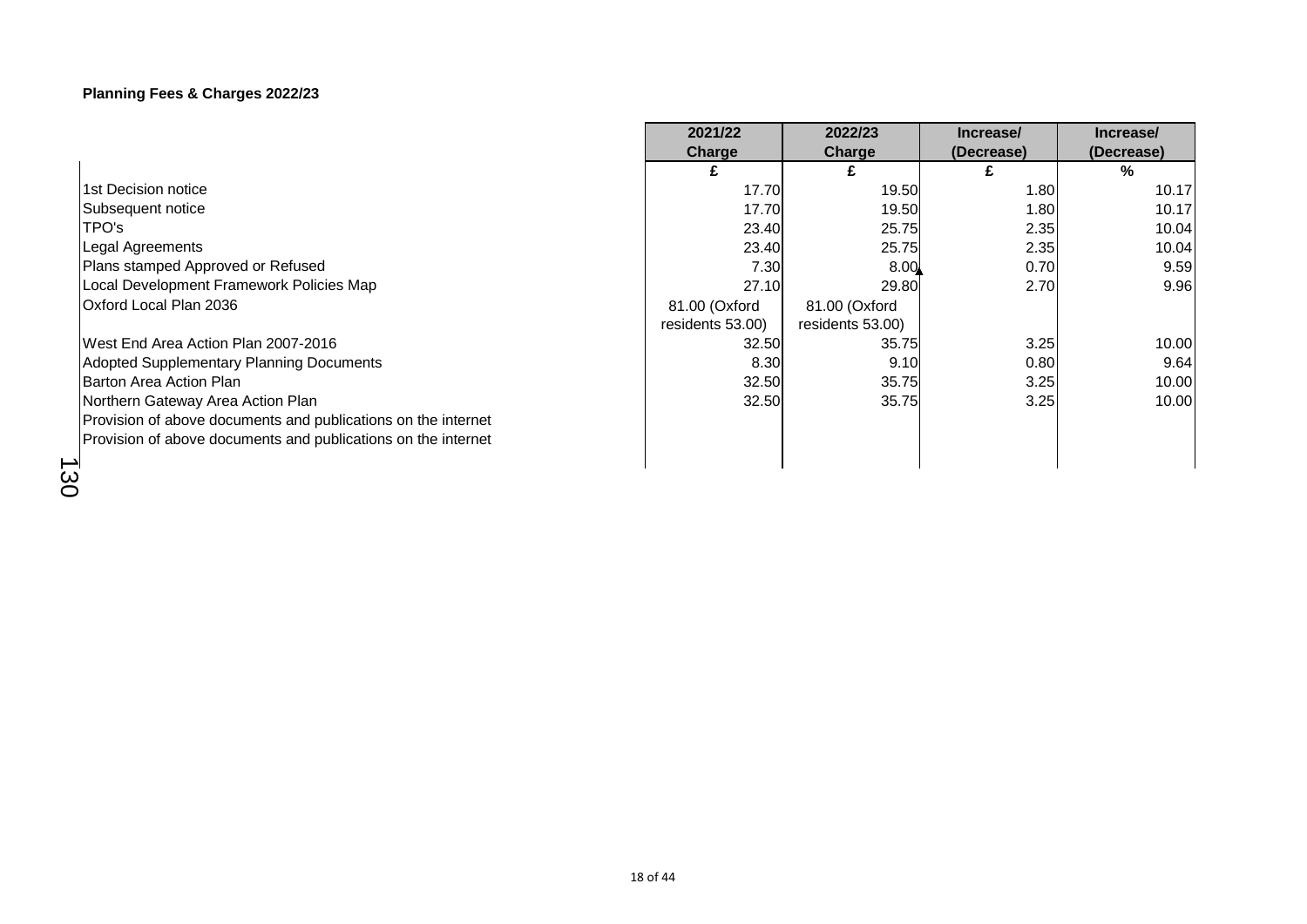**Planning Fees & Charges 2022/23**

| | 2021/22 Charge | 2022/23 Charge | Increase/ (Decrease) | Increase/ (Decrease) |
|---|---|---|---|---|
| | £ | £ | £ | % |
| 1st Decision notice | 17.70 | 19.50 | 1.80 | 10.17 |
| Subsequent notice | 17.70 | 19.50 | 1.80 | 10.17 |
| TPO's | 23.40 | 25.75 | 2.35 | 10.04 |
| Legal Agreements | 23.40 | 25.75 | 2.35 | 10.04 |
| Plans stamped Approved or Refused | 7.30 | 8.00 | 0.70 | 9.59 |
| Local Development Framework Policies Map | 27.10 | 29.80 | 2.70 | 9.96 |
| Oxford Local Plan 2036 | 81.00 (Oxford residents 53.00) | 81.00 (Oxford residents 53.00) | | |
| West End Area Action Plan 2007-2016 | 32.50 | 35.75 | 3.25 | 10.00 |
| Adopted Supplementary Planning Documents | 8.30 | 9.10 | 0.80 | 9.64 |
| Barton Area Action Plan | 32.50 | 35.75 | 3.25 | 10.00 |
| Northern Gateway Area Action Plan | 32.50 | 35.75 | 3.25 | 10.00 |
| Provision of above documents and publications on the internet | | | | |
| Provision of above documents and publications on the internet | | | | |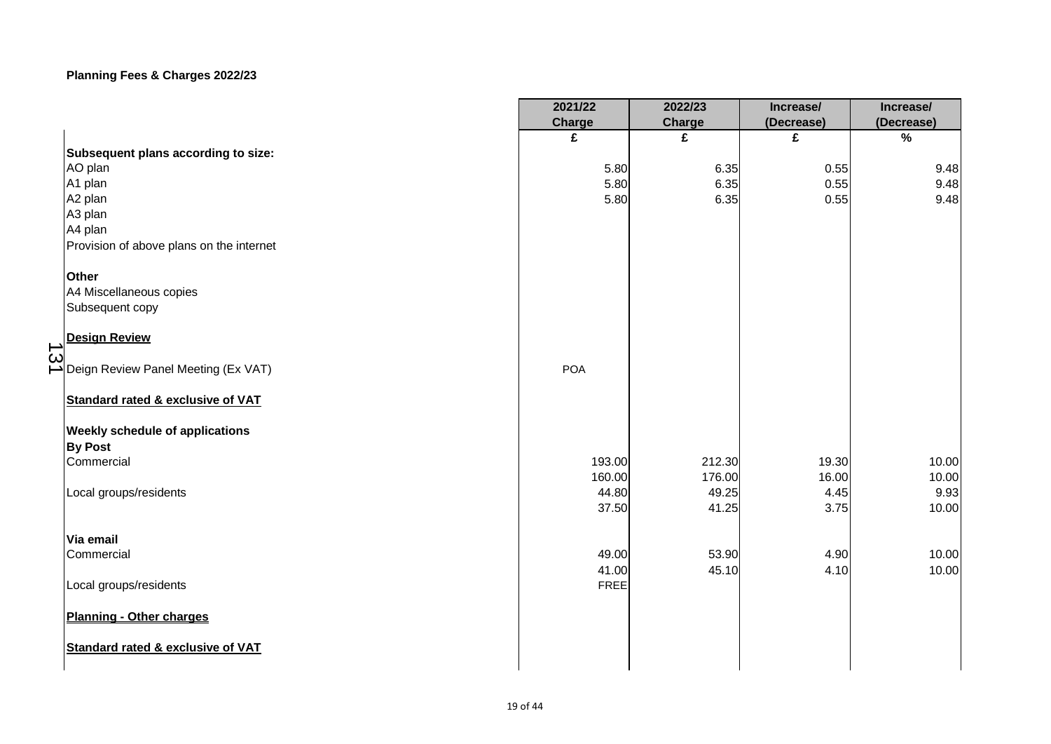**Planning Fees & Charges 2022/23**

| | 2021/22 Charge | 2022/23 Charge | Increase/ (Decrease) | Increase/ (Decrease) |
|---|---|---|---|---|
| | £ | £ | £ | % |
| **Subsequent plans according to size:** | | | | |
| AO plan | 5.80 | 6.35 | 0.55 | 9.48 |
| A1 plan | 5.80 | 6.35 | 0.55 | 9.48 |
| A2 plan | 5.80 | 6.35 | 0.55 | 9.48 |
| A3 plan | | | | |
| A4 plan | | | | |
| Provision of above plans on the internet | | | | |
| | | | | |
| **Other** | | | | |
| A4 Miscellaneous copies | | | | |
| Subsequent copy | | | | |
| | | | | |
| **Design Review** | | | | |
| | | | | |
| Deign Review Panel Meeting (Ex VAT) | POA | | | |
| | | | | |
| **Standard rated & exclusive of VAT** | | | | |
| | | | | |
| **Weekly schedule of applications** | | | | |
| **By Post** | | | | |
| Commercial | 193.00 | 212.30 | 19.30 | 10.00 |
| | 160.00 | 176.00 | 16.00 | 10.00 |
| Local groups/residents | 44.80 | 49.25 | 4.45 | 9.93 |
| | 37.50 | 41.25 | 3.75 | 10.00 |
| | | | | |
| **Via email** | | | | |
| Commercial | 49.00 | 53.90 | 4.90 | 10.00 |
| | 41.00 | 45.10 | 4.10 | 10.00 |
| Local groups/residents | FREE | | | |
| | | | | |
| **Planning - Other charges** | | | | |
| | | | | |
| **Standard rated & exclusive of VAT** | | | | |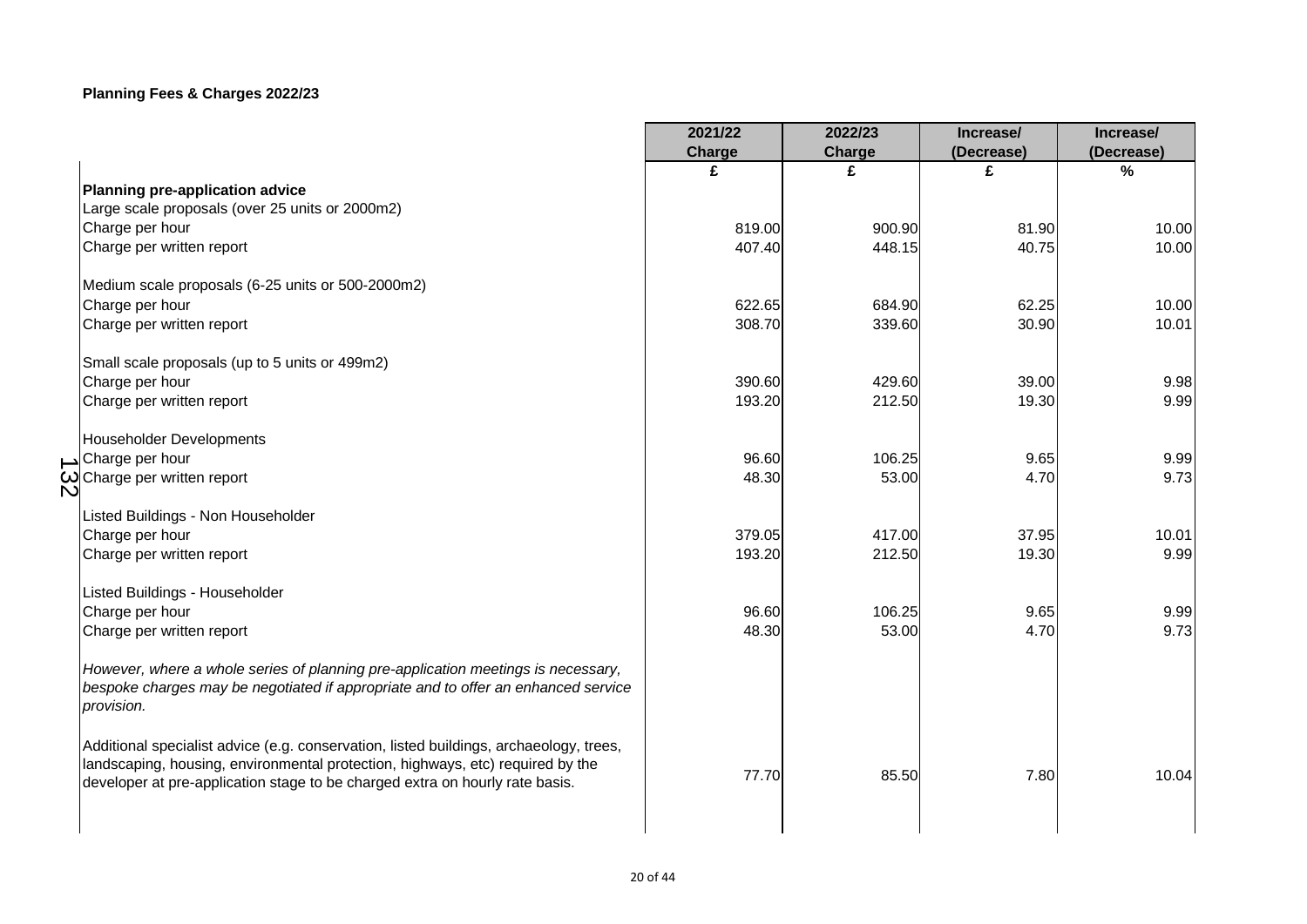**Planning Fees & Charges 2022/23**

| | 2021/22 Charge | 2022/23 Charge | Increase/ (Decrease) | Increase/ (Decrease) |
|---|---|---|---|---|
| | £ | £ | £ | % |
| **Planning pre-application advice** | | | | |
| Large scale proposals (over 25 units or 2000m2) | | | | |
| Charge per hour | 819.00 | 900.90 | 81.90 | 10.00 |
| Charge per written report | 407.40 | 448.15 | 40.75 | 10.00 |
| | | | | |
| Medium scale proposals (6-25 units or 500-2000m2) | | | | |
| Charge per hour | 622.65 | 684.90 | 62.25 | 10.00 |
| Charge per written report | 308.70 | 339.60 | 30.90 | 10.01 |
| | | | | |
| Small scale proposals (up to 5 units or 499m2) | | | | |
| Charge per hour | 390.60 | 429.60 | 39.00 | 9.98 |
| Charge per written report | 193.20 | 212.50 | 19.30 | 9.99 |
| | | | | |
| Householder Developments | | | | |
| Charge per hour | 96.60 | 106.25 | 9.65 | 9.99 |
| Charge per written report | 48.30 | 53.00 | 4.70 | 9.73 |
| | | | | |
| Listed Buildings - Non Householder | | | | |
| Charge per hour | 379.05 | 417.00 | 37.95 | 10.01 |
| Charge per written report | 193.20 | 212.50 | 19.30 | 9.99 |
| | | | | |
| Listed Buildings - Householder | | | | |
| Charge per hour | 96.60 | 106.25 | 9.65 | 9.99 |
| Charge per written report | 48.30 | 53.00 | 4.70 | 9.73 |
| | | | | |
| *However, where a whole series of planning pre-application meetings is necessary, bespoke charges may be negotiated if appropriate and to offer an enhanced service provision.* | | | | |
| | | | | |
| Additional specialist advice (e.g. conservation, listed buildings, archaeology, trees, landscaping, housing, environmental protection, highways, etc) required by the developer at pre-application stage to be charged extra on hourly rate basis. | 77.70 | 85.50 | 7.80 | 10.04 |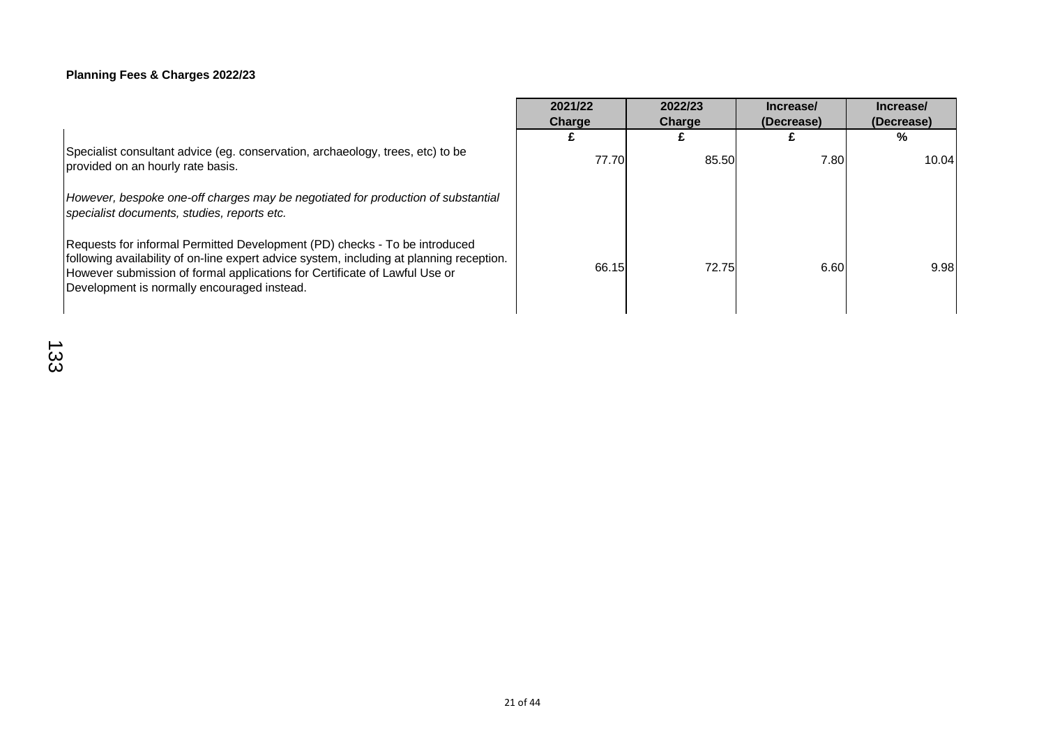**Planning Fees & Charges 2022/23**

| | 2021/22 Charge | 2022/23 Charge | Increase/ (Decrease) | Increase/ (Decrease) |
|---|---|---|---|---|
| | £ | £ | £ | % |
| Specialist consultant advice (eg. conservation, archaeology, trees, etc) to be provided on an hourly rate basis. | 77.70 | 85.50 | 7.80 | 10.04 |
| *However, bespoke one-off charges may be negotiated for production of substantial specialist documents, studies, reports etc.* | | | | |
| Requests for informal Permitted Development (PD) checks - To be introduced following availability of on-line expert advice system, including at planning reception. However submission of formal applications for Certificate of Lawful Use or Development is normally encouraged instead. | 66.15 | 72.75 | 6.60 | 9.98 |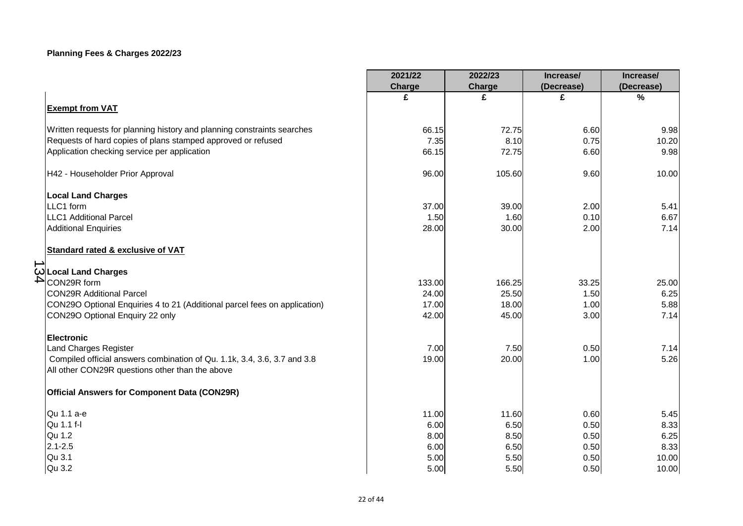**Planning Fees & Charges 2022/23**

| | 2021/22 Charge | 2022/23 Charge | Increase/ (Decrease) | Increase/ (Decrease) |
|---|---|---|---|---|
| | £ | £ | £ | % |
| **Exempt from VAT** | | | | |
| Written requests for planning history and planning constraints searches | 66.15 | 72.75 | 6.60 | 9.98 |
| Requests of hard copies of plans stamped approved or refused | 7.35 | 8.10 | 0.75 | 10.20 |
| Application checking service per application | 66.15 | 72.75 | 6.60 | 9.98 |
| H42 - Householder Prior Approval | 96.00 | 105.60 | 9.60 | 10.00 |
| **Local Land Charges** | | | | |
| LLC1 form | 37.00 | 39.00 | 2.00 | 5.41 |
| LLC1 Additional Parcel | 1.50 | 1.60 | 0.10 | 6.67 |
| Additional Enquiries | 28.00 | 30.00 | 2.00 | 7.14 |
| **Standard rated & exclusive of VAT** | | | | |
| **Local Land Charges** | | | | |
| CON29R form | 133.00 | 166.25 | 33.25 | 25.00 |
| CON29R Additional Parcel | 24.00 | 25.50 | 1.50 | 6.25 |
| CON29O Optional Enquiries 4 to 21 (Additional parcel fees on application) | 17.00 | 18.00 | 1.00 | 5.88 |
| CON29O Optional Enquiry 22 only | 42.00 | 45.00 | 3.00 | 7.14 |
| **Electronic** | | | | |
| Land Charges Register | 7.00 | 7.50 | 0.50 | 7.14 |
| Compiled official answers combination of Qu. 1.1k, 3.4, 3.6, 3.7 and 3.8 | 19.00 | 20.00 | 1.00 | 5.26 |
| All other CON29R questions other than the above | | | | |
| **Official Answers for Component Data (CON29R)** | | | | |
| Qu 1.1 a-e | 11.00 | 11.60 | 0.60 | 5.45 |
| Qu 1.1 f-l | 6.00 | 6.50 | 0.50 | 8.33 |
| Qu 1.2 | 8.00 | 8.50 | 0.50 | 6.25 |
| 2.1-2.5 | 6.00 | 6.50 | 0.50 | 8.33 |
| Qu 3.1 | 5.00 | 5.50 | 0.50 | 10.00 |
| Qu 3.2 | 5.00 | 5.50 | 0.50 | 10.00 |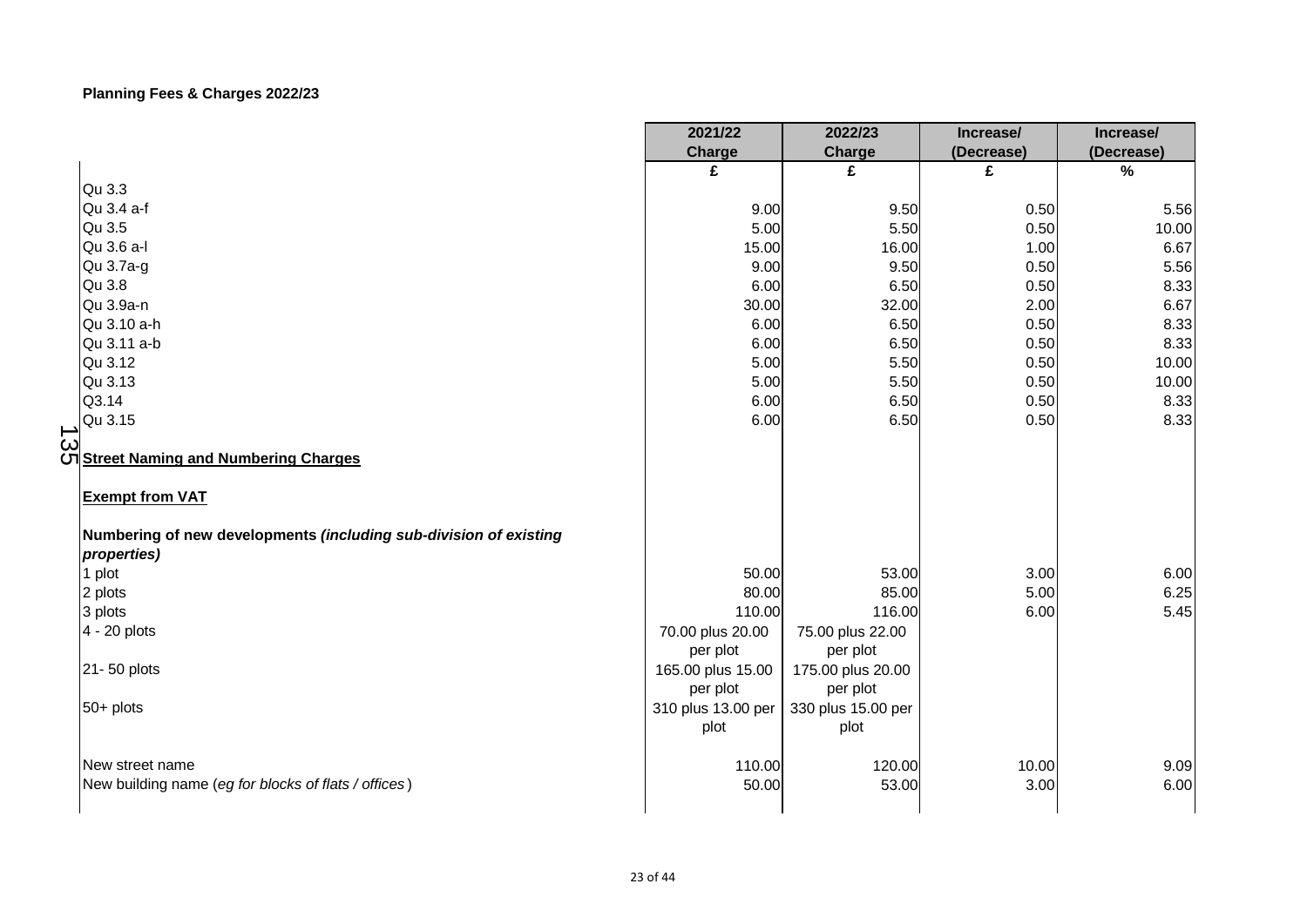**Planning Fees & Charges 2022/23**

| | 2021/22 Charge | 2022/23 Charge | Increase/ (Decrease) | Increase/ (Decrease) |
|---|---|---|---|---|
| | £ | £ | £ | % |
| Qu 3.3 | | | | |
| Qu 3.4 a-f | 9.00 | 9.50 | 0.50 | 5.56 |
| Qu 3.5 | 5.00 | 5.50 | 0.50 | 10.00 |
| Qu 3.6 a-l | 15.00 | 16.00 | 1.00 | 6.67 |
| Qu 3.7a-g | 9.00 | 9.50 | 0.50 | 5.56 |
| Qu 3.8 | 6.00 | 6.50 | 0.50 | 8.33 |
| Qu 3.9a-n | 30.00 | 32.00 | 2.00 | 6.67 |
| Qu 3.10 a-h | 6.00 | 6.50 | 0.50 | 8.33 |
| Qu 3.11 a-b | 6.00 | 6.50 | 0.50 | 8.33 |
| Qu 3.12 | 5.00 | 5.50 | 0.50 | 10.00 |
| Qu 3.13 | 5.00 | 5.50 | 0.50 | 10.00 |
| Q3.14 | 6.00 | 6.50 | 0.50 | 8.33 |
| Qu 3.15 | 6.00 | 6.50 | 0.50 | 8.33 |
| **<u>Street Naming and Numbering Charges</u>** | | | | |
| **<u>Exempt from VAT</u>** | | | | |
| **Numbering of new developments *(including sub-division of existing properties)*** | | | | |
| 1 plot | 50.00 | 53.00 | 3.00 | 6.00 |
| 2 plots | 80.00 | 85.00 | 5.00 | 6.25 |
| 3 plots | 110.00 | 116.00 | 6.00 | 5.45 |
| 4 - 20 plots | 70.00 plus 20.00 per plot | 75.00 plus 22.00 per plot | | |
| 21- 50 plots | 165.00 plus 15.00 per plot | 175.00 plus 20.00 per plot | | |
| 50+ plots | 310 plus 13.00 per plot | 330 plus 15.00 per plot | | |
| New street name | 110.00 | 120.00 | 10.00 | 9.09 |
| New building name (*eg for blocks of flats / offices*) | 50.00 | 53.00 | 3.00 | 6.00 |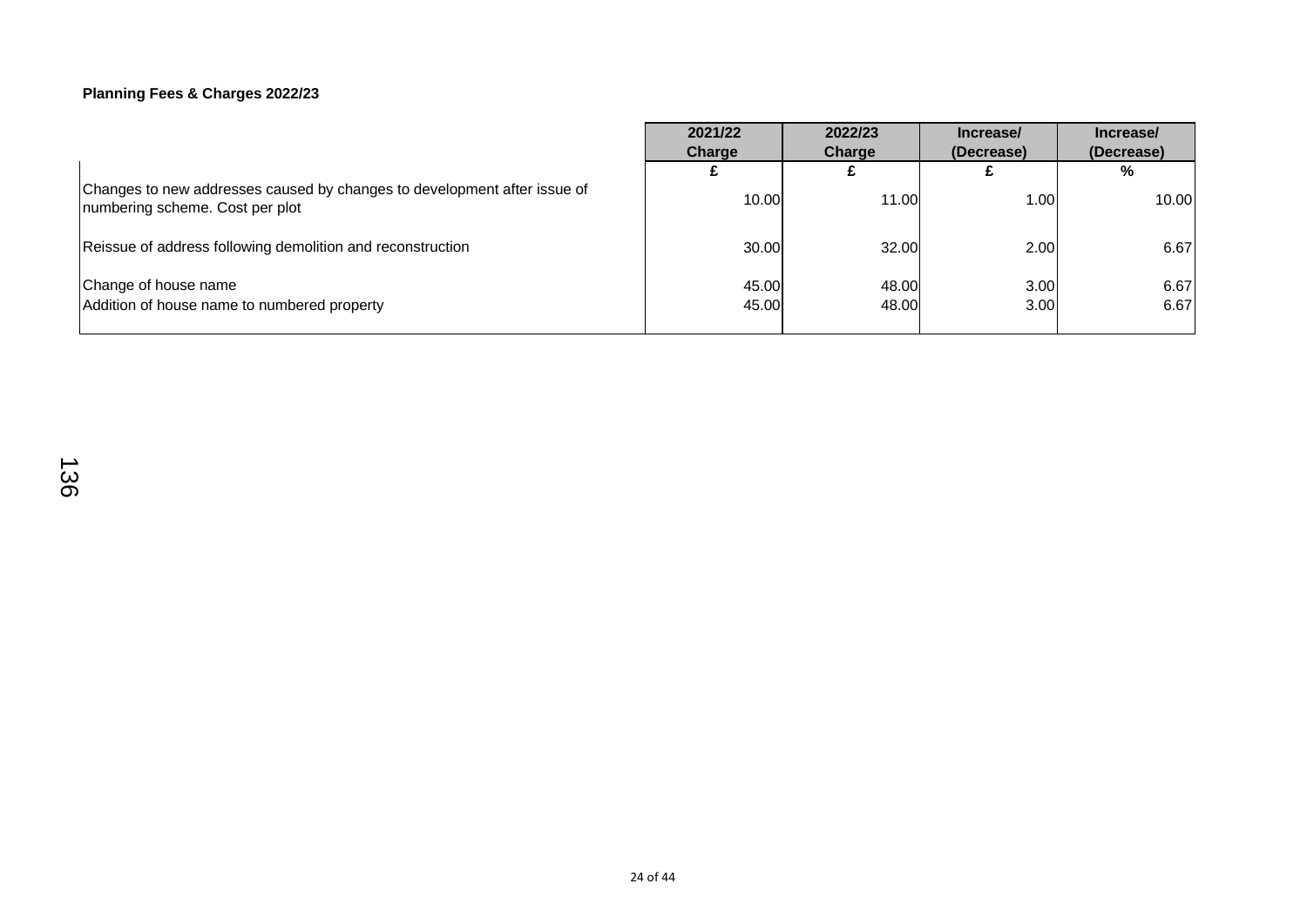**Planning Fees & Charges 2022/23**

| | 2021/22 Charge | 2022/23 Charge | Increase/ (Decrease) | Increase/ (Decrease) |
|---|---|---|---|---|
| | £ | £ | £ | % |
| Changes to new addresses caused by changes to development after issue of numbering scheme. Cost per plot | 10.00 | 11.00 | 1.00 | 10.00 |
| Reissue of address following demolition and reconstruction | 30.00 | 32.00 | 2.00 | 6.67 |
| Change of house name | 45.00 | 48.00 | 3.00 | 6.67 |
| Addition of house name to numbered property | 45.00 | 48.00 | 3.00 | 6.67 |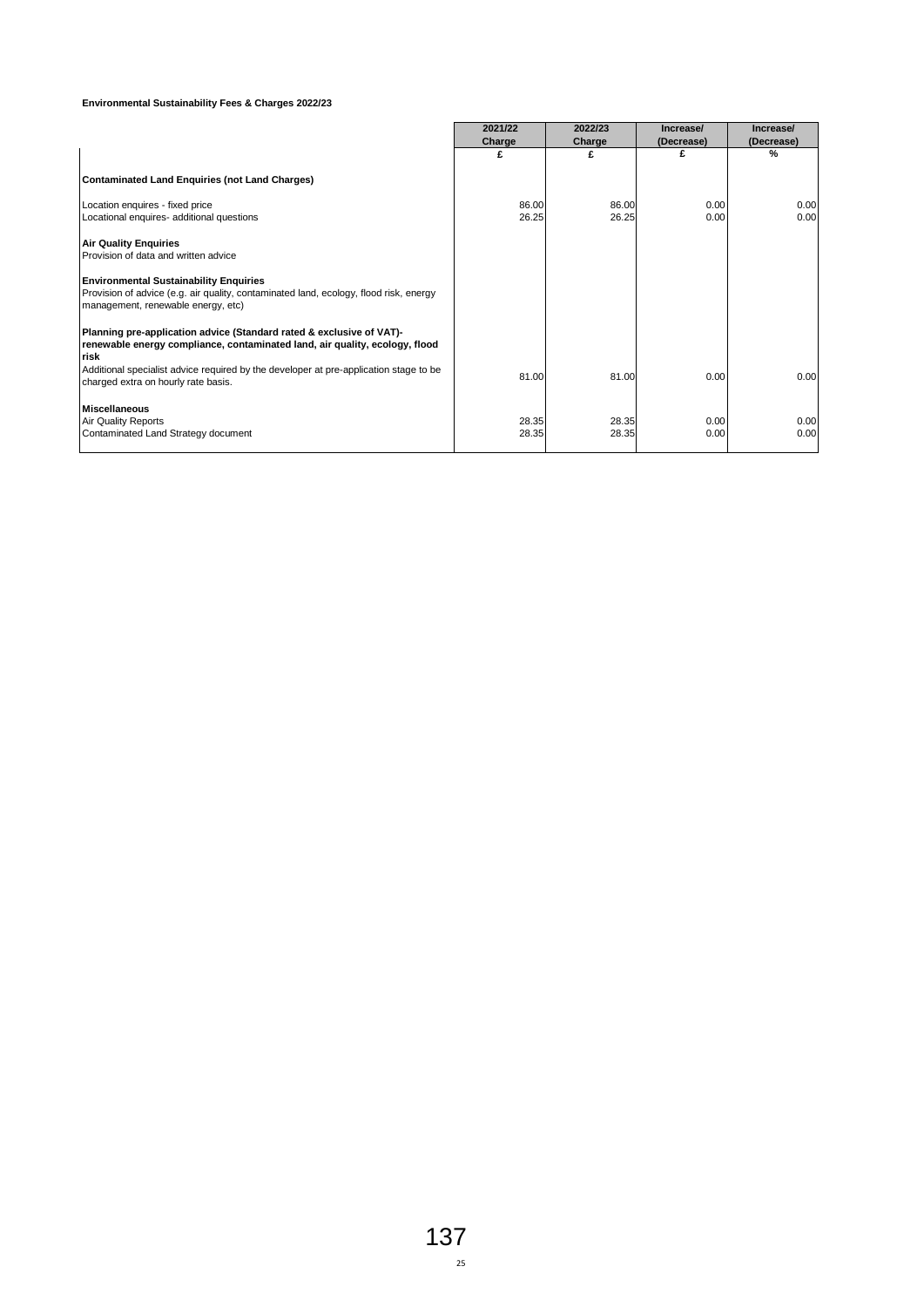**Environmental Sustainability Fees & Charges 2022/23**

| | 2021/22 Charge | 2022/23 Charge | Increase/ (Decrease) | Increase/ (Decrease) |
|---|---|---|---|---|
| | £ | £ | £ | % |
| **Contaminated Land Enquiries (not Land Charges)** | | | | |
| Location enquires - fixed price | 86.00 | 86.00 | 0.00 | 0.00 |
| Locational enquires- additional questions | 26.25 | 26.25 | 0.00 | 0.00 |
| **Air Quality Enquiries** | | | | |
| Provision of data and written advice | | | | |
| **Environmental Sustainability Enquiries** | | | | |
| Provision of advice (e.g. air quality, contaminated land, ecology, flood risk, energy management, renewable energy, etc) | | | | |
| **Planning pre-application advice (Standard rated & exclusive of VAT)- renewable energy compliance, contaminated land, air quality, ecology, flood risk** | | | | |
| Additional specialist advice required by the developer at pre-application stage to be charged extra on hourly rate basis. | 81.00 | 81.00 | 0.00 | 0.00 |
| **Miscellaneous** | | | | |
| Air Quality Reports | 28.35 | 28.35 | 0.00 | 0.00 |
| Contaminated Land Strategy document | 28.35 | 28.35 | 0.00 | 0.00 |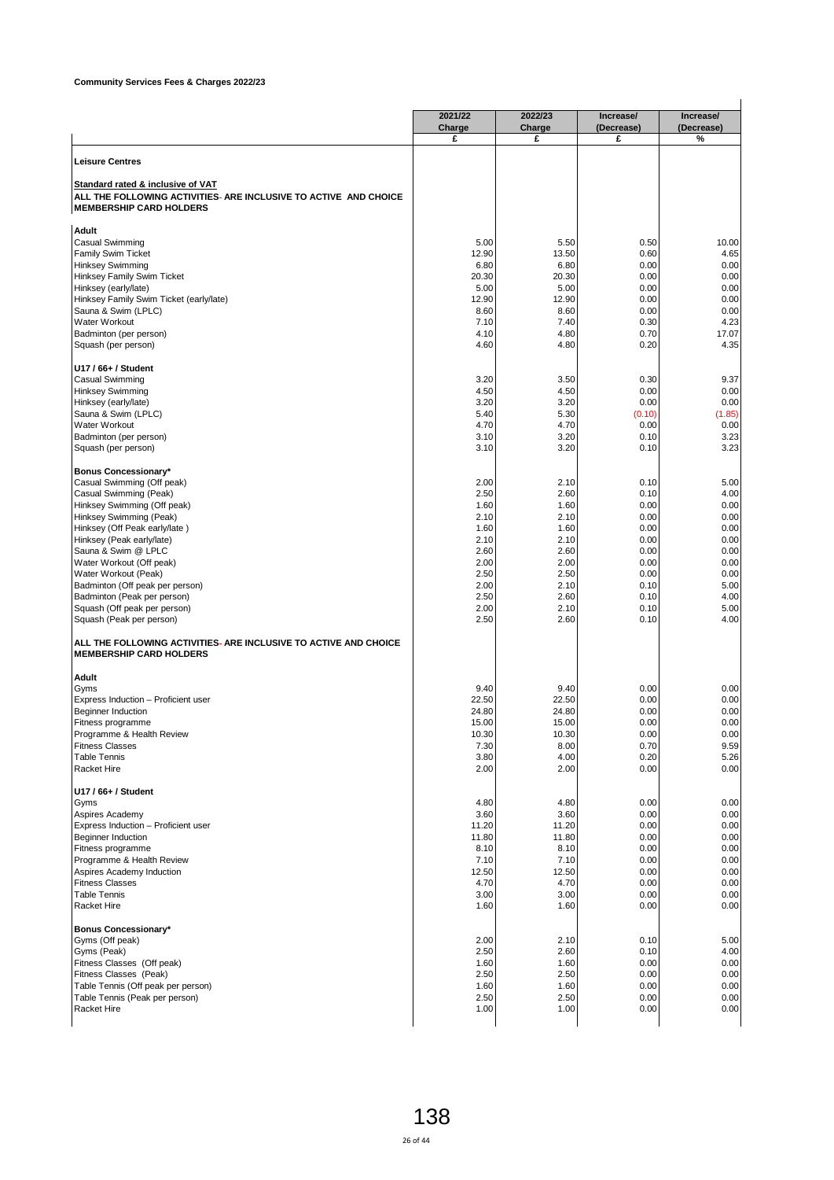**Community Services Fees & Charges 2022/23**

| | 2021/22 Charge | 2022/23 Charge | Increase/ (Decrease) | Increase/ (Decrease) |
|---|---|---|---|---|
| | £ | £ | £ | % |
| **Leisure Centres** | | | | |
| **Standard rated & inclusive of VAT** | | | | |
| **ALL THE FOLLOWING ACTIVITIES- ARE INCLUSIVE TO ACTIVE AND CHOICE MEMBERSHIP CARD HOLDERS** | | | | |
| **Adult** | | | | |
| Casual Swimming | 5.00 | 5.50 | 0.50 | 10.00 |
| Family Swim Ticket | 12.90 | 13.50 | 0.60 | 4.65 |
| Hinksey Swimming | 6.80 | 6.80 | 0.00 | 0.00 |
| Hinksey Family Swim Ticket | 20.30 | 20.30 | 0.00 | 0.00 |
| Hinksey (early/late) | 5.00 | 5.00 | 0.00 | 0.00 |
| Hinksey Family Swim Ticket (early/late) | 12.90 | 12.90 | 0.00 | 0.00 |
| Sauna & Swim (LPLC) | 8.60 | 8.60 | 0.00 | 0.00 |
| Water Workout | 7.10 | 7.40 | 0.30 | 4.23 |
| Badminton (per person) | 4.10 | 4.80 | 0.70 | 17.07 |
| Squash (per person) | 4.60 | 4.80 | 0.20 | 4.35 |
| **U17 / 66+ / Student** | | | | |
| Casual Swimming | 3.20 | 3.50 | 0.30 | 9.37 |
| Hinksey Swimming | 4.50 | 4.50 | 0.00 | 0.00 |
| Hinksey (early/late) | 3.20 | 3.20 | 0.00 | 0.00 |
| Sauna & Swim (LPLC) | 5.40 | 5.30 | (0.10) | (1.85) |
| Water Workout | 4.70 | 4.70 | 0.00 | 0.00 |
| Badminton (per person) | 3.10 | 3.20 | 0.10 | 3.23 |
| Squash (per person) | 3.10 | 3.20 | 0.10 | 3.23 |
| **Bonus Concessionary*** | | | | |
| Casual Swimming (Off peak) | 2.00 | 2.10 | 0.10 | 5.00 |
| Casual Swimming (Peak) | 2.50 | 2.60 | 0.10 | 4.00 |
| Hinksey Swimming (Off peak) | 1.60 | 1.60 | 0.00 | 0.00 |
| Hinksey Swimming (Peak) | 2.10 | 2.10 | 0.00 | 0.00 |
| Hinksey (Off Peak early/late ) | 1.60 | 1.60 | 0.00 | 0.00 |
| Hinksey (Peak early/late) | 2.10 | 2.10 | 0.00 | 0.00 |
| Sauna & Swim @ LPLC | 2.60 | 2.60 | 0.00 | 0.00 |
| Water Workout (Off peak) | 2.00 | 2.00 | 0.00 | 0.00 |
| Water Workout (Peak) | 2.50 | 2.50 | 0.00 | 0.00 |
| Badminton (Off peak per person) | 2.00 | 2.10 | 0.10 | 5.00 |
| Badminton (Peak per person) | 2.50 | 2.60 | 0.10 | 4.00 |
| Squash (Off peak per person) | 2.00 | 2.10 | 0.10 | 5.00 |
| Squash (Peak per person) | 2.50 | 2.60 | 0.10 | 4.00 |
| **ALL THE FOLLOWING ACTIVITIES- ARE INCLUSIVE TO ACTIVE AND CHOICE MEMBERSHIP CARD HOLDERS** | | | | |
| **Adult** | | | | |
| Gyms | 9.40 | 9.40 | 0.00 | 0.00 |
| Express Induction – Proficient user | 22.50 | 22.50 | 0.00 | 0.00 |
| Beginner Induction | 24.80 | 24.80 | 0.00 | 0.00 |
| Fitness programme | 15.00 | 15.00 | 0.00 | 0.00 |
| Programme & Health Review | 10.30 | 10.30 | 0.00 | 0.00 |
| Fitness Classes | 7.30 | 8.00 | 0.70 | 9.59 |
| Table Tennis | 3.80 | 4.00 | 0.20 | 5.26 |
| Racket Hire | 2.00 | 2.00 | 0.00 | 0.00 |
| **U17 / 66+ / Student** | | | | |
| Gyms | 4.80 | 4.80 | 0.00 | 0.00 |
| Aspires Academy | 3.60 | 3.60 | 0.00 | 0.00 |
| Express Induction – Proficient user | 11.20 | 11.20 | 0.00 | 0.00 |
| Beginner Induction | 11.80 | 11.80 | 0.00 | 0.00 |
| Fitness programme | 8.10 | 8.10 | 0.00 | 0.00 |
| Programme & Health Review | 7.10 | 7.10 | 0.00 | 0.00 |
| Aspires Academy Induction | 12.50 | 12.50 | 0.00 | 0.00 |
| Fitness Classes | 4.70 | 4.70 | 0.00 | 0.00 |
| Table Tennis | 3.00 | 3.00 | 0.00 | 0.00 |
| Racket Hire | 1.60 | 1.60 | 0.00 | 0.00 |
| **Bonus Concessionary*** | | | | |
| Gyms (Off peak) | 2.00 | 2.10 | 0.10 | 5.00 |
| Gyms (Peak) | 2.50 | 2.60 | 0.10 | 4.00 |
| Fitness Classes (Off peak) | 1.60 | 1.60 | 0.00 | 0.00 |
| Fitness Classes (Peak) | 2.50 | 2.50 | 0.00 | 0.00 |
| Table Tennis (Off peak per person) | 1.60 | 1.60 | 0.00 | 0.00 |
| Table Tennis (Peak per person) | 2.50 | 2.50 | 0.00 | 0.00 |
| Racket Hire | 1.00 | 1.00 | 0.00 | 0.00 |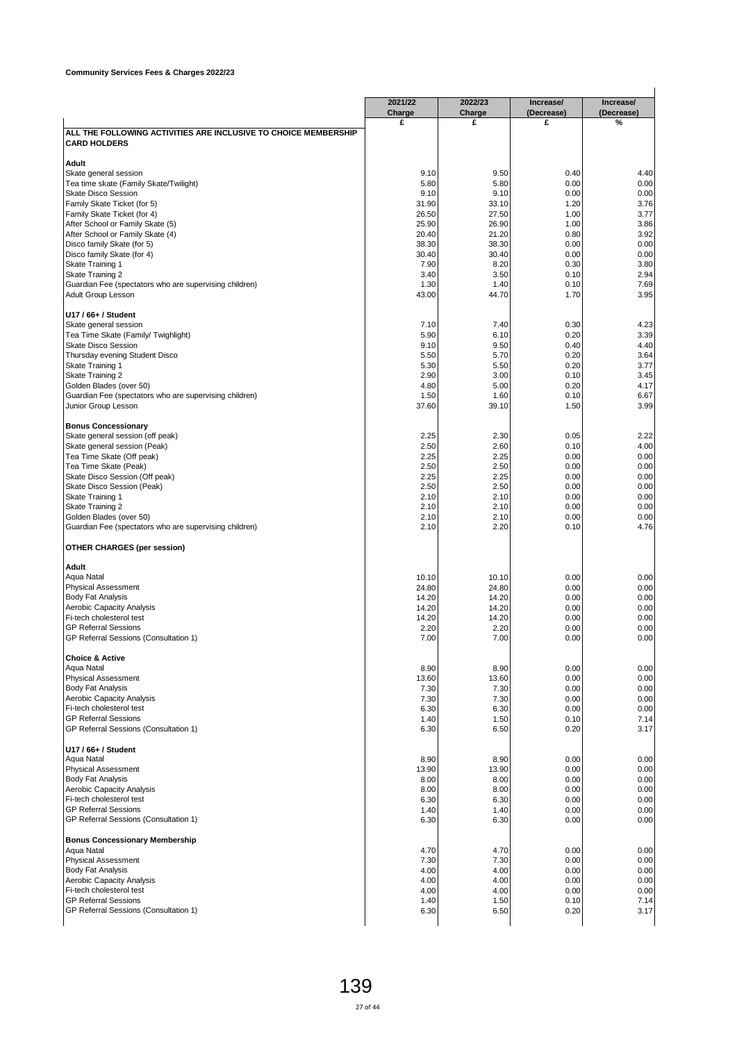**Community Services Fees & Charges 2022/23**

| | 2021/22 Charge | 2022/23 Charge | Increase/ (Decrease) | Increase/ (Decrease) |
|---|---|---|---|---|
| | £ | £ | £ | % |
| **ALL THE FOLLOWING ACTIVITIES ARE INCLUSIVE TO CHOICE MEMBERSHIP CARD HOLDERS** | | | | |
| **Adult** | | | | |
| Skate general session | 9.10 | 9.50 | 0.40 | 4.40 |
| Tea time skate (Family Skate/Twilight) | 5.80 | 5.80 | 0.00 | 0.00 |
| Skate Disco Session | 9.10 | 9.10 | 0.00 | 0.00 |
| Family Skate Ticket (for 5) | 31.90 | 33.10 | 1.20 | 3.76 |
| Family Skate Ticket (for 4) | 26.50 | 27.50 | 1.00 | 3.77 |
| After School or Family Skate (5) | 25.90 | 26.90 | 1.00 | 3.86 |
| After School or Family Skate (4) | 20.40 | 21.20 | 0.80 | 3.92 |
| Disco family Skate (for 5) | 38.30 | 38.30 | 0.00 | 0.00 |
| Disco family Skate (for 4) | 30.40 | 30.40 | 0.00 | 0.00 |
| Skate Training 1 | 7.90 | 8.20 | 0.30 | 3.80 |
| Skate Training 2 | 3.40 | 3.50 | 0.10 | 2.94 |
| Guardian Fee (spectators who are supervising children) | 1.30 | 1.40 | 0.10 | 7.69 |
| Adult Group Lesson | 43.00 | 44.70 | 1.70 | 3.95 |
| **U17 / 66+ / Student** | | | | |
| Skate general session | 7.10 | 7.40 | 0.30 | 4.23 |
| Tea Time Skate (Family/ Twighlight) | 5.90 | 6.10 | 0.20 | 3.39 |
| Skate Disco Session | 9.10 | 9.50 | 0.40 | 4.40 |
| Thursday evening Student Disco | 5.50 | 5.70 | 0.20 | 3.64 |
| Skate Training 1 | 5.30 | 5.50 | 0.20 | 3.77 |
| Skate Training 2 | 2.90 | 3.00 | 0.10 | 3.45 |
| Golden Blades (over 50) | 4.80 | 5.00 | 0.20 | 4.17 |
| Guardian Fee (spectators who are supervising children) | 1.50 | 1.60 | 0.10 | 6.67 |
| Junior Group Lesson | 37.60 | 39.10 | 1.50 | 3.99 |
| **Bonus Concessionary** | | | | |
| Skate general session (off peak) | 2.25 | 2.30 | 0.05 | 2.22 |
| Skate general session (Peak) | 2.50 | 2.60 | 0.10 | 4.00 |
| Tea Time Skate (Off peak) | 2.25 | 2.25 | 0.00 | 0.00 |
| Tea Time Skate (Peak) | 2.50 | 2.50 | 0.00 | 0.00 |
| Skate Disco Session (Off peak) | 2.25 | 2.25 | 0.00 | 0.00 |
| Skate Disco Session (Peak) | 2.50 | 2.50 | 0.00 | 0.00 |
| Skate Training 1 | 2.10 | 2.10 | 0.00 | 0.00 |
| Skate Training 2 | 2.10 | 2.10 | 0.00 | 0.00 |
| Golden Blades (over 50) | 2.10 | 2.10 | 0.00 | 0.00 |
| Guardian Fee (spectators who are supervising children) | 2.10 | 2.20 | 0.10 | 4.76 |
| **OTHER CHARGES (per session)** | | | | |
| **Adult** | | | | |
| Aqua Natal | 10.10 | 10.10 | 0.00 | 0.00 |
| Physical Assessment | 24.80 | 24.80 | 0.00 | 0.00 |
| Body Fat Analysis | 14.20 | 14.20 | 0.00 | 0.00 |
| Aerobic Capacity Analysis | 14.20 | 14.20 | 0.00 | 0.00 |
| Fi-tech cholesterol test | 14.20 | 14.20 | 0.00 | 0.00 |
| GP Referral Sessions | 2.20 | 2.20 | 0.00 | 0.00 |
| GP Referral Sessions (Consultation 1) | 7.00 | 7.00 | 0.00 | 0.00 |
| **Choice & Active** | | | | |
| Aqua Natal | 8.90 | 8.90 | 0.00 | 0.00 |
| Physical Assessment | 13.60 | 13.60 | 0.00 | 0.00 |
| Body Fat Analysis | 7.30 | 7.30 | 0.00 | 0.00 |
| Aerobic Capacity Analysis | 7.30 | 7.30 | 0.00 | 0.00 |
| Fi-tech cholesterol test | 6.30 | 6.30 | 0.00 | 0.00 |
| GP Referral Sessions | 1.40 | 1.50 | 0.10 | 7.14 |
| GP Referral Sessions (Consultation 1) | 6.30 | 6.50 | 0.20 | 3.17 |
| **U17 / 66+ / Student** | | | | |
| Aqua Natal | 8.90 | 8.90 | 0.00 | 0.00 |
| Physical Assessment | 13.90 | 13.90 | 0.00 | 0.00 |
| Body Fat Analysis | 8.00 | 8.00 | 0.00 | 0.00 |
| Aerobic Capacity Analysis | 8.00 | 8.00 | 0.00 | 0.00 |
| Fi-tech cholesterol test | 6.30 | 6.30 | 0.00 | 0.00 |
| GP Referral Sessions | 1.40 | 1.40 | 0.00 | 0.00 |
| GP Referral Sessions (Consultation 1) | 6.30 | 6.30 | 0.00 | 0.00 |
| **Bonus Concessionary Membership** | | | | |
| Aqua Natal | 4.70 | 4.70 | 0.00 | 0.00 |
| Physical Assessment | 7.30 | 7.30 | 0.00 | 0.00 |
| Body Fat Analysis | 4.00 | 4.00 | 0.00 | 0.00 |
| Aerobic Capacity Analysis | 4.00 | 4.00 | 0.00 | 0.00 |
| Fi-tech cholesterol test | 4.00 | 4.00 | 0.00 | 0.00 |
| GP Referral Sessions | 1.40 | 1.50 | 0.10 | 7.14 |
| GP Referral Sessions (Consultation 1) | 6.30 | 6.50 | 0.20 | 3.17 |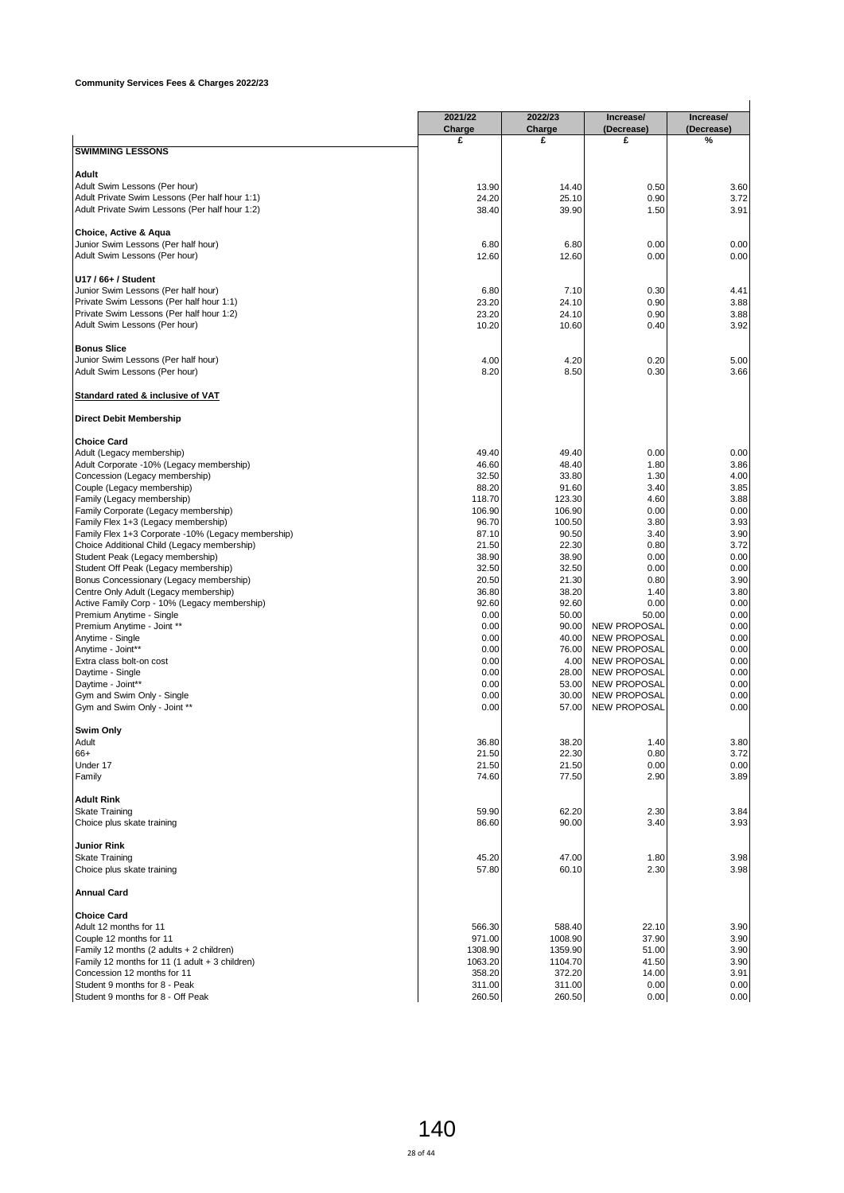**Community Services Fees & Charges 2022/23**

| | 2021/22 Charge | 2022/23 Charge | Increase/ (Decrease) | Increase/ (Decrease) |
|---|---|---|---|---|
| | £ | £ | £ | % |
| **SWIMMING LESSONS** | | | | |
| | | | | |
| **Adult** | | | | |
| Adult Swim Lessons (Per hour) | 13.90 | 14.40 | 0.50 | 3.60 |
| Adult Private Swim Lessons (Per half hour 1:1) | 24.20 | 25.10 | 0.90 | 3.72 |
| Adult Private Swim Lessons (Per half hour 1:2) | 38.40 | 39.90 | 1.50 | 3.91 |
| | | | | |
| **Choice, Active & Aqua** | | | | |
| Junior Swim Lessons (Per half hour) | 6.80 | 6.80 | 0.00 | 0.00 |
| Adult Swim Lessons (Per hour) | 12.60 | 12.60 | 0.00 | 0.00 |
| | | | | |
| **U17 / 66+ / Student** | | | | |
| Junior Swim Lessons (Per half hour) | 6.80 | 7.10 | 0.30 | 4.41 |
| Private Swim Lessons (Per half hour 1:1) | 23.20 | 24.10 | 0.90 | 3.88 |
| Private Swim Lessons (Per half hour 1:2) | 23.20 | 24.10 | 0.90 | 3.88 |
| Adult Swim Lessons (Per hour) | 10.20 | 10.60 | 0.40 | 3.92 |
| | | | | |
| **Bonus Slice** | | | | |
| Junior Swim Lessons (Per half hour) | 4.00 | 4.20 | 0.20 | 5.00 |
| Adult Swim Lessons (Per hour) | 8.20 | 8.50 | 0.30 | 3.66 |
| | | | | |
| **Standard rated & inclusive of VAT** | | | | |
| | | | | |
| **Direct Debit Membership** | | | | |
| | | | | |
| **Choice Card** | | | | |
| Adult (Legacy membership) | 49.40 | 49.40 | 0.00 | 0.00 |
| Adult Corporate -10% (Legacy membership) | 46.60 | 48.40 | 1.80 | 3.86 |
| Concession (Legacy membership) | 32.50 | 33.80 | 1.30 | 4.00 |
| Couple (Legacy membership) | 88.20 | 91.60 | 3.40 | 3.85 |
| Family (Legacy membership) | 118.70 | 123.30 | 4.60 | 3.88 |
| Family Corporate (Legacy membership) | 106.90 | 106.90 | 0.00 | 0.00 |
| Family Flex 1+3 (Legacy membership) | 96.70 | 100.50 | 3.80 | 3.93 |
| Family Flex 1+3 Corporate -10% (Legacy membership) | 87.10 | 90.50 | 3.40 | 3.90 |
| Choice Additional Child (Legacy membership) | 21.50 | 22.30 | 0.80 | 3.72 |
| Student Peak (Legacy membership) | 38.90 | 38.90 | 0.00 | 0.00 |
| Student Off Peak (Legacy membership) | 32.50 | 32.50 | 0.00 | 0.00 |
| Bonus Concessionary (Legacy membership) | 20.50 | 21.30 | 0.80 | 3.90 |
| Centre Only Adult (Legacy membership) | 36.80 | 38.20 | 1.40 | 3.80 |
| Active Family Corp - 10% (Legacy membership) | 92.60 | 92.60 | 0.00 | 0.00 |
| Premium Anytime - Single | 0.00 | 50.00 | 50.00 | 0.00 |
| Premium Anytime - Joint ** | 0.00 | 90.00 | NEW PROPOSAL | 0.00 |
| Anytime - Single | 0.00 | 40.00 | NEW PROPOSAL | 0.00 |
| Anytime - Joint** | 0.00 | 76.00 | NEW PROPOSAL | 0.00 |
| Extra class bolt-on cost | 0.00 | 4.00 | NEW PROPOSAL | 0.00 |
| Daytime - Single | 0.00 | 28.00 | NEW PROPOSAL | 0.00 |
| Daytime - Joint** | 0.00 | 53.00 | NEW PROPOSAL | 0.00 |
| Gym and Swim Only - Single | 0.00 | 30.00 | NEW PROPOSAL | 0.00 |
| Gym and Swim Only - Joint ** | 0.00 | 57.00 | NEW PROPOSAL | 0.00 |
| | | | | |
| **Swim Only** | | | | |
| Adult | 36.80 | 38.20 | 1.40 | 3.80 |
| 66+ | 21.50 | 22.30 | 0.80 | 3.72 |
| Under 17 | 21.50 | 21.50 | 0.00 | 0.00 |
| Family | 74.60 | 77.50 | 2.90 | 3.89 |
| | | | | |
| **Adult Rink** | | | | |
| Skate Training | 59.90 | 62.20 | 2.30 | 3.84 |
| Choice plus skate training | 86.60 | 90.00 | 3.40 | 3.93 |
| | | | | |
| **Junior Rink** | | | | |
| Skate Training | 45.20 | 47.00 | 1.80 | 3.98 |
| Choice plus skate training | 57.80 | 60.10 | 2.30 | 3.98 |
| | | | | |
| **Annual Card** | | | | |
| | | | | |
| **Choice Card** | | | | |
| Adult 12 months for 11 | 566.30 | 588.40 | 22.10 | 3.90 |
| Couple 12 months for 11 | 971.00 | 1008.90 | 37.90 | 3.90 |
| Family 12 months (2 adults + 2 children) | 1308.90 | 1359.90 | 51.00 | 3.90 |
| Family 12 months for 11 (1 adult + 3 children) | 1063.20 | 1104.70 | 41.50 | 3.90 |
| Concession 12 months for 11 | 358.20 | 372.20 | 14.00 | 3.91 |
| Student 9 months for 8 - Peak | 311.00 | 311.00 | 0.00 | 0.00 |
| Student 9 months for 8 - Off Peak | 260.50 | 260.50 | 0.00 | 0.00 |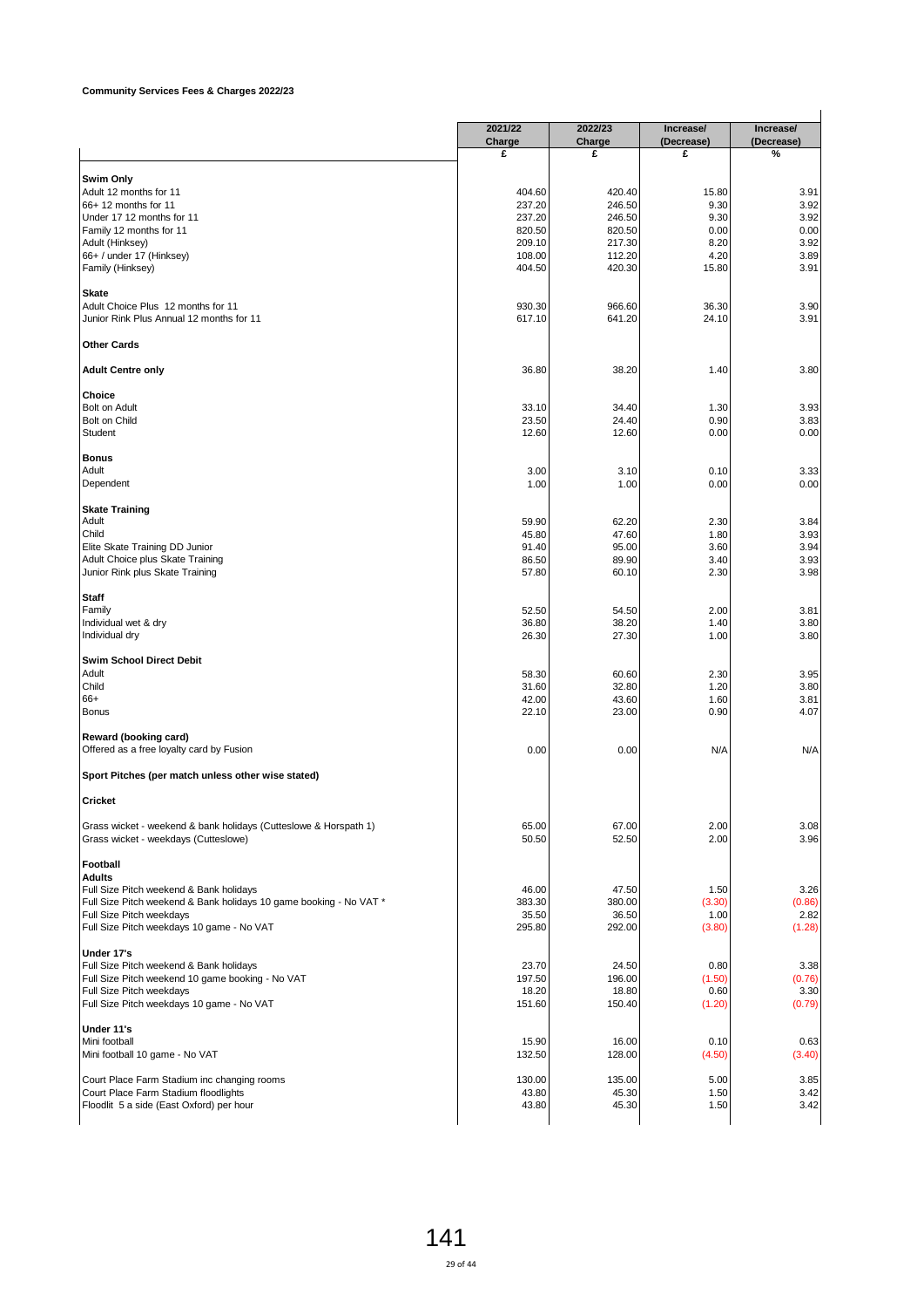**Community Services Fees & Charges 2022/23**

| | 2021/22 Charge | 2022/23 Charge | Increase/ (Decrease) | Increase/ (Decrease) |
|---|---|---|---|---|
| | £ | £ | £ | % |
| **Swim Only** | | | | |
| Adult 12 months for 11 | 404.60 | 420.40 | 15.80 | 3.91 |
| 66+ 12 months for 11 | 237.20 | 246.50 | 9.30 | 3.92 |
| Under 17 12 months for 11 | 237.20 | 246.50 | 9.30 | 3.92 |
| Family 12 months for 11 | 820.50 | 820.50 | 0.00 | 0.00 |
| Adult (Hinksey) | 209.10 | 217.30 | 8.20 | 3.92 |
| 66+ / under 17 (Hinksey) | 108.00 | 112.20 | 4.20 | 3.89 |
| Family (Hinksey) | 404.50 | 420.30 | 15.80 | 3.91 |
| **Skate** | | | | |
| Adult Choice Plus 12 months for 11 | 930.30 | 966.60 | 36.30 | 3.90 |
| Junior Rink Plus Annual 12 months for 11 | 617.10 | 641.20 | 24.10 | 3.91 |
| **Other Cards** | | | | |
| **Adult Centre only** | 36.80 | 38.20 | 1.40 | 3.80 |
| **Choice** | | | | |
| Bolt on Adult | 33.10 | 34.40 | 1.30 | 3.93 |
| Bolt on Child | 23.50 | 24.40 | 0.90 | 3.83 |
| Student | 12.60 | 12.60 | 0.00 | 0.00 |
| **Bonus** | | | | |
| Adult | 3.00 | 3.10 | 0.10 | 3.33 |
| Dependent | 1.00 | 1.00 | 0.00 | 0.00 |
| **Skate Training** | | | | |
| Adult | 59.90 | 62.20 | 2.30 | 3.84 |
| Child | 45.80 | 47.60 | 1.80 | 3.93 |
| Elite Skate Training DD Junior | 91.40 | 95.00 | 3.60 | 3.94 |
| Adult Choice plus Skate Training | 86.50 | 89.90 | 3.40 | 3.93 |
| Junior Rink plus Skate Training | 57.80 | 60.10 | 2.30 | 3.98 |
| **Staff** | | | | |
| Family | 52.50 | 54.50 | 2.00 | 3.81 |
| Individual wet & dry | 36.80 | 38.20 | 1.40 | 3.80 |
| Individual dry | 26.30 | 27.30 | 1.00 | 3.80 |
| **Swim School Direct Debit** | | | | |
| Adult | 58.30 | 60.60 | 2.30 | 3.95 |
| Child | 31.60 | 32.80 | 1.20 | 3.80 |
| 66+ | 42.00 | 43.60 | 1.60 | 3.81 |
| Bonus | 22.10 | 23.00 | 0.90 | 4.07 |
| **Reward (booking card)** | | | | |
| Offered as a free loyalty card by Fusion | 0.00 | 0.00 | N/A | N/A |
| **Sport Pitches (per match unless other wise stated)** | | | | |
| **Cricket** | | | | |
| Grass wicket - weekend & bank holidays (Cutteslowe & Horspath 1) | 65.00 | 67.00 | 2.00 | 3.08 |
| Grass wicket - weekdays (Cutteslowe) | 50.50 | 52.50 | 2.00 | 3.96 |
| **Football** | | | | |
| **Adults** | | | | |
| Full Size Pitch weekend & Bank holidays | 46.00 | 47.50 | 1.50 | 3.26 |
| Full Size Pitch weekend & Bank holidays 10 game booking - No VAT * | 383.30 | 380.00 | (3.30) | (0.86) |
| Full Size Pitch weekdays | 35.50 | 36.50 | 1.00 | 2.82 |
| Full Size Pitch weekdays 10 game - No VAT | 295.80 | 292.00 | (3.80) | (1.28) |
| **Under 17's** | | | | |
| Full Size Pitch weekend & Bank holidays | 23.70 | 24.50 | 0.80 | 3.38 |
| Full Size Pitch weekend 10 game booking - No VAT | 197.50 | 196.00 | (1.50) | (0.76) |
| Full Size Pitch weekdays | 18.20 | 18.80 | 0.60 | 3.30 |
| Full Size Pitch weekdays 10 game - No VAT | 151.60 | 150.40 | (1.20) | (0.79) |
| **Under 11's** | | | | |
| Mini football | 15.90 | 16.00 | 0.10 | 0.63 |
| Mini football 10 game - No VAT | 132.50 | 128.00 | (4.50) | (3.40) |
| Court Place Farm Stadium inc changing rooms | 130.00 | 135.00 | 5.00 | 3.85 |
| Court Place Farm Stadium floodlights | 43.80 | 45.30 | 1.50 | 3.42 |
| Floodlit 5 a side (East Oxford) per hour | 43.80 | 45.30 | 1.50 | 3.42 |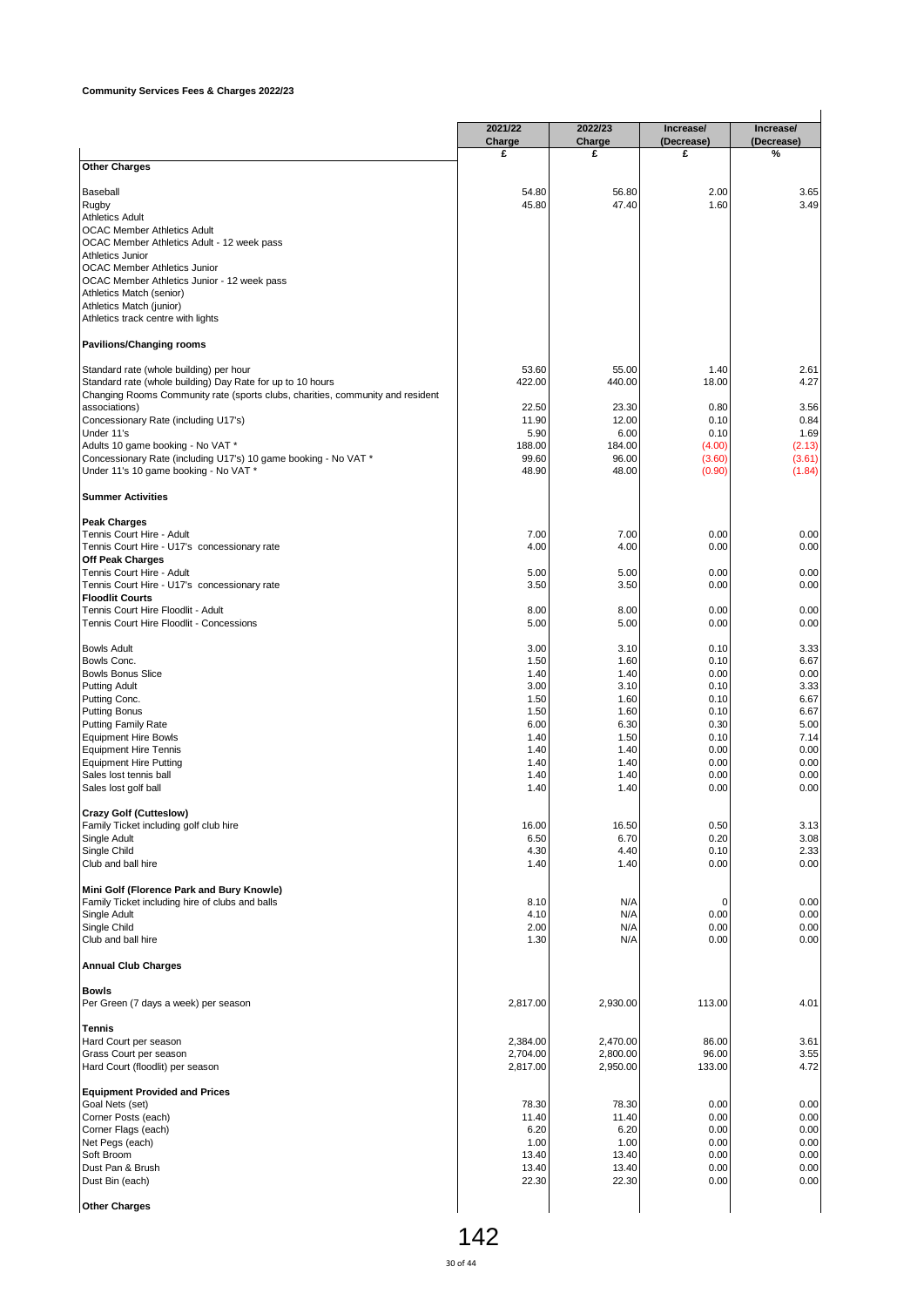**Community Services Fees & Charges 2022/23**

| | 2021/22 Charge | 2022/23 Charge | Increase/ (Decrease) | Increase/ (Decrease) |
|---|---|---|---|---|
| | £ | £ | £ | % |
| **Other Charges** | | | | |
| Baseball | 54.80 | 56.80 | 2.00 | 3.65 |
| Rugby | 45.80 | 47.40 | 1.60 | 3.49 |
| Athletics Adult | | | | |
| OCAC Member Athletics Adult | | | | |
| OCAC Member Athletics Adult - 12 week pass | | | | |
| Athletics Junior | | | | |
| OCAC Member Athletics Junior | | | | |
| OCAC Member Athletics Junior - 12 week pass | | | | |
| Athletics Match (senior) | | | | |
| Athletics Match (junior) | | | | |
| Athletics track centre with lights | | | | |
| **Pavilions/Changing rooms** | | | | |
| Standard rate (whole building) per hour | 53.60 | 55.00 | 1.40 | 2.61 |
| Standard rate (whole building) Day Rate for up to 10 hours | 422.00 | 440.00 | 18.00 | 4.27 |
| Changing Rooms Community rate (sports clubs, charities, community and resident associations) | 22.50 | 23.30 | 0.80 | 3.56 |
| Concessionary Rate (including U17's) | 11.90 | 12.00 | 0.10 | 0.84 |
| Under 11's | 5.90 | 6.00 | 0.10 | 1.69 |
| Adults 10 game booking - No VAT * | 188.00 | 184.00 | (4.00) | (2.13) |
| Concessionary Rate (including U17's) 10 game booking - No VAT * | 99.60 | 96.00 | (3.60) | (3.61) |
| Under 11's 10 game booking - No VAT * | 48.90 | 48.00 | (0.90) | (1.84) |
| **Summer Activities** | | | | |
| **Peak Charges** | | | | |
| Tennis Court Hire - Adult | 7.00 | 7.00 | 0.00 | 0.00 |
| Tennis Court Hire - U17's concessionary rate | 4.00 | 4.00 | 0.00 | 0.00 |
| **Off Peak Charges** | | | | |
| Tennis Court Hire - Adult | 5.00 | 5.00 | 0.00 | 0.00 |
| Tennis Court Hire - U17's concessionary rate | 3.50 | 3.50 | 0.00 | 0.00 |
| **Floodlit Courts** | | | | |
| Tennis Court Hire Floodlit - Adult | 8.00 | 8.00 | 0.00 | 0.00 |
| Tennis Court Hire Floodlit - Concessions | 5.00 | 5.00 | 0.00 | 0.00 |
| Bowls Adult | 3.00 | 3.10 | 0.10 | 3.33 |
| Bowls Conc. | 1.50 | 1.60 | 0.10 | 6.67 |
| Bowls Bonus Slice | 1.40 | 1.40 | 0.00 | 0.00 |
| Putting Adult | 3.00 | 3.10 | 0.10 | 3.33 |
| Putting Conc. | 1.50 | 1.60 | 0.10 | 6.67 |
| Putting Bonus | 1.50 | 1.60 | 0.10 | 6.67 |
| Putting Family Rate | 6.00 | 6.30 | 0.30 | 5.00 |
| Equipment Hire Bowls | 1.40 | 1.50 | 0.10 | 7.14 |
| Equipment Hire Tennis | 1.40 | 1.40 | 0.00 | 0.00 |
| Equipment Hire Putting | 1.40 | 1.40 | 0.00 | 0.00 |
| Sales lost tennis ball | 1.40 | 1.40 | 0.00 | 0.00 |
| Sales lost golf ball | 1.40 | 1.40 | 0.00 | 0.00 |
| **Crazy Golf (Cutteslow)** | | | | |
| Family Ticket including golf club hire | 16.00 | 16.50 | 0.50 | 3.13 |
| Single Adult | 6.50 | 6.70 | 0.20 | 3.08 |
| Single Child | 4.30 | 4.40 | 0.10 | 2.33 |
| Club and ball hire | 1.40 | 1.40 | 0.00 | 0.00 |
| **Mini Golf (Florence Park and Bury Knowle)** | | | | |
| Family Ticket including hire of clubs and balls | 8.10 | N/A | 0 | 0.00 |
| Single Adult | 4.10 | N/A | 0.00 | 0.00 |
| Single Child | 2.00 | N/A | 0.00 | 0.00 |
| Club and ball hire | 1.30 | N/A | 0.00 | 0.00 |
| **Annual Club Charges** | | | | |
| **Bowls** | | | | |
| Per Green (7 days a week) per season | 2,817.00 | 2,930.00 | 113.00 | 4.01 |
| **Tennis** | | | | |
| Hard Court per season | 2,384.00 | 2,470.00 | 86.00 | 3.61 |
| Grass Court per season | 2,704.00 | 2,800.00 | 96.00 | 3.55 |
| Hard Court (floodlit) per season | 2,817.00 | 2,950.00 | 133.00 | 4.72 |
| **Equipment Provided and Prices** | | | | |
| Goal Nets (set) | 78.30 | 78.30 | 0.00 | 0.00 |
| Corner Posts (each) | 11.40 | 11.40 | 0.00 | 0.00 |
| Corner Flags (each) | 6.20 | 6.20 | 0.00 | 0.00 |
| Net Pegs (each) | 1.00 | 1.00 | 0.00 | 0.00 |
| Soft Broom | 13.40 | 13.40 | 0.00 | 0.00 |
| Dust Pan & Brush | 13.40 | 13.40 | 0.00 | 0.00 |
| Dust Bin (each) | 22.30 | 22.30 | 0.00 | 0.00 |
| **Other Charges** | | | | |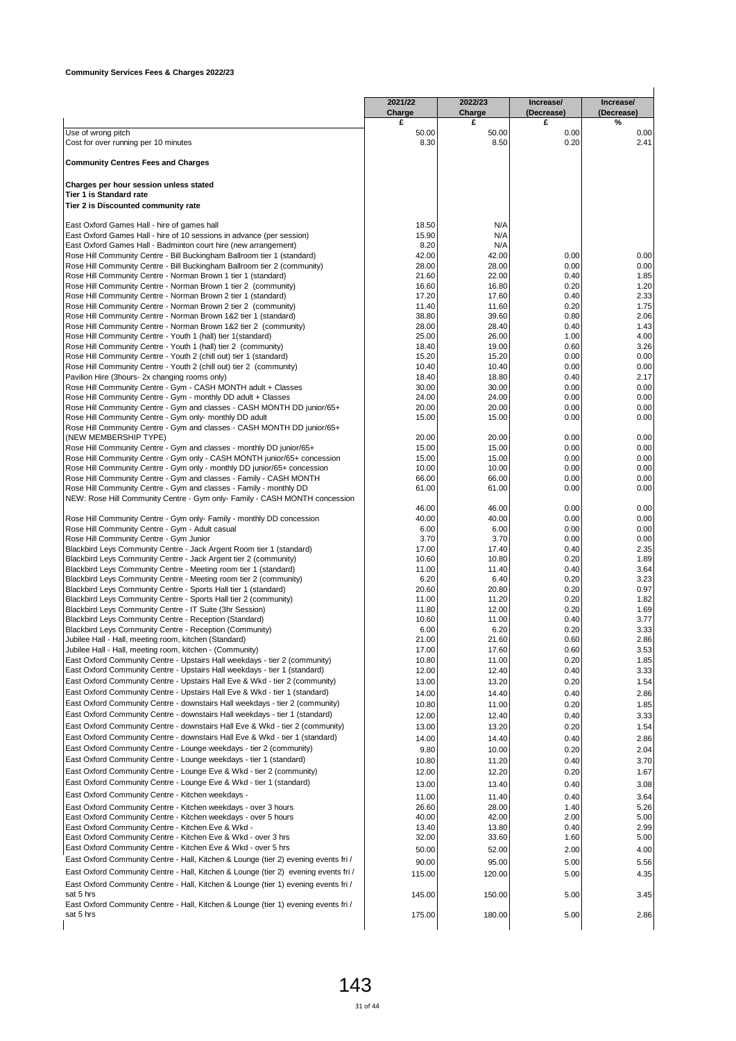**Community Services Fees & Charges 2022/23**

| | 2021/22 Charge | 2022/23 Charge | Increase/ (Decrease) | Increase/ (Decrease) |
|---|---|---|---|---|
| | £ | £ | £ | % |
| Use of wrong pitch | 50.00 | 50.00 | 0.00 | 0.00 |
| Cost for over running per 10 minutes | 8.30 | 8.50 | 0.20 | 2.41 |
| **Community Centres Fees and Charges** | | | | |
| **Charges per hour session unless stated** | | | | |
| **Tier 1 is Standard rate** | | | | |
| **Tier 2 is Discounted community rate** | | | | |
| East Oxford Games Hall - hire of games hall | 18.50 | N/A | | |
| East Oxford Games Hall - hire of 10 sessions in advance (per session) | 15.90 | N/A | | |
| East Oxford Games Hall - Badminton court hire (new arrangement) | 8.20 | N/A | | |
| Rose Hill Community Centre - Bill Buckingham Ballroom tier 1 (standard) | 42.00 | 42.00 | 0.00 | 0.00 |
| Rose Hill Community Centre - Bill Buckingham Ballroom tier 2 (community) | 28.00 | 28.00 | 0.00 | 0.00 |
| Rose Hill Community Centre - Norman Brown 1 tier 1 (standard) | 21.60 | 22.00 | 0.40 | 1.85 |
| Rose Hill Community Centre - Norman Brown 1 tier 2 (community) | 16.60 | 16.80 | 0.20 | 1.20 |
| Rose Hill Community Centre - Norman Brown 2 tier 1 (standard) | 17.20 | 17.60 | 0.40 | 2.33 |
| Rose Hill Community Centre - Norman Brown 2 tier 2 (community) | 11.40 | 11.60 | 0.20 | 1.75 |
| Rose Hill Community Centre - Norman Brown 1&2 tier 1 (standard) | 38.80 | 39.60 | 0.80 | 2.06 |
| Rose Hill Community Centre - Norman Brown 1&2 tier 2 (community) | 28.00 | 28.40 | 0.40 | 1.43 |
| Rose Hill Community Centre - Youth 1 (hall) tier 1(standard) | 25.00 | 26.00 | 1.00 | 4.00 |
| Rose Hill Community Centre - Youth 1 (hall) tier 2 (community) | 18.40 | 19.00 | 0.60 | 3.26 |
| Rose Hill Community Centre - Youth 2 (chill out) tier 1 (standard) | 15.20 | 15.20 | 0.00 | 0.00 |
| Rose Hill Community Centre - Youth 2 (chill out) tier 2 (community) | 10.40 | 10.40 | 0.00 | 0.00 |
| Pavilion Hire (3hours- 2x changing rooms only) | 18.40 | 18.80 | 0.40 | 2.17 |
| Rose Hill Community Centre - Gym - CASH MONTH adult + Classes | 30.00 | 30.00 | 0.00 | 0.00 |
| Rose Hill Community Centre - Gym - monthly DD adult + Classes | 24.00 | 24.00 | 0.00 | 0.00 |
| Rose Hill Community Centre - Gym and classes - CASH MONTH DD junior/65+ | 20.00 | 20.00 | 0.00 | 0.00 |
| Rose Hill Community Centre - Gym only- monthly DD adult | 15.00 | 15.00 | 0.00 | 0.00 |
| Rose Hill Community Centre - Gym and classes - CASH MONTH DD junior/65+ (NEW MEMBERSHIP TYPE) | 20.00 | 20.00 | 0.00 | 0.00 |
| Rose Hill Community Centre - Gym and classes - monthly DD junior/65+ | 15.00 | 15.00 | 0.00 | 0.00 |
| Rose Hill Community Centre - Gym only - CASH MONTH junior/65+ concession | 15.00 | 15.00 | 0.00 | 0.00 |
| Rose Hill Community Centre - Gym only - monthly DD junior/65+ concession | 10.00 | 10.00 | 0.00 | 0.00 |
| Rose Hill Community Centre - Gym and classes - Family - CASH MONTH | 66.00 | 66.00 | 0.00 | 0.00 |
| Rose Hill Community Centre - Gym and classes - Family - monthly DD | 61.00 | 61.00 | 0.00 | 0.00 |
| NEW: Rose Hill Community Centre - Gym only- Family - CASH MONTH concession | 46.00 | 46.00 | 0.00 | 0.00 |
| Rose Hill Community Centre - Gym only- Family - monthly DD concession | 40.00 | 40.00 | 0.00 | 0.00 |
| Rose Hill Community Centre - Gym - Adult casual | 6.00 | 6.00 | 0.00 | 0.00 |
| Rose Hill Community Centre - Gym Junior | 3.70 | 3.70 | 0.00 | 0.00 |
| Blackbird Leys Community Centre - Jack Argent Room tier 1 (standard) | 17.00 | 17.40 | 0.40 | 2.35 |
| Blackbird Leys Community Centre - Jack Argent tier 2 (community) | 10.60 | 10.80 | 0.20 | 1.89 |
| Blackbird Leys Community Centre - Meeting room tier 1 (standard) | 11.00 | 11.40 | 0.40 | 3.64 |
| Blackbird Leys Community Centre - Meeting room tier 2 (community) | 6.20 | 6.40 | 0.20 | 3.23 |
| Blackbird Leys Community Centre - Sports Hall tier 1 (standard) | 20.60 | 20.80 | 0.20 | 0.97 |
| Blackbird Leys Community Centre - Sports Hall tier 2 (community) | 11.00 | 11.20 | 0.20 | 1.82 |
| Blackbird Leys Community Centre - IT Suite (3hr Session) | 11.80 | 12.00 | 0.20 | 1.69 |
| Blackbird Leys Community Centre - Reception (Standard) | 10.60 | 11.00 | 0.40 | 3.77 |
| Blackbird Leys Community Centre - Reception (Community) | 6.00 | 6.20 | 0.20 | 3.33 |
| Jubilee Hall - Hall, meeting room, kitchen (Standard) | 21.00 | 21.60 | 0.60 | 2.86 |
| Jubilee Hall - Hall, meeting room, kitchen - (Community) | 17.00 | 17.60 | 0.60 | 3.53 |
| East Oxford Community Centre - Upstairs Hall weekdays - tier 2 (community) | 10.80 | 11.00 | 0.20 | 1.85 |
| East Oxford Community Centre - Upstairs Hall weekdays - tier 1 (standard) | 12.00 | 12.40 | 0.40 | 3.33 |
| East Oxford Community Centre - Upstairs Hall Eve & Wkd - tier 2 (community) | 13.00 | 13.20 | 0.20 | 1.54 |
| East Oxford Community Centre - Upstairs Hall Eve & Wkd - tier 1 (standard) | 14.00 | 14.40 | 0.40 | 2.86 |
| East Oxford Community Centre - downstairs Hall weekdays - tier 2 (community) | 10.80 | 11.00 | 0.20 | 1.85 |
| East Oxford Community Centre - downstairs Hall weekdays - tier 1 (standard) | 12.00 | 12.40 | 0.40 | 3.33 |
| East Oxford Community Centre - downstairs Hall Eve & Wkd - tier 2 (community) | 13.00 | 13.20 | 0.20 | 1.54 |
| East Oxford Community Centre - downstairs Hall Eve & Wkd - tier 1 (standard) | 14.00 | 14.40 | 0.40 | 2.86 |
| East Oxford Community Centre - Lounge weekdays - tier 2 (community) | 9.80 | 10.00 | 0.20 | 2.04 |
| East Oxford Community Centre - Lounge weekdays - tier 1 (standard) | 10.80 | 11.20 | 0.40 | 3.70 |
| East Oxford Community Centre - Lounge Eve & Wkd - tier 2 (community) | 12.00 | 12.20 | 0.20 | 1.67 |
| East Oxford Community Centre - Lounge Eve & Wkd - tier 1 (standard) | 13.00 | 13.40 | 0.40 | 3.08 |
| East Oxford Community Centre - Kitchen weekdays - | 11.00 | 11.40 | 0.40 | 3.64 |
| East Oxford Community Centre - Kitchen weekdays - over 3 hours | 26.60 | 28.00 | 1.40 | 5.26 |
| East Oxford Community Centre - Kitchen weekdays - over 5 hours | 40.00 | 42.00 | 2.00 | 5.00 |
| East Oxford Community Centre - Kitchen Eve & Wkd - | 13.40 | 13.80 | 0.40 | 2.99 |
| East Oxford Community Centre - Kitchen Eve & Wkd - over 3 hrs | 32.00 | 33.60 | 1.60 | 5.00 |
| East Oxford Community Centre - Kitchen Eve & Wkd - over 5 hrs | 50.00 | 52.00 | 2.00 | 4.00 |
| East Oxford Community Centre - Hall, Kitchen & Lounge (tier 2) evening events fri / | 90.00 | 95.00 | 5.00 | 5.56 |
| East Oxford Community Centre - Hall, Kitchen & Lounge (tier 2) evening events fri / | 115.00 | 120.00 | 5.00 | 4.35 |
| East Oxford Community Centre - Hall, Kitchen & Lounge (tier 1) evening events fri / sat 5 hrs | 145.00 | 150.00 | 5.00 | 3.45 |
| East Oxford Community Centre - Hall, Kitchen & Lounge (tier 1) evening events fri / sat 5 hrs | 175.00 | 180.00 | 5.00 | 2.86 |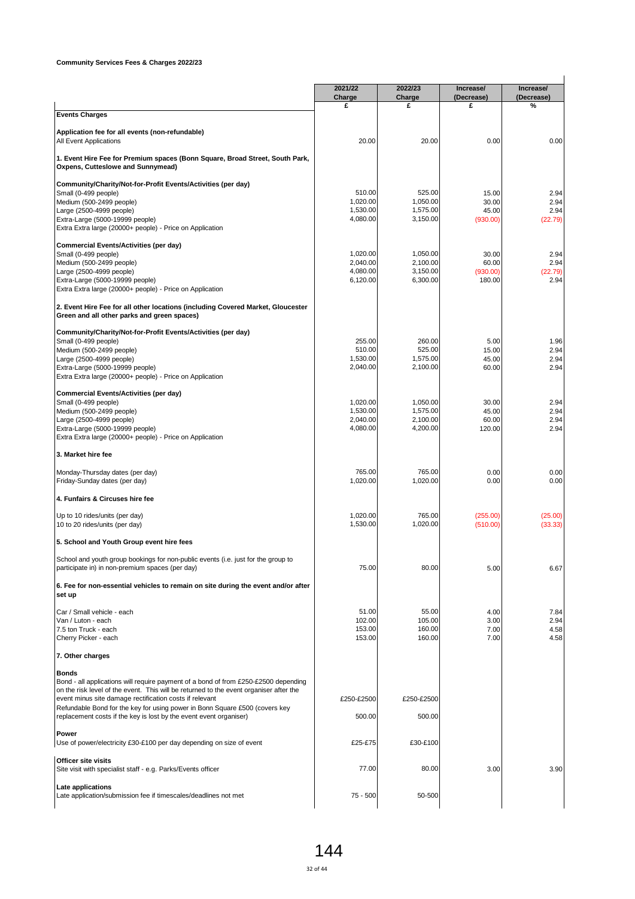**Community Services Fees & Charges 2022/23**

| | 2021/22 Charge | 2022/23 Charge | Increase/ (Decrease) | Increase/ (Decrease) |
|---|---|---|---|---|
| | £ | £ | £ | % |
| **Events Charges** | | | | |
| **Application fee for all events (non-refundable)** | | | | |
| All Event Applications | 20.00 | 20.00 | 0.00 | 0.00 |
| **1. Event Hire Fee for Premium spaces (Bonn Square, Broad Street, South Park, Oxpens, Cutteslowe and Sunnymead)** | | | | |
| **Community/Charity/Not-for-Profit Events/Activities (per day)** | | | | |
| Small (0-499 people) | 510.00 | 525.00 | 15.00 | 2.94 |
| Medium (500-2499 people) | 1,020.00 | 1,050.00 | 30.00 | 2.94 |
| Large (2500-4999 people) | 1,530.00 | 1,575.00 | 45.00 | 2.94 |
| Extra-Large (5000-19999 people) | 4,080.00 | 3,150.00 | (930.00) | (22.79) |
| Extra Extra large (20000+ people) - Price on Application | | | | |
| **Commercial Events/Activities (per day)** | | | | |
| Small (0-499 people) | 1,020.00 | 1,050.00 | 30.00 | 2.94 |
| Medium (500-2499 people) | 2,040.00 | 2,100.00 | 60.00 | 2.94 |
| Large (2500-4999 people) | 4,080.00 | 3,150.00 | (930.00) | (22.79) |
| Extra-Large (5000-19999 people) | 6,120.00 | 6,300.00 | 180.00 | 2.94 |
| Extra Extra large (20000+ people) - Price on Application | | | | |
| **2. Event Hire Fee for all other locations (including Covered Market, Gloucester Green and all other parks and green spaces)** | | | | |
| **Community/Charity/Not-for-Profit Events/Activities (per day)** | | | | |
| Small (0-499 people) | 255.00 | 260.00 | 5.00 | 1.96 |
| Medium (500-2499 people) | 510.00 | 525.00 | 15.00 | 2.94 |
| Large (2500-4999 people) | 1,530.00 | 1,575.00 | 45.00 | 2.94 |
| Extra-Large (5000-19999 people) | 2,040.00 | 2,100.00 | 60.00 | 2.94 |
| Extra Extra large (20000+ people) - Price on Application | | | | |
| **Commercial Events/Activities (per day)** | | | | |
| Small (0-499 people) | 1,020.00 | 1,050.00 | 30.00 | 2.94 |
| Medium (500-2499 people) | 1,530.00 | 1,575.00 | 45.00 | 2.94 |
| Large (2500-4999 people) | 2,040.00 | 2,100.00 | 60.00 | 2.94 |
| Extra-Large (5000-19999 people) | 4,080.00 | 4,200.00 | 120.00 | 2.94 |
| Extra Extra large (20000+ people) - Price on Application | | | | |
| **3. Market hire fee** | | | | |
| Monday-Thursday dates (per day) | 765.00 | 765.00 | 0.00 | 0.00 |
| Friday-Sunday dates (per day) | 1,020.00 | 1,020.00 | 0.00 | 0.00 |
| **4. Funfairs & Circuses hire fee** | | | | |
| Up to 10 rides/units (per day) | 1,020.00 | 765.00 | (255.00) | (25.00) |
| 10 to 20 rides/units (per day) | 1,530.00 | 1,020.00 | (510.00) | (33.33) |
| **5. School and Youth Group event hire fees** | | | | |
| School and youth group bookings for non-public events (i.e. just for the group to participate in) in non-premium spaces (per day) | 75.00 | 80.00 | 5.00 | 6.67 |
| **6. Fee for non-essential vehicles to remain on site during the event and/or after set up** | | | | |
| Car / Small vehicle - each | 51.00 | 55.00 | 4.00 | 7.84 |
| Van / Luton - each | 102.00 | 105.00 | 3.00 | 2.94 |
| 7.5 ton Truck - each | 153.00 | 160.00 | 7.00 | 4.58 |
| Cherry Picker - each | 153.00 | 160.00 | 7.00 | 4.58 |
| **7. Other charges** | | | | |
| **Bonds** | | | | |
| Bond - all applications will require payment of a bond of from £250-£2500 depending on the risk level of the event. This will be returned to the event organiser after the event minus site damage rectification costs if relevant | £250-£2500 | £250-£2500 | | |
| Refundable Bond for the key for using power in Bonn Square £500 (covers key replacement costs if the key is lost by the event organiser) | 500.00 | 500.00 | | |
| **Power** | | | | |
| Use of power/electricity £30-£100 per day depending on size of event | £25-£75 | £30-£100 | | |
| **Officer site visits** | | | | |
| Site visit with specialist staff - e.g. Parks/Events officer | 77.00 | 80.00 | 3.00 | 3.90 |
| **Late applications** | | | | |
| Late application/submission fee if timescales/deadlines not met | 75 - 500 | 50-500 | | |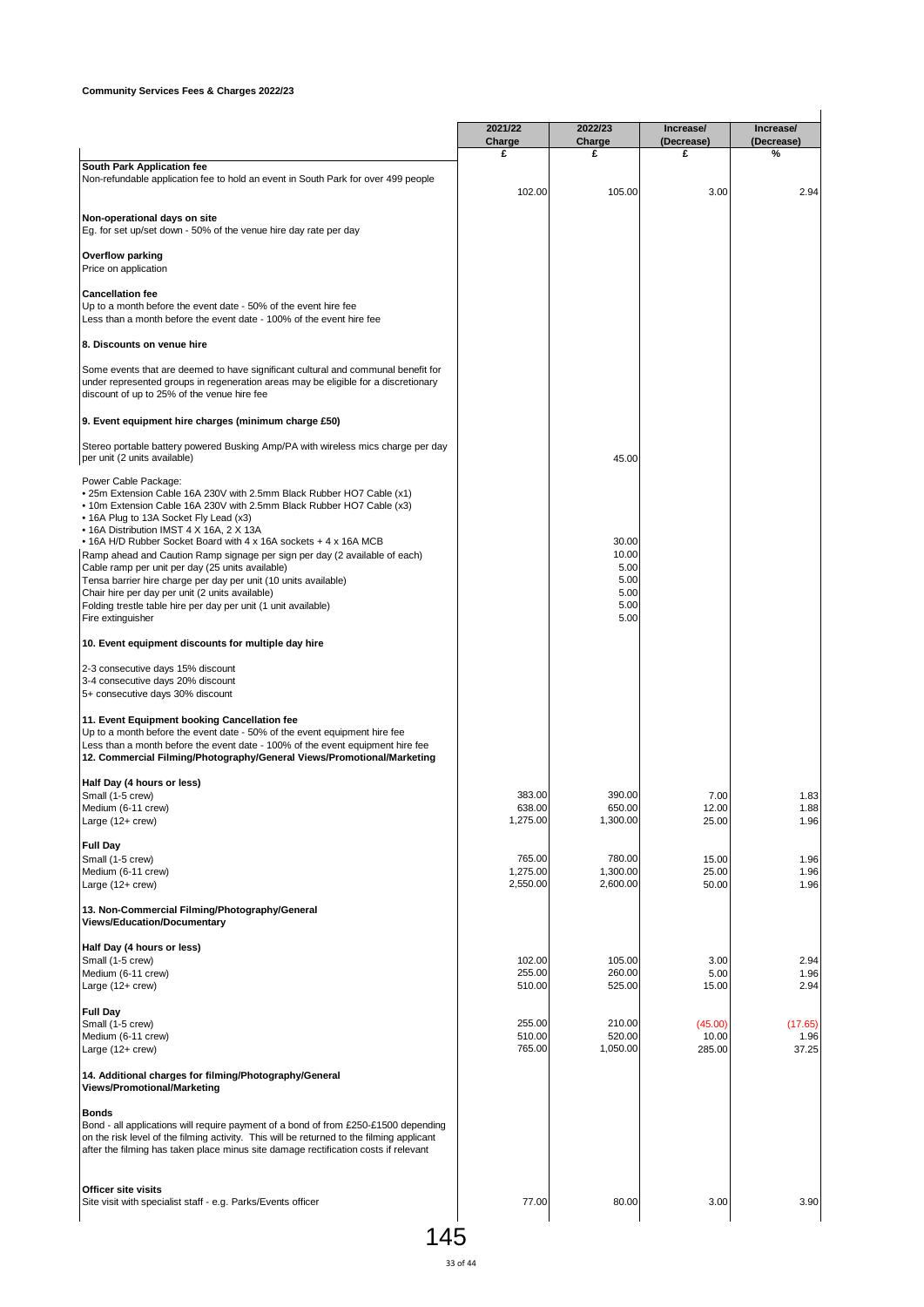**Community Services Fees & Charges 2022/23**

| | 2021/22 Charge | 2022/23 Charge | Increase/ (Decrease) | Increase/ (Decrease) |
|---|---|---|---|---|
| | £ | £ | £ | % |
| **South Park Application fee** | | | | |
| Non-refundable application fee to hold an event in South Park for over 499 people | 102.00 | 105.00 | 3.00 | 2.94 |
| **Non-operational days on site** | | | | |
| Eg. for set up/set down - 50% of the venue hire day rate per day | | | | |
| **Overflow parking** | | | | |
| Price on application | | | | |
| **Cancellation fee** | | | | |
| Up to a month before the event date - 50% of the event hire fee | | | | |
| Less than a month before the event date - 100% of the event hire fee | | | | |
| **8. Discounts on venue hire** | | | | |
| Some events that are deemed to have significant cultural and communal benefit for under represented groups in regeneration areas may be eligible for a discretionary discount of up to 25% of the venue hire fee | | | | |
| **9. Event equipment hire charges (minimum charge £50)** | | | | |
| Stereo portable battery powered Busking Amp/PA with wireless mics charge per day per unit (2 units available) | | 45.00 | | |
| Power Cable Package: • 25m Extension Cable 16A 230V with 2.5mm Black Rubber HO7 Cable (x1) • 10m Extension Cable 16A 230V with 2.5mm Black Rubber HO7 Cable (x3) • 16A Plug to 13A Socket Fly Lead (x3) • 16A Distribution IMST 4 X 16A, 2 X 13A • 16A H/D Rubber Socket Board with 4 x 16A sockets + 4 x 16A MCB | | 30.00 | | |
| Ramp ahead and Caution Ramp signage per sign per day (2 available of each) | | 10.00 | | |
| Cable ramp per unit per day (25 units available) | | 5.00 | | |
| Tensa barrier hire charge per day per unit (10 units available) | | 5.00 | | |
| Chair hire per day per unit (2 units available) | | 5.00 | | |
| Folding trestle table hire per day per unit (1 unit available) | | 5.00 | | |
| Fire extinguisher | | 5.00 | | |
| **10. Event equipment discounts for multiple day hire** | | | | |
| 2-3 consecutive days 15% discount | | | | |
| 3-4 consecutive days 20% discount | | | | |
| 5+ consecutive days 30% discount | | | | |
| **11. Event Equipment booking Cancellation fee** | | | | |
| Up to a month before the event date - 50% of the event equipment hire fee | | | | |
| Less than a month before the event date - 100% of the event equipment hire fee | | | | |
| **12. Commercial Filming/Photography/General Views/Promotional/Marketing** | | | | |
| **Half Day (4 hours or less)** | | | | |
| Small (1-5 crew) | 383.00 | 390.00 | 7.00 | 1.83 |
| Medium (6-11 crew) | 638.00 | 650.00 | 12.00 | 1.88 |
| Large (12+ crew) | 1,275.00 | 1,300.00 | 25.00 | 1.96 |
| **Full Day** | | | | |
| Small (1-5 crew) | 765.00 | 780.00 | 15.00 | 1.96 |
| Medium (6-11 crew) | 1,275.00 | 1,300.00 | 25.00 | 1.96 |
| Large (12+ crew) | 2,550.00 | 2,600.00 | 50.00 | 1.96 |
| **13. Non-Commercial Filming/Photography/General Views/Education/Documentary** | | | | |
| **Half Day (4 hours or less)** | | | | |
| Small (1-5 crew) | 102.00 | 105.00 | 3.00 | 2.94 |
| Medium (6-11 crew) | 255.00 | 260.00 | 5.00 | 1.96 |
| Large (12+ crew) | 510.00 | 525.00 | 15.00 | 2.94 |
| **Full Day** | | | | |
| Small (1-5 crew) | 255.00 | 210.00 | (45.00) | (17.65) |
| Medium (6-11 crew) | 510.00 | 520.00 | 10.00 | 1.96 |
| Large (12+ crew) | 765.00 | 1,050.00 | 285.00 | 37.25 |
| **14. Additional charges for filming/Photography/General Views/Promotional/Marketing** | | | | |
| **Bonds** | | | | |
| Bond - all applications will require payment of a bond of from £250-£1500 depending on the risk level of the filming activity. This will be returned to the filming applicant after the filming has taken place minus site damage rectification costs if relevant | | | | |
| **Officer site visits** | | | | |
| Site visit with specialist staff - e.g. Parks/Events officer | 77.00 | 80.00 | 3.00 | 3.90 |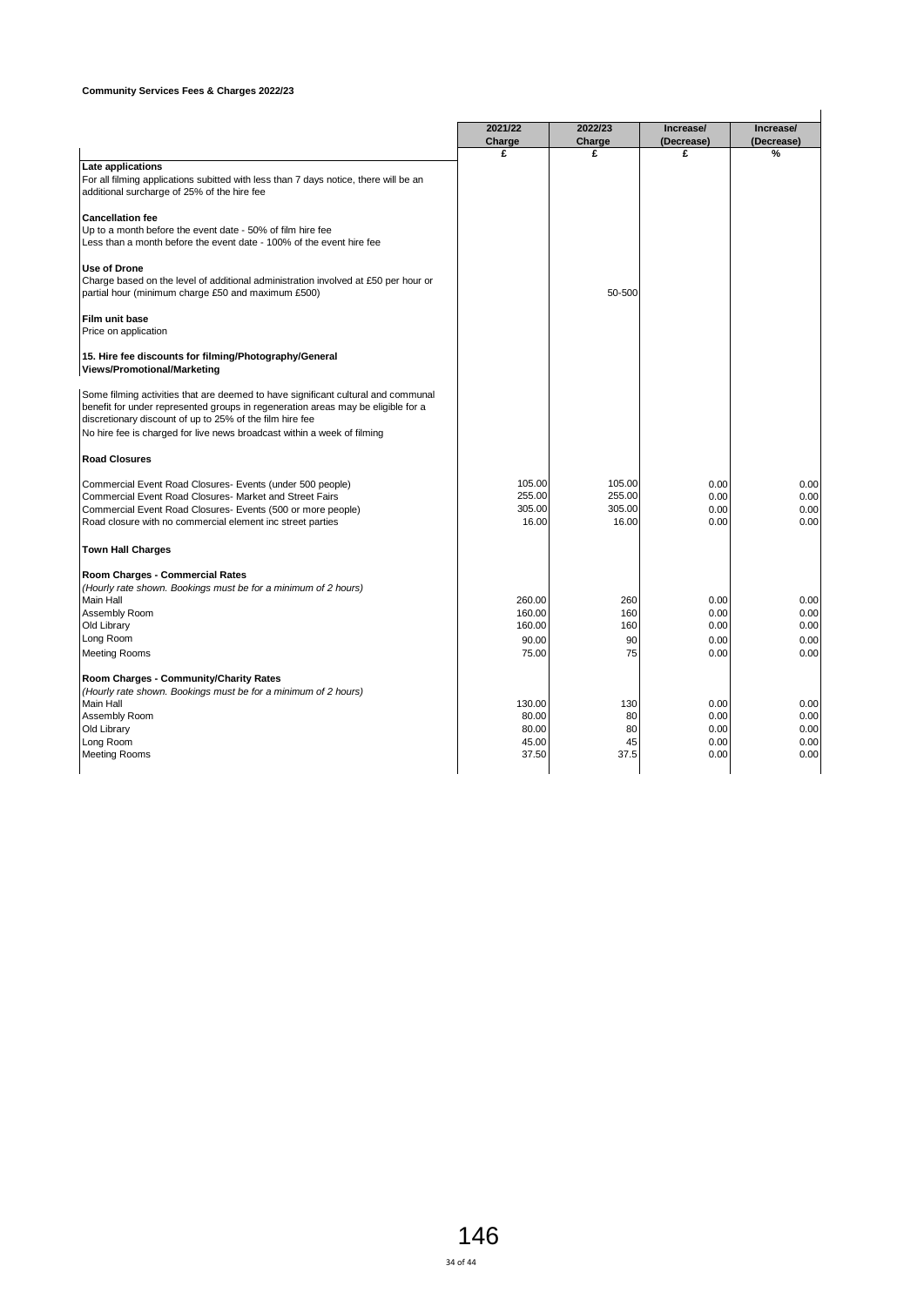**Community Services Fees & Charges 2022/23**

| | 2021/22 Charge | 2022/23 Charge | Increase/ (Decrease) | Increase/ (Decrease) |
|---|---|---|---|---|
| | £ | £ | £ | % |
| **Late applications** | | | | |
| For all filming applications subitted with less than 7 days notice, there will be an additional surcharge of 25% of the hire fee | | | | |
| **Cancellation fee** | | | | |
| Up to a month before the event date - 50% of film hire fee | | | | |
| Less than a month before the event date - 100% of the event hire fee | | | | |
| **Use of Drone** | | | | |
| Charge based on the level of additional administration involved at £50 per hour or partial hour (minimum charge £50 and maximum £500) | | 50-500 | | |
| **Film unit base** | | | | |
| Price on application | | | | |
| **15. Hire fee discounts for filming/Photography/General Views/Promotional/Marketing** | | | | |
| Some filming activities that are deemed to have significant cultural and communal benefit for under represented groups in regeneration areas may be eligible for a discretionary discount of up to 25% of the film hire fee | | | | |
| No hire fee is charged for live news broadcast within a week of filming | | | | |
| **Road Closures** | | | | |
| Commercial Event Road Closures- Events (under 500 people) | 105.00 | 105.00 | 0.00 | 0.00 |
| Commercial Event Road Closures- Market and Street Fairs | 255.00 | 255.00 | 0.00 | 0.00 |
| Commercial Event Road Closures- Events (500 or more people) | 305.00 | 305.00 | 0.00 | 0.00 |
| Road closure with no commercial element inc street parties | 16.00 | 16.00 | 0.00 | 0.00 |
| **Town Hall Charges** | | | | |
| **Room Charges - Commercial Rates** | | | | |
| *(Hourly rate shown. Bookings must be for a minimum of 2 hours)* | | | | |
| Main Hall | 260.00 | 260 | 0.00 | 0.00 |
| Assembly Room | 160.00 | 160 | 0.00 | 0.00 |
| Old Library | 160.00 | 160 | 0.00 | 0.00 |
| Long Room | 90.00 | 90 | 0.00 | 0.00 |
| Meeting Rooms | 75.00 | 75 | 0.00 | 0.00 |
| **Room Charges - Community/Charity Rates** | | | | |
| *(Hourly rate shown. Bookings must be for a minimum of 2 hours)* | | | | |
| Main Hall | 130.00 | 130 | 0.00 | 0.00 |
| Assembly Room | 80.00 | 80 | 0.00 | 0.00 |
| Old Library | 80.00 | 80 | 0.00 | 0.00 |
| Long Room | 45.00 | 45 | 0.00 | 0.00 |
| Meeting Rooms | 37.50 | 37.5 | 0.00 | 0.00 |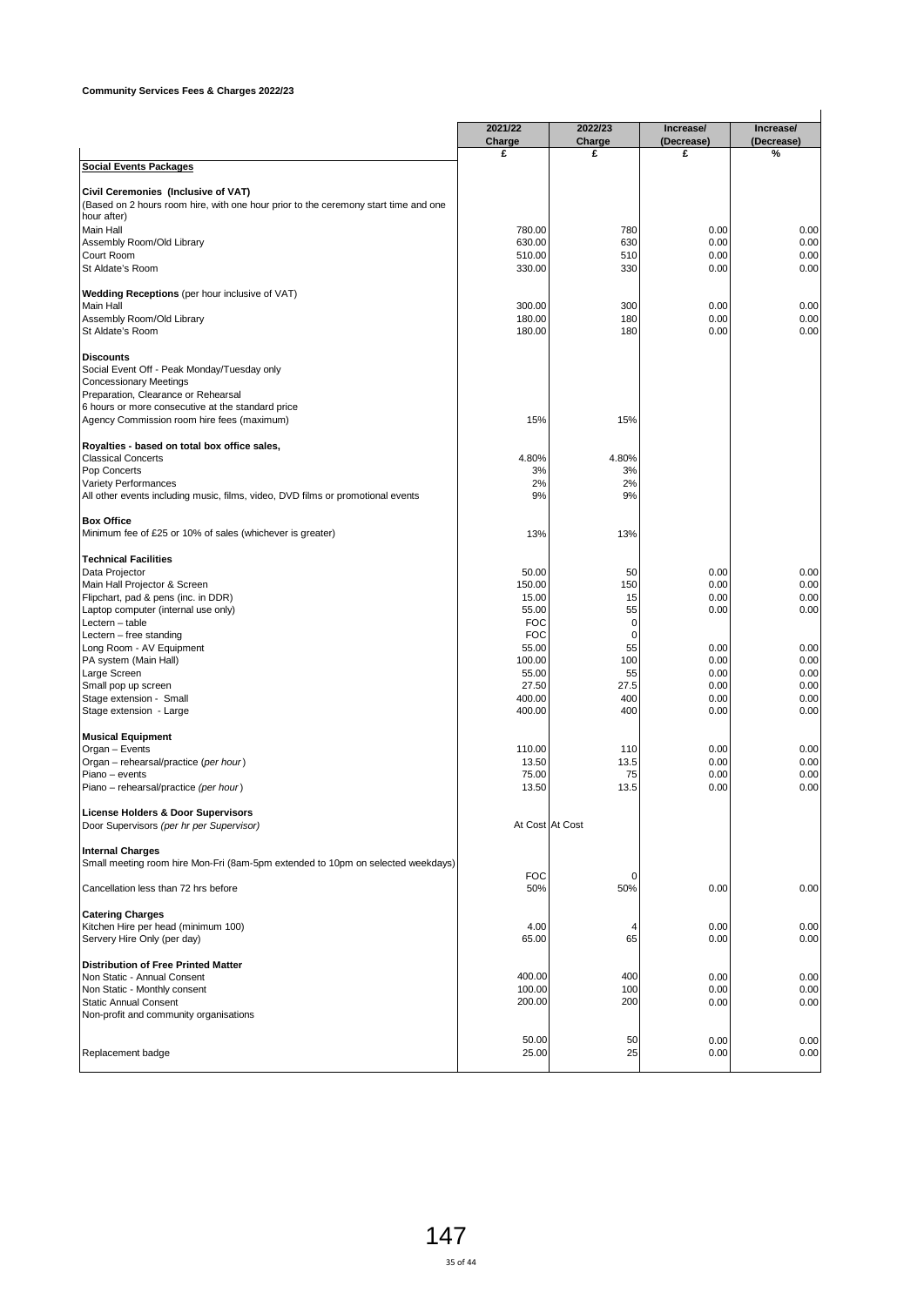**Community Services Fees & Charges 2022/23**

| | 2021/22 Charge | 2022/23 Charge | Increase/ (Decrease) | Increase/ (Decrease) |
|---|---|---|---|---|
| | £ | £ | £ | % |
| **Social Events Packages** | | | | |
| | | | | |
| **Civil Ceremonies (Inclusive of VAT)** | | | | |
| (Based on 2 hours room hire, with one hour prior to the ceremony start time and one hour after) | | | | |
| Main Hall | 780.00 | 780 | 0.00 | 0.00 |
| Assembly Room/Old Library | 630.00 | 630 | 0.00 | 0.00 |
| Court Room | 510.00 | 510 | 0.00 | 0.00 |
| St Aldate's Room | 330.00 | 330 | 0.00 | 0.00 |
| | | | | |
| **Wedding Receptions** (per hour inclusive of VAT) | | | | |
| Main Hall | 300.00 | 300 | 0.00 | 0.00 |
| Assembly Room/Old Library | 180.00 | 180 | 0.00 | 0.00 |
| St Aldate's Room | 180.00 | 180 | 0.00 | 0.00 |
| | | | | |
| **Discounts** | | | | |
| Social Event Off - Peak Monday/Tuesday only | | | | |
| Concessionary Meetings | | | | |
| Preparation, Clearance or Rehearsal | | | | |
| 6 hours or more consecutive at the standard price | | | | |
| Agency Commission room hire fees (maximum) | 15% | 15% | | |
| | | | | |
| **Royalties - based on total box office sales,** | | | | |
| Classical Concerts | 4.80% | 4.80% | | |
| Pop Concerts | 3% | 3% | | |
| Variety Performances | 2% | 2% | | |
| All other events including music, films, video, DVD films or promotional events | 9% | 9% | | |
| | | | | |
| **Box Office** | | | | |
| Minimum fee of £25 or 10% of sales (whichever is greater) | 13% | 13% | | |
| | | | | |
| **Technical Facilities** | | | | |
| Data Projector | 50.00 | 50 | 0.00 | 0.00 |
| Main Hall Projector & Screen | 150.00 | 150 | 0.00 | 0.00 |
| Flipchart, pad & pens (inc. in DDR) | 15.00 | 15 | 0.00 | 0.00 |
| Laptop computer (internal use only) | 55.00 | 55 | 0.00 | 0.00 |
| Lectern – table | FOC | 0 | | |
| Lectern – free standing | FOC | 0 | | |
| Long Room - AV Equipment | 55.00 | 55 | 0.00 | 0.00 |
| PA system (Main Hall) | 100.00 | 100 | 0.00 | 0.00 |
| Large Screen | 55.00 | 55 | 0.00 | 0.00 |
| Small pop up screen | 27.50 | 27.5 | 0.00 | 0.00 |
| Stage extension - Small | 400.00 | 400 | 0.00 | 0.00 |
| Stage extension - Large | 400.00 | 400 | 0.00 | 0.00 |
| | | | | |
| **Musical Equipment** | | | | |
| Organ – Events | 110.00 | 110 | 0.00 | 0.00 |
| Organ – rehearsal/practice (*per hour*) | 13.50 | 13.5 | 0.00 | 0.00 |
| Piano – events | 75.00 | 75 | 0.00 | 0.00 |
| Piano – rehearsal/practice *(per hour*) | 13.50 | 13.5 | 0.00 | 0.00 |
| | | | | |
| **License Holders & Door Supervisors** | | | | |
| Door Supervisors *(per hr per Supervisor)* | At Cost | At Cost | | |
| | | | | |
| **Internal Charges** | | | | |
| Small meeting room hire Mon-Fri (8am-5pm extended to 10pm on selected weekdays) | FOC | 0 | | |
| Cancellation less than 72 hrs before | 50% | 50% | 0.00 | 0.00 |
| | | | | |
| **Catering Charges** | | | | |
| Kitchen Hire per head (minimum 100) | 4.00 | 4 | 0.00 | 0.00 |
| Servery Hire Only (per day) | 65.00 | 65 | 0.00 | 0.00 |
| | | | | |
| **Distribution of Free Printed Matter** | | | | |
| Non Static - Annual Consent | 400.00 | 400 | 0.00 | 0.00 |
| Non Static - Monthly consent | 100.00 | 100 | 0.00 | 0.00 |
| Static Annual Consent | 200.00 | 200 | 0.00 | 0.00 |
| Non-profit and community organisations | 50.00 | 50 | 0.00 | 0.00 |
| Replacement badge | 25.00 | 25 | 0.00 | 0.00 |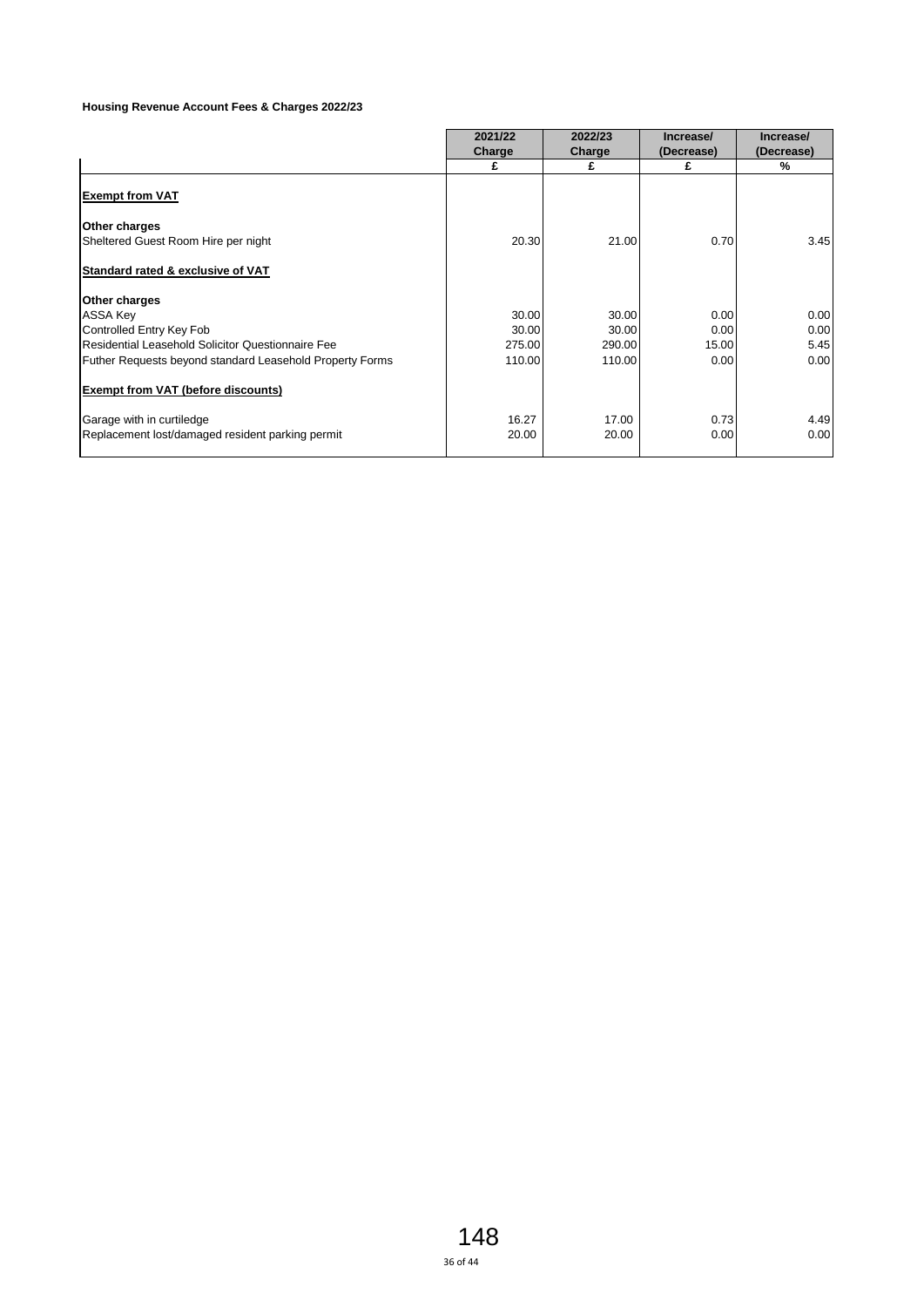**Housing Revenue Account Fees & Charges 2022/23**

| | 2021/22 Charge | 2022/23 Charge | Increase/ (Decrease) | Increase/ (Decrease) |
|---|---|---|---|---|
| | £ | £ | £ | % |
| **Exempt from VAT** | | | | |
| **Other charges** | | | | |
| Sheltered Guest Room Hire per night | 20.30 | 21.00 | 0.70 | 3.45 |
| **Standard rated & exclusive of VAT** | | | | |
| **Other charges** | | | | |
| ASSA Key | 30.00 | 30.00 | 0.00 | 0.00 |
| Controlled Entry Key Fob | 30.00 | 30.00 | 0.00 | 0.00 |
| Residential Leasehold Solicitor Questionnaire Fee | 275.00 | 290.00 | 15.00 | 5.45 |
| Futher Requests beyond standard Leasehold Property Forms | 110.00 | 110.00 | 0.00 | 0.00 |
| **Exempt from VAT (before discounts)** | | | | |
| Garage with in curtiledge | 16.27 | 17.00 | 0.73 | 4.49 |
| Replacement lost/damaged resident parking permit | 20.00 | 20.00 | 0.00 | 0.00 |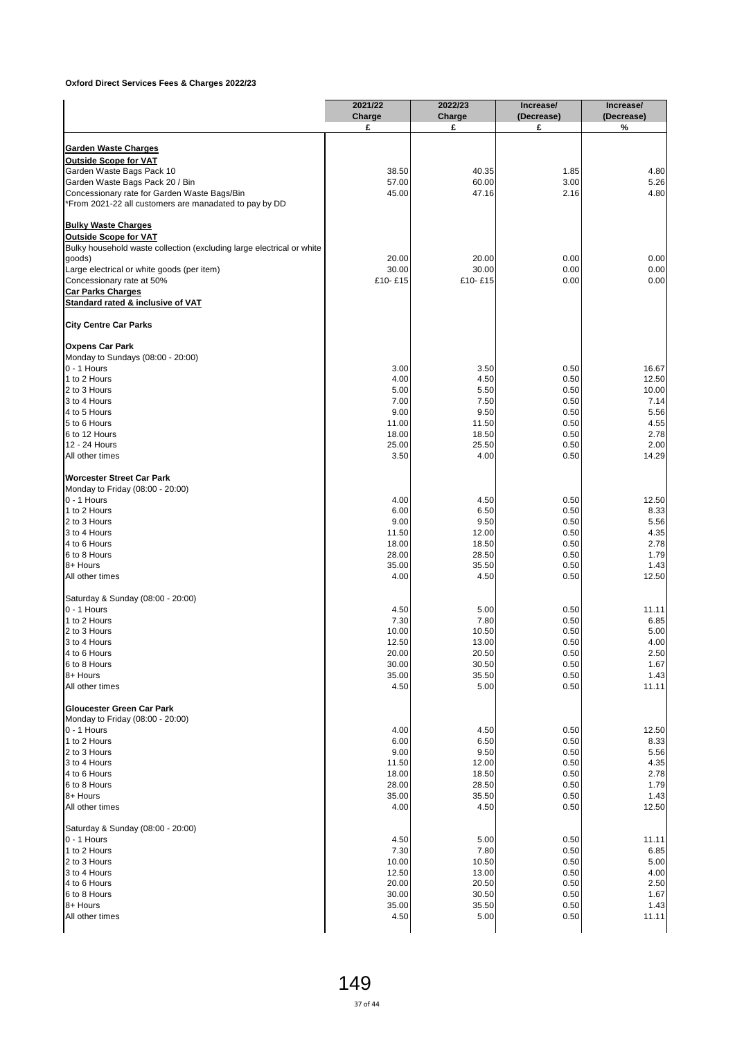**Oxford Direct Services Fees & Charges 2022/23**

| | 2021/22 Charge | 2022/23 Charge | Increase/ (Decrease) | Increase/ (Decrease) |
|---|---|---|---|---|
| | £ | £ | £ | % |
| **Garden Waste Charges** | | | | |
| **Outside Scope for VAT** | | | | |
| Garden Waste Bags Pack 10 | 38.50 | 40.35 | 1.85 | 4.80 |
| Garden Waste Bags Pack 20 / Bin | 57.00 | 60.00 | 3.00 | 5.26 |
| Concessionary rate for Garden Waste Bags/Bin | 45.00 | 47.16 | 2.16 | 4.80 |
| *From 2021-22 all customers are manadated to pay by DD | | | | |
| **Bulky Waste Charges** | | | | |
| **Outside Scope for VAT** | | | | |
| Bulky household waste collection (excluding large electrical or white goods) | 20.00 | 20.00 | 0.00 | 0.00 |
| Large electrical or white goods (per item) | 30.00 | 30.00 | 0.00 | 0.00 |
| Concessionary rate at 50% | £10- £15 | £10- £15 | 0.00 | 0.00 |
| **Car Parks Charges** | | | | |
| **Standard rated & inclusive of VAT** | | | | |
| **City Centre Car Parks** | | | | |
| **Oxpens Car Park** | | | | |
| Monday to Sundays (08:00 - 20:00) | | | | |
| 0 - 1 Hours | 3.00 | 3.50 | 0.50 | 16.67 |
| 1 to 2 Hours | 4.00 | 4.50 | 0.50 | 12.50 |
| 2 to 3 Hours | 5.00 | 5.50 | 0.50 | 10.00 |
| 3 to 4 Hours | 7.00 | 7.50 | 0.50 | 7.14 |
| 4 to 5 Hours | 9.00 | 9.50 | 0.50 | 5.56 |
| 5 to 6 Hours | 11.00 | 11.50 | 0.50 | 4.55 |
| 6 to 12 Hours | 18.00 | 18.50 | 0.50 | 2.78 |
| 12 - 24 Hours | 25.00 | 25.50 | 0.50 | 2.00 |
| All other times | 3.50 | 4.00 | 0.50 | 14.29 |
| **Worcester Street Car Park** | | | | |
| Monday to Friday (08:00 - 20:00) | | | | |
| 0 - 1 Hours | 4.00 | 4.50 | 0.50 | 12.50 |
| 1 to 2 Hours | 6.00 | 6.50 | 0.50 | 8.33 |
| 2 to 3 Hours | 9.00 | 9.50 | 0.50 | 5.56 |
| 3 to 4 Hours | 11.50 | 12.00 | 0.50 | 4.35 |
| 4 to 6 Hours | 18.00 | 18.50 | 0.50 | 2.78 |
| 6 to 8 Hours | 28.00 | 28.50 | 0.50 | 1.79 |
| 8+ Hours | 35.00 | 35.50 | 0.50 | 1.43 |
| All other times | 4.00 | 4.50 | 0.50 | 12.50 |
| Saturday & Sunday (08:00 - 20:00) | | | | |
| 0 - 1 Hours | 4.50 | 5.00 | 0.50 | 11.11 |
| 1 to 2 Hours | 7.30 | 7.80 | 0.50 | 6.85 |
| 2 to 3 Hours | 10.00 | 10.50 | 0.50 | 5.00 |
| 3 to 4 Hours | 12.50 | 13.00 | 0.50 | 4.00 |
| 4 to 6 Hours | 20.00 | 20.50 | 0.50 | 2.50 |
| 6 to 8 Hours | 30.00 | 30.50 | 0.50 | 1.67 |
| 8+ Hours | 35.00 | 35.50 | 0.50 | 1.43 |
| All other times | 4.50 | 5.00 | 0.50 | 11.11 |
| **Gloucester Green Car Park** | | | | |
| Monday to Friday (08:00 - 20:00) | | | | |
| 0 - 1 Hours | 4.00 | 4.50 | 0.50 | 12.50 |
| 1 to 2 Hours | 6.00 | 6.50 | 0.50 | 8.33 |
| 2 to 3 Hours | 9.00 | 9.50 | 0.50 | 5.56 |
| 3 to 4 Hours | 11.50 | 12.00 | 0.50 | 4.35 |
| 4 to 6 Hours | 18.00 | 18.50 | 0.50 | 2.78 |
| 6 to 8 Hours | 28.00 | 28.50 | 0.50 | 1.79 |
| 8+ Hours | 35.00 | 35.50 | 0.50 | 1.43 |
| All other times | 4.00 | 4.50 | 0.50 | 12.50 |
| Saturday & Sunday (08:00 - 20:00) | | | | |
| 0 - 1 Hours | 4.50 | 5.00 | 0.50 | 11.11 |
| 1 to 2 Hours | 7.30 | 7.80 | 0.50 | 6.85 |
| 2 to 3 Hours | 10.00 | 10.50 | 0.50 | 5.00 |
| 3 to 4 Hours | 12.50 | 13.00 | 0.50 | 4.00 |
| 4 to 6 Hours | 20.00 | 20.50 | 0.50 | 2.50 |
| 6 to 8 Hours | 30.00 | 30.50 | 0.50 | 1.67 |
| 8+ Hours | 35.00 | 35.50 | 0.50 | 1.43 |
| All other times | 4.50 | 5.00 | 0.50 | 11.11 |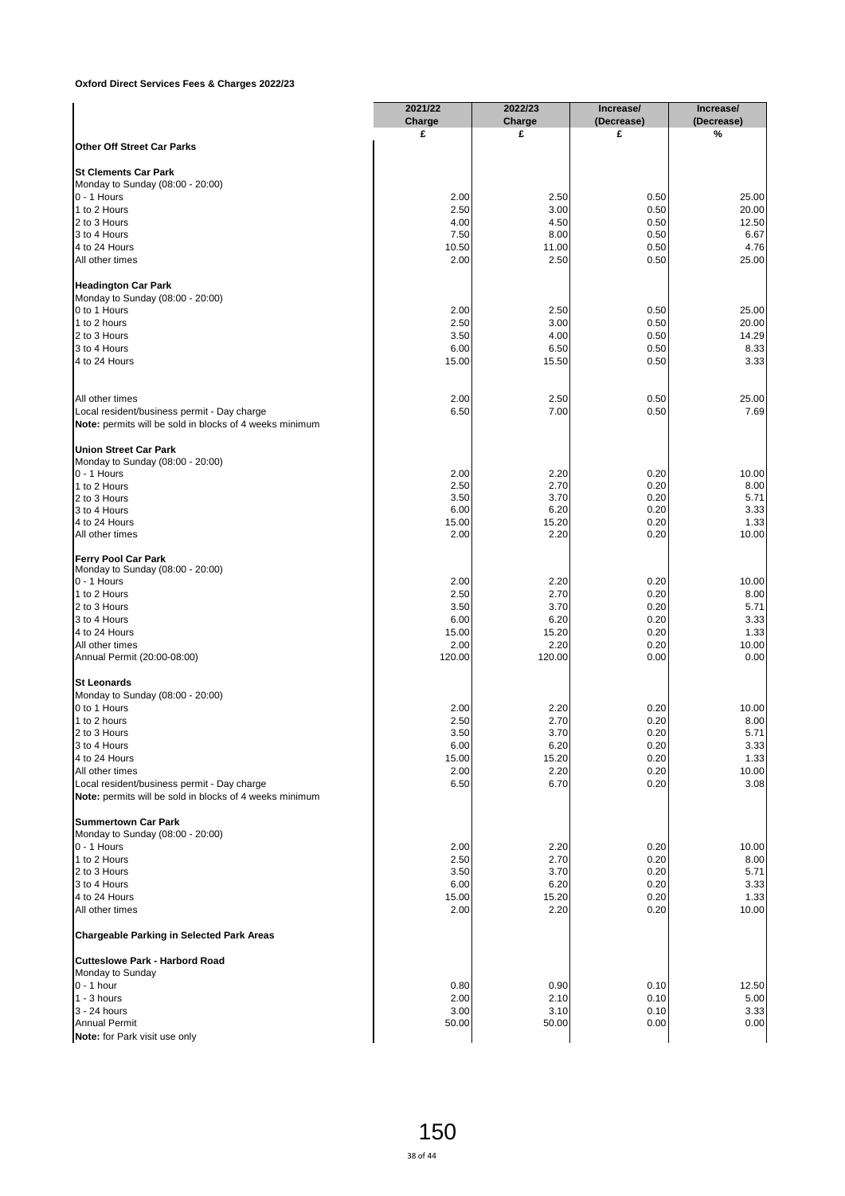**Oxford Direct Services Fees & Charges 2022/23**

| | 2021/22 Charge | 2022/23 Charge | Increase/ (Decrease) | Increase/ (Decrease) |
|---|---|---|---|---|
| | £ | £ | £ | % |
| **Other Off Street Car Parks** | | | | |
| | | | | |
| **St Clements Car Park** | | | | |
| Monday to Sunday (08:00 - 20:00) | | | | |
| 0 - 1 Hours | 2.00 | 2.50 | 0.50 | 25.00 |
| 1 to 2 Hours | 2.50 | 3.00 | 0.50 | 20.00 |
| 2 to 3 Hours | 4.00 | 4.50 | 0.50 | 12.50 |
| 3 to 4 Hours | 7.50 | 8.00 | 0.50 | 6.67 |
| 4 to 24 Hours | 10.50 | 11.00 | 0.50 | 4.76 |
| All other times | 2.00 | 2.50 | 0.50 | 25.00 |
| | | | | |
| **Headington Car Park** | | | | |
| Monday to Sunday (08:00 - 20:00) | | | | |
| 0 to 1 Hours | 2.00 | 2.50 | 0.50 | 25.00 |
| 1 to 2 hours | 2.50 | 3.00 | 0.50 | 20.00 |
| 2 to 3 Hours | 3.50 | 4.00 | 0.50 | 14.29 |
| 3 to 4 Hours | 6.00 | 6.50 | 0.50 | 8.33 |
| 4 to 24 Hours | 15.00 | 15.50 | 0.50 | 3.33 |
| | | | | |
| All other times | 2.00 | 2.50 | 0.50 | 25.00 |
| Local resident/business permit - Day charge | 6.50 | 7.00 | 0.50 | 7.69 |
| **Note:** permits will be sold in blocks of 4 weeks minimum | | | | |
| | | | | |
| **Union Street Car Park** | | | | |
| Monday to Sunday (08:00 - 20:00) | | | | |
| 0 - 1 Hours | 2.00 | 2.20 | 0.20 | 10.00 |
| 1 to 2 Hours | 2.50 | 2.70 | 0.20 | 8.00 |
| 2 to 3 Hours | 3.50 | 3.70 | 0.20 | 5.71 |
| 3 to 4 Hours | 6.00 | 6.20 | 0.20 | 3.33 |
| 4 to 24 Hours | 15.00 | 15.20 | 0.20 | 1.33 |
| All other times | 2.00 | 2.20 | 0.20 | 10.00 |
| | | | | |
| **Ferry Pool Car Park** | | | | |
| Monday to Sunday (08:00 - 20:00) | | | | |
| 0 - 1 Hours | 2.00 | 2.20 | 0.20 | 10.00 |
| 1 to 2 Hours | 2.50 | 2.70 | 0.20 | 8.00 |
| 2 to 3 Hours | 3.50 | 3.70 | 0.20 | 5.71 |
| 3 to 4 Hours | 6.00 | 6.20 | 0.20 | 3.33 |
| 4 to 24 Hours | 15.00 | 15.20 | 0.20 | 1.33 |
| All other times | 2.00 | 2.20 | 0.20 | 10.00 |
| Annual Permit (20:00-08:00) | 120.00 | 120.00 | 0.00 | 0.00 |
| | | | | |
| **St Leonards** | | | | |
| Monday to Sunday (08:00 - 20:00) | | | | |
| 0 to 1 Hours | 2.00 | 2.20 | 0.20 | 10.00 |
| 1 to 2 hours | 2.50 | 2.70 | 0.20 | 8.00 |
| 2 to 3 Hours | 3.50 | 3.70 | 0.20 | 5.71 |
| 3 to 4 Hours | 6.00 | 6.20 | 0.20 | 3.33 |
| 4 to 24 Hours | 15.00 | 15.20 | 0.20 | 1.33 |
| All other times | 2.00 | 2.20 | 0.20 | 10.00 |
| Local resident/business permit - Day charge | 6.50 | 6.70 | 0.20 | 3.08 |
| **Note:** permits will be sold in blocks of 4 weeks minimum | | | | |
| | | | | |
| **Summertown Car Park** | | | | |
| Monday to Sunday (08:00 - 20:00) | | | | |
| 0 - 1 Hours | 2.00 | 2.20 | 0.20 | 10.00 |
| 1 to 2 Hours | 2.50 | 2.70 | 0.20 | 8.00 |
| 2 to 3 Hours | 3.50 | 3.70 | 0.20 | 5.71 |
| 3 to 4 Hours | 6.00 | 6.20 | 0.20 | 3.33 |
| 4 to 24 Hours | 15.00 | 15.20 | 0.20 | 1.33 |
| All other times | 2.00 | 2.20 | 0.20 | 10.00 |
| | | | | |
| **Chargeable Parking in Selected Park Areas** | | | | |
| | | | | |
| **Cutteslowe Park - Harbord Road** | | | | |
| Monday to Sunday | | | | |
| 0 - 1 hour | 0.80 | 0.90 | 0.10 | 12.50 |
| 1 - 3 hours | 2.00 | 2.10 | 0.10 | 5.00 |
| 3 - 24 hours | 3.00 | 3.10 | 0.10 | 3.33 |
| Annual Permit | 50.00 | 50.00 | 0.00 | 0.00 |
| **Note:** for Park visit use only | | | | |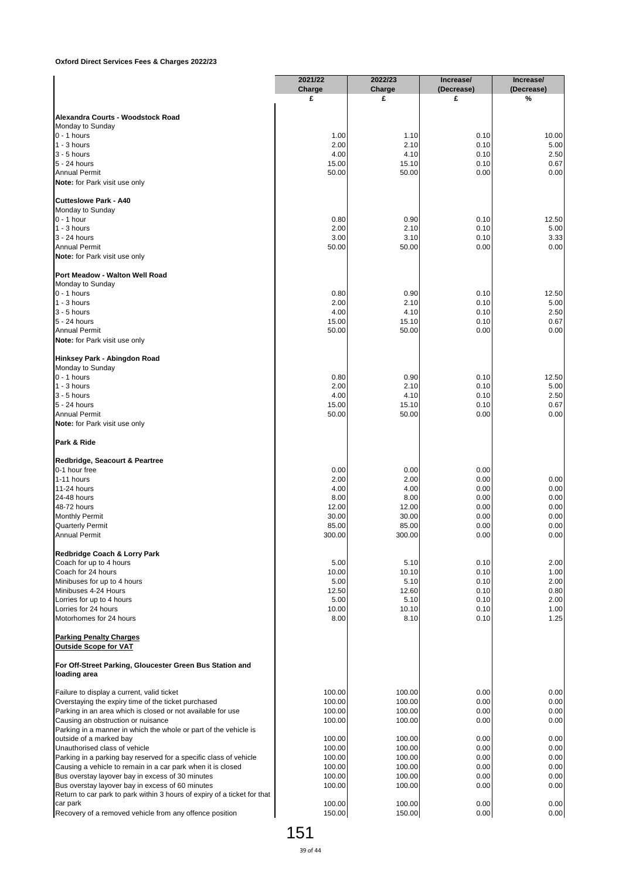**Oxford Direct Services Fees & Charges 2022/23**

| | 2021/22 Charge | 2022/23 Charge | Increase/ (Decrease) | Increase/ (Decrease) |
|---|---|---|---|---|
| | £ | £ | £ | % |
| **Alexandra Courts - Woodstock Road** | | | | |
| Monday to Sunday | | | | |
| 0 - 1 hours | 1.00 | 1.10 | 0.10 | 10.00 |
| 1 - 3 hours | 2.00 | 2.10 | 0.10 | 5.00 |
| 3 - 5 hours | 4.00 | 4.10 | 0.10 | 2.50 |
| 5 - 24 hours | 15.00 | 15.10 | 0.10 | 0.67 |
| Annual Permit | 50.00 | 50.00 | 0.00 | 0.00 |
| **Note:** for Park visit use only | | | | |
| **Cutteslowe Park - A40** | | | | |
| Monday to Sunday | | | | |
| 0 - 1 hour | 0.80 | 0.90 | 0.10 | 12.50 |
| 1 - 3 hours | 2.00 | 2.10 | 0.10 | 5.00 |
| 3 - 24 hours | 3.00 | 3.10 | 0.10 | 3.33 |
| Annual Permit | 50.00 | 50.00 | 0.00 | 0.00 |
| **Note:** for Park visit use only | | | | |
| **Port Meadow - Walton Well Road** | | | | |
| Monday to Sunday | | | | |
| 0 - 1 hours | 0.80 | 0.90 | 0.10 | 12.50 |
| 1 - 3 hours | 2.00 | 2.10 | 0.10 | 5.00 |
| 3 - 5 hours | 4.00 | 4.10 | 0.10 | 2.50 |
| 5 - 24 hours | 15.00 | 15.10 | 0.10 | 0.67 |
| Annual Permit | 50.00 | 50.00 | 0.00 | 0.00 |
| **Note:** for Park visit use only | | | | |
| **Hinksey Park - Abingdon Road** | | | | |
| Monday to Sunday | | | | |
| 0 - 1 hours | 0.80 | 0.90 | 0.10 | 12.50 |
| 1 - 3 hours | 2.00 | 2.10 | 0.10 | 5.00 |
| 3 - 5 hours | 4.00 | 4.10 | 0.10 | 2.50 |
| 5 - 24 hours | 15.00 | 15.10 | 0.10 | 0.67 |
| Annual Permit | 50.00 | 50.00 | 0.00 | 0.00 |
| **Note:** for Park visit use only | | | | |
| **Park & Ride** | | | | |
| **Redbridge, Seacourt & Peartree** | | | | |
| 0-1 hour free | 0.00 | 0.00 | 0.00 | |
| 1-11 hours | 2.00 | 2.00 | 0.00 | 0.00 |
| 11-24 hours | 4.00 | 4.00 | 0.00 | 0.00 |
| 24-48 hours | 8.00 | 8.00 | 0.00 | 0.00 |
| 48-72 hours | 12.00 | 12.00 | 0.00 | 0.00 |
| Monthly Permit | 30.00 | 30.00 | 0.00 | 0.00 |
| Quarterly Permit | 85.00 | 85.00 | 0.00 | 0.00 |
| Annual Permit | 300.00 | 300.00 | 0.00 | 0.00 |
| **Redbridge Coach & Lorry Park** | | | | |
| Coach for up to 4 hours | 5.00 | 5.10 | 0.10 | 2.00 |
| Coach for 24 hours | 10.00 | 10.10 | 0.10 | 1.00 |
| Minibuses for up to 4 hours | 5.00 | 5.10 | 0.10 | 2.00 |
| Minibuses 4-24 Hours | 12.50 | 12.60 | 0.10 | 0.80 |
| Lorries for up to 4 hours | 5.00 | 5.10 | 0.10 | 2.00 |
| Lorries for 24 hours | 10.00 | 10.10 | 0.10 | 1.00 |
| Motorhomes for 24 hours | 8.00 | 8.10 | 0.10 | 1.25 |
| **Parking Penalty Charges** | | | | |
| **Outside Scope for VAT** | | | | |
| **For Off-Street Parking, Gloucester Green Bus Station and loading area** | | | | |
| Failure to display a current, valid ticket | 100.00 | 100.00 | 0.00 | 0.00 |
| Overstaying the expiry time of the ticket purchased | 100.00 | 100.00 | 0.00 | 0.00 |
| Parking in an area which is closed or not available for use | 100.00 | 100.00 | 0.00 | 0.00 |
| Causing an obstruction or nuisance | 100.00 | 100.00 | 0.00 | 0.00 |
| Parking in a manner in which the whole or part of the vehicle is outside of a marked bay | 100.00 | 100.00 | 0.00 | 0.00 |
| Unauthorised class of vehicle | 100.00 | 100.00 | 0.00 | 0.00 |
| Parking in a parking bay reserved for a specific class of vehicle | 100.00 | 100.00 | 0.00 | 0.00 |
| Causing a vehicle to remain in a car park when it is closed | 100.00 | 100.00 | 0.00 | 0.00 |
| Bus overstay layover bay in excess of 30 minutes | 100.00 | 100.00 | 0.00 | 0.00 |
| Bus overstay layover bay in excess of 60 minutes | 100.00 | 100.00 | 0.00 | 0.00 |
| Return to car park to park within 3 hours of expiry of a ticket for that car park | 100.00 | 100.00 | 0.00 | 0.00 |
| Recovery of a removed vehicle from any offence position | 150.00 | 150.00 | 0.00 | 0.00 |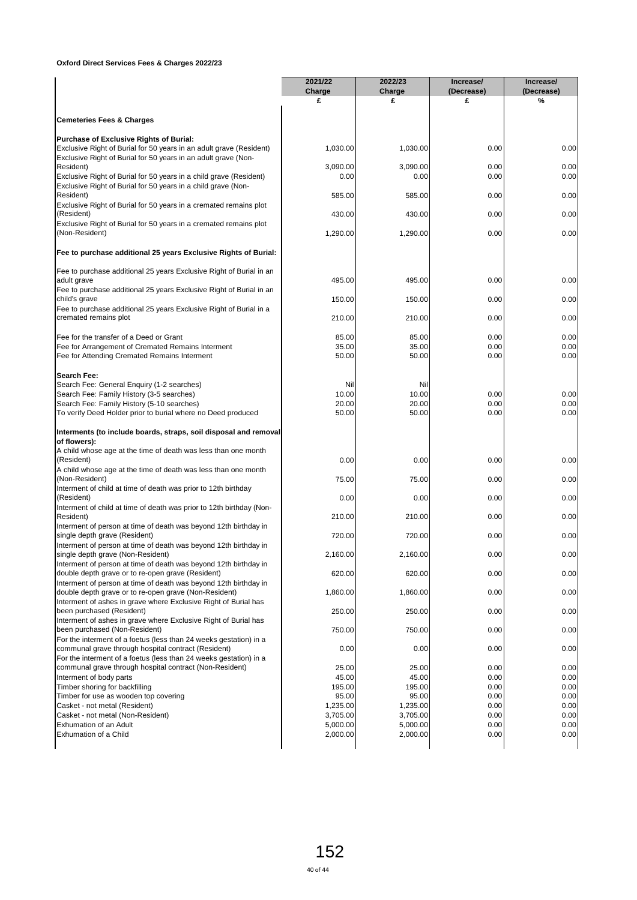**Oxford Direct Services Fees & Charges 2022/23**

| | 2021/22 Charge | 2022/23 Charge | Increase/ (Decrease) | Increase/ (Decrease) |
|---|---|---|---|---|
| | £ | £ | £ | % |
| **Cemeteries Fees & Charges** | | | | |
| **Purchase of Exclusive Rights of Burial:** | | | | |
| Exclusive Right of Burial for 50 years in an adult grave (Resident) | 1,030.00 | 1,030.00 | 0.00 | 0.00 |
| Exclusive Right of Burial for 50 years in an adult grave (Non-Resident) | 3,090.00 | 3,090.00 | 0.00 | 0.00 |
| Exclusive Right of Burial for 50 years in a child grave (Resident) | 0.00 | 0.00 | 0.00 | 0.00 |
| Exclusive Right of Burial for 50 years in a child grave (Non-Resident) | 585.00 | 585.00 | 0.00 | 0.00 |
| Exclusive Right of Burial for 50 years in a cremated remains plot (Resident) | 430.00 | 430.00 | 0.00 | 0.00 |
| Exclusive Right of Burial for 50 years in a cremated remains plot (Non-Resident) | 1,290.00 | 1,290.00 | 0.00 | 0.00 |
| **Fee to purchase additional 25 years Exclusive Rights of Burial:** | | | | |
| Fee to purchase additional 25 years Exclusive Right of Burial in an adult grave | 495.00 | 495.00 | 0.00 | 0.00 |
| Fee to purchase additional 25 years Exclusive Right of Burial in an child's grave | 150.00 | 150.00 | 0.00 | 0.00 |
| Fee to purchase additional 25 years Exclusive Right of Burial in a cremated remains plot | 210.00 | 210.00 | 0.00 | 0.00 |
| Fee for the transfer of a Deed or Grant | 85.00 | 85.00 | 0.00 | 0.00 |
| Fee for Arrangement of Cremated Remains Interment | 35.00 | 35.00 | 0.00 | 0.00 |
| Fee for Attending Cremated Remains Interment | 50.00 | 50.00 | 0.00 | 0.00 |
| **Search Fee:** | | | | |
| Search Fee: General Enquiry (1-2 searches) | Nil | Nil | | |
| Search Fee: Family History (3-5 searches) | 10.00 | 10.00 | 0.00 | 0.00 |
| Search Fee: Family History (5-10 searches) | 20.00 | 20.00 | 0.00 | 0.00 |
| To verify Deed Holder prior to burial where no Deed produced | 50.00 | 50.00 | 0.00 | 0.00 |
| **Interments (to include boards, straps, soil disposal and removal of flowers):** | | | | |
| A child whose age at the time of death was less than one month (Resident) | 0.00 | 0.00 | 0.00 | 0.00 |
| A child whose age at the time of death was less than one month (Non-Resident) | 75.00 | 75.00 | 0.00 | 0.00 |
| Interment of child at time of death was prior to 12th birthday (Resident) | 0.00 | 0.00 | 0.00 | 0.00 |
| Interment of child at time of death was prior to 12th birthday (Non-Resident) | 210.00 | 210.00 | 0.00 | 0.00 |
| Interment of person at time of death was beyond 12th birthday in single depth grave (Resident) | 720.00 | 720.00 | 0.00 | 0.00 |
| Interment of person at time of death was beyond 12th birthday in single depth grave (Non-Resident) | 2,160.00 | 2,160.00 | 0.00 | 0.00 |
| Interment of person at time of death was beyond 12th birthday in double depth grave or to re-open grave (Resident) | 620.00 | 620.00 | 0.00 | 0.00 |
| Interment of person at time of death was beyond 12th birthday in double depth grave or to re-open grave (Non-Resident) | 1,860.00 | 1,860.00 | 0.00 | 0.00 |
| Interment of ashes in grave where Exclusive Right of Burial has been purchased (Resident) | 250.00 | 250.00 | 0.00 | 0.00 |
| Interment of ashes in grave where Exclusive Right of Burial has been purchased (Non-Resident) | 750.00 | 750.00 | 0.00 | 0.00 |
| For the interment of a foetus (less than 24 weeks gestation) in a communal grave through hospital contract (Resident) | 0.00 | 0.00 | 0.00 | 0.00 |
| For the interment of a foetus (less than 24 weeks gestation) in a communal grave through hospital contract (Non-Resident) | 25.00 | 25.00 | 0.00 | 0.00 |
| Interment of body parts | 45.00 | 45.00 | 0.00 | 0.00 |
| Timber shoring for backfilling | 195.00 | 195.00 | 0.00 | 0.00 |
| Timber for use as wooden top covering | 95.00 | 95.00 | 0.00 | 0.00 |
| Casket - not metal (Resident) | 1,235.00 | 1,235.00 | 0.00 | 0.00 |
| Casket - not metal (Non-Resident) | 3,705.00 | 3,705.00 | 0.00 | 0.00 |
| Exhumation of an Adult | 5,000.00 | 5,000.00 | 0.00 | 0.00 |
| Exhumation of a Child | 2,000.00 | 2,000.00 | 0.00 | 0.00 |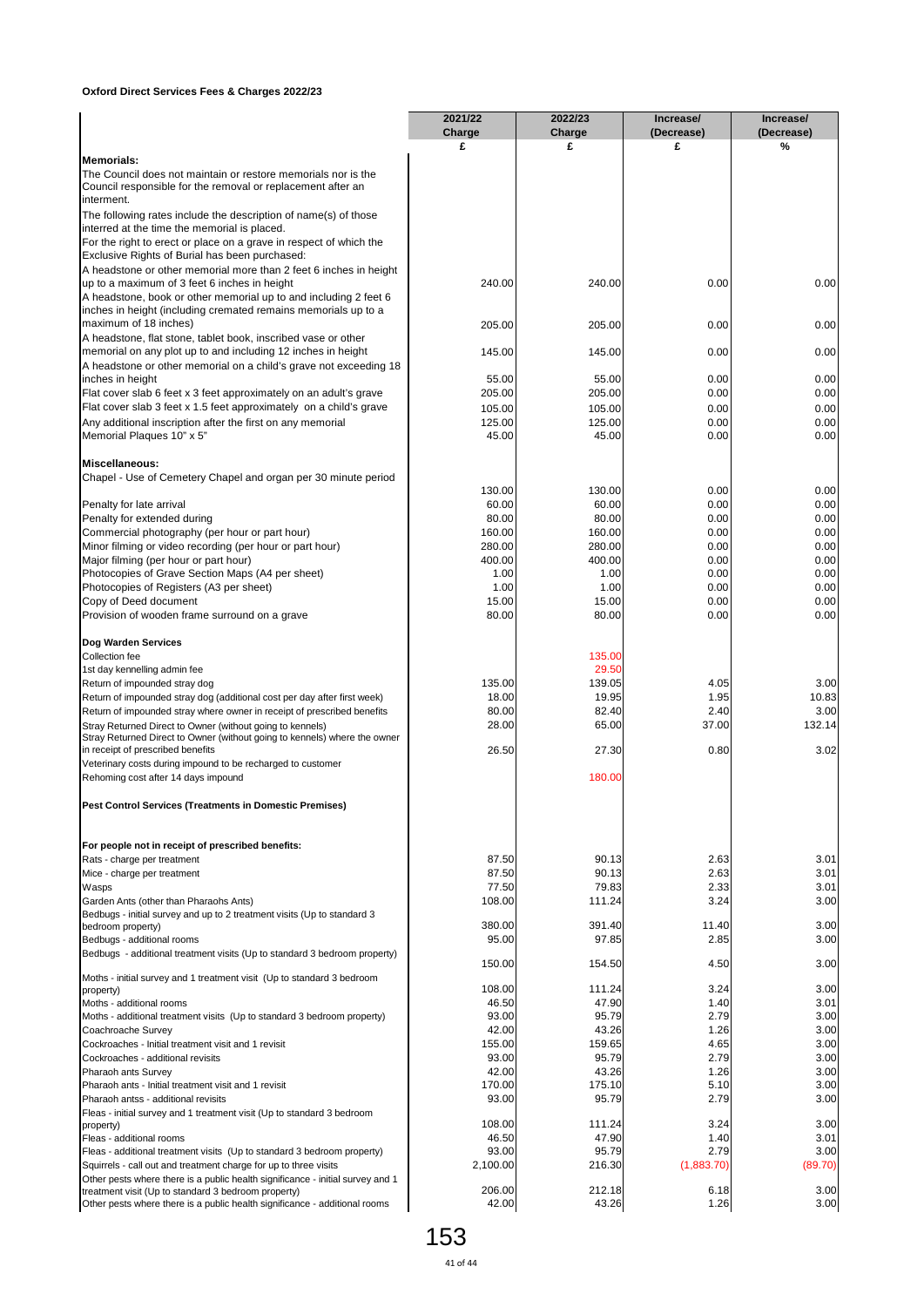**Oxford Direct Services Fees & Charges 2022/23**

| | 2021/22 Charge | 2022/23 Charge | Increase/ (Decrease) | Increase/ (Decrease) |
|---|---|---|---|---|
| | £ | £ | £ | % |
| **Memorials:** | | | | |
| The Council does not maintain or restore memorials nor is the Council responsible for the removal or replacement after an interment. | | | | |
| The following rates include the description of name(s) of those interred at the time the memorial is placed. | | | | |
| For the right to erect or place on a grave in respect of which the Exclusive Rights of Burial has been purchased: | | | | |
| A headstone or other memorial more than 2 feet 6 inches in height up to a maximum of 3 feet 6 inches in height | 240.00 | 240.00 | 0.00 | 0.00 |
| A headstone, book or other memorial up to and including 2 feet 6 inches in height (including cremated remains memorials up to a maximum of 18 inches) | 205.00 | 205.00 | 0.00 | 0.00 |
| A headstone, flat stone, tablet book, inscribed vase or other memorial on any plot up to and including 12 inches in height | 145.00 | 145.00 | 0.00 | 0.00 |
| A headstone or other memorial on a child's grave not exceeding 18 inches in height | 55.00 | 55.00 | 0.00 | 0.00 |
| Flat cover slab 6 feet x 3 feet approximately on an adult's grave | 205.00 | 205.00 | 0.00 | 0.00 |
| Flat cover slab 3 feet x 1.5 feet approximately on a child's grave | 105.00 | 105.00 | 0.00 | 0.00 |
| Any additional inscription after the first on any memorial | 125.00 | 125.00 | 0.00 | 0.00 |
| Memorial Plaques 10" x 5" | 45.00 | 45.00 | 0.00 | 0.00 |
| **Miscellaneous:** | | | | |
| Chapel - Use of Cemetery Chapel and organ per 30 minute period | 130.00 | 130.00 | 0.00 | 0.00 |
| Penalty for late arrival | 60.00 | 60.00 | 0.00 | 0.00 |
| Penalty for extended during | 80.00 | 80.00 | 0.00 | 0.00 |
| Commercial photography (per hour or part hour) | 160.00 | 160.00 | 0.00 | 0.00 |
| Minor filming or video recording (per hour or part hour) | 280.00 | 280.00 | 0.00 | 0.00 |
| Major filming (per hour or part hour) | 400.00 | 400.00 | 0.00 | 0.00 |
| Photocopies of Grave Section Maps (A4 per sheet) | 1.00 | 1.00 | 0.00 | 0.00 |
| Photocopies of Registers (A3 per sheet) | 1.00 | 1.00 | 0.00 | 0.00 |
| Copy of Deed document | 15.00 | 15.00 | 0.00 | 0.00 |
| Provision of wooden frame surround on a grave | 80.00 | 80.00 | 0.00 | 0.00 |
| **Dog Warden Services** | | | | |
| Collection fee | | 135.00 | | |
| 1st day kennelling admin fee | | 29.50 | | |
| Return of impounded stray dog | 135.00 | 139.05 | 4.05 | 3.00 |
| Return of impounded stray dog (additional cost per day after first week) | 18.00 | 19.95 | 1.95 | 10.83 |
| Return of impounded stray where owner in receipt of prescribed benefits | 80.00 | 82.40 | 2.40 | 3.00 |
| Stray Returned Direct to Owner (without going to kennels) | 28.00 | 65.00 | 37.00 | 132.14 |
| Stray Returned Direct to Owner (without going to kennels) where the owner in receipt of prescribed benefits | 26.50 | 27.30 | 0.80 | 3.02 |
| Veterinary costs during impound to be recharged to customer | | | | |
| Rehoming cost after 14 days impound | | 180.00 | | |
| **Pest Control Services (Treatments in Domestic Premises)** | | | | |
| **For people not in receipt of prescribed benefits:** | | | | |
| Rats - charge per treatment | 87.50 | 90.13 | 2.63 | 3.01 |
| Mice - charge per treatment | 87.50 | 90.13 | 2.63 | 3.01 |
| Wasps | 77.50 | 79.83 | 2.33 | 3.01 |
| Garden Ants (other than Pharaohs Ants) | 108.00 | 111.24 | 3.24 | 3.00 |
| Bedbugs - initial survey and up to 2 treatment visits (Up to standard 3 bedroom property) | 380.00 | 391.40 | 11.40 | 3.00 |
| Bedbugs - additional rooms | 95.00 | 97.85 | 2.85 | 3.00 |
| Bedbugs - additional treatment visits (Up to standard 3 bedroom property) | 150.00 | 154.50 | 4.50 | 3.00 |
| Moths - initial survey and 1 treatment visit (Up to standard 3 bedroom property) | 108.00 | 111.24 | 3.24 | 3.00 |
| Moths - additional rooms | 46.50 | 47.90 | 1.40 | 3.01 |
| Moths - additional treatment visits (Up to standard 3 bedroom property) | 93.00 | 95.79 | 2.79 | 3.00 |
| Coachroache Survey | 42.00 | 43.26 | 1.26 | 3.00 |
| Cockroaches - Initial treatment visit and 1 revisit | 155.00 | 159.65 | 4.65 | 3.00 |
| Cockroaches - additional revisits | 93.00 | 95.79 | 2.79 | 3.00 |
| Pharaoh ants Survey | 42.00 | 43.26 | 1.26 | 3.00 |
| Pharaoh ants - Initial treatment visit and 1 revisit | 170.00 | 175.10 | 5.10 | 3.00 |
| Pharaoh antss - additional revisits | 93.00 | 95.79 | 2.79 | 3.00 |
| Fleas - initial survey and 1 treatment visit (Up to standard 3 bedroom property) | 108.00 | 111.24 | 3.24 | 3.00 |
| Fleas - additional rooms | 46.50 | 47.90 | 1.40 | 3.01 |
| Fleas - additional treatment visits (Up to standard 3 bedroom property) | 93.00 | 95.79 | 2.79 | 3.00 |
| Squirrels - call out and treatment charge for up to three visits | 2,100.00 | 216.30 | (1,883.70) | (89.70) |
| Other pests where there is a public health significance - initial survey and 1 treatment visit (Up to standard 3 bedroom property) | 206.00 | 212.18 | 6.18 | 3.00 |
| Other pests where there is a public health significance - additional rooms | 42.00 | 43.26 | 1.26 | 3.00 |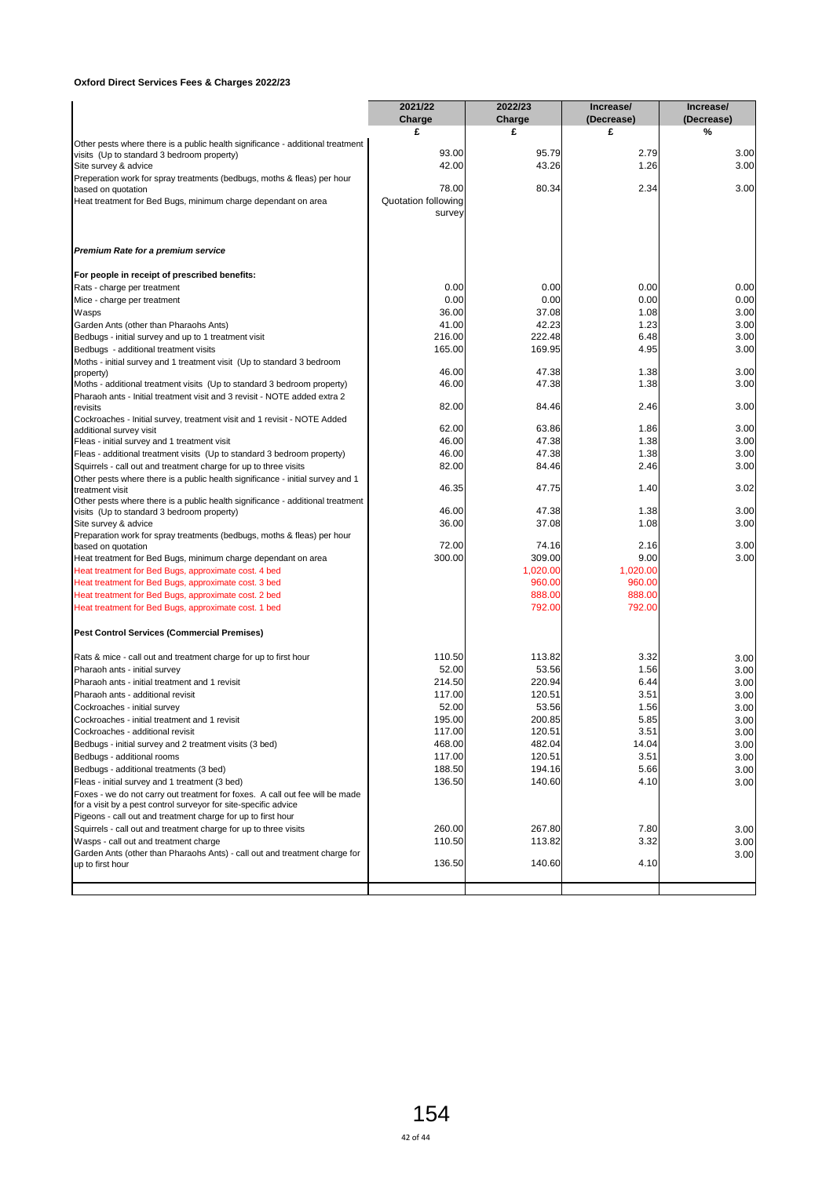**Oxford Direct Services Fees & Charges 2022/23**

| | 2021/22 Charge | 2022/23 Charge | Increase/ (Decrease) | Increase/ (Decrease) |
|---|---|---|---|---|
| | £ | £ | £ | % |
| Other pests where there is a public health significance - additional treatment visits (Up to standard 3 bedroom property) | 93.00 | 95.79 | 2.79 | 3.00 |
| Site survey & advice | 42.00 | 43.26 | 1.26 | 3.00 |
| Preperation work for spray treatments (bedbugs, moths & fleas) per hour based on quotation | 78.00 | 80.34 | 2.34 | 3.00 |
| Heat treatment for Bed Bugs, minimum charge dependant on area | Quotation following survey | | | |
| ***Premium Rate for a premium service*** | | | | |
| **For people in receipt of prescribed benefits:** | | | | |
| Rats - charge per treatment | 0.00 | 0.00 | 0.00 | 0.00 |
| Mice - charge per treatment | 0.00 | 0.00 | 0.00 | 0.00 |
| Wasps | 36.00 | 37.08 | 1.08 | 3.00 |
| Garden Ants (other than Pharaohs Ants) | 41.00 | 42.23 | 1.23 | 3.00 |
| Bedbugs - initial survey and up to 1 treatment visit | 216.00 | 222.48 | 6.48 | 3.00 |
| Bedbugs - additional treatment visits | 165.00 | 169.95 | 4.95 | 3.00 |
| Moths - initial survey and 1 treatment visit (Up to standard 3 bedroom property) | 46.00 | 47.38 | 1.38 | 3.00 |
| Moths - additional treatment visits (Up to standard 3 bedroom property) | 46.00 | 47.38 | 1.38 | 3.00 |
| Pharaoh ants - Initial treatment visit and 3 revisit - NOTE added extra 2 revisits | 82.00 | 84.46 | 2.46 | 3.00 |
| Cockroaches - Initial survey, treatment visit and 1 revisit - NOTE Added additional survey visit | 62.00 | 63.86 | 1.86 | 3.00 |
| Fleas - initial survey and 1 treatment visit | 46.00 | 47.38 | 1.38 | 3.00 |
| Fleas - additional treatment visits (Up to standard 3 bedroom property) | 46.00 | 47.38 | 1.38 | 3.00 |
| Squirrels - call out and treatment charge for up to three visits | 82.00 | 84.46 | 2.46 | 3.00 |
| Other pests where there is a public health significance - initial survey and 1 treatment visit | 46.35 | 47.75 | 1.40 | 3.02 |
| Other pests where there is a public health significance - additional treatment visits (Up to standard 3 bedroom property) | 46.00 | 47.38 | 1.38 | 3.00 |
| Site survey & advice | 36.00 | 37.08 | 1.08 | 3.00 |
| Preparation work for spray treatments (bedbugs, moths & fleas) per hour based on quotation | 72.00 | 74.16 | 2.16 | 3.00 |
| Heat treatment for Bed Bugs, minimum charge dependant on area | 300.00 | 309.00 | 9.00 | 3.00 |
| Heat treatment for Bed Bugs, approximate cost. 4 bed | | 1,020.00 | 1,020.00 | |
| Heat treatment for Bed Bugs, approximate cost. 3 bed | | 960.00 | 960.00 | |
| Heat treatment for Bed Bugs, approximate cost. 2 bed | | 888.00 | 888.00 | |
| Heat treatment for Bed Bugs, approximate cost. 1 bed | | 792.00 | 792.00 | |
| **Pest Control Services (Commercial Premises)** | | | | |
| Rats & mice - call out and treatment charge for up to first hour | 110.50 | 113.82 | 3.32 | 3.00 |
| Pharaoh ants - initial survey | 52.00 | 53.56 | 1.56 | 3.00 |
| Pharaoh ants - initial treatment and 1 revisit | 214.50 | 220.94 | 6.44 | 3.00 |
| Pharaoh ants - additional revisit | 117.00 | 120.51 | 3.51 | 3.00 |
| Cockroaches - initial survey | 52.00 | 53.56 | 1.56 | 3.00 |
| Cockroaches - initial treatment and 1 revisit | 195.00 | 200.85 | 5.85 | 3.00 |
| Cockroaches - additional revisit | 117.00 | 120.51 | 3.51 | 3.00 |
| Bedbugs - initial survey and 2 treatment visits (3 bed) | 468.00 | 482.04 | 14.04 | 3.00 |
| Bedbugs - additional rooms | 117.00 | 120.51 | 3.51 | 3.00 |
| Bedbugs - additional treatments (3 bed) | 188.50 | 194.16 | 5.66 | 3.00 |
| Fleas - initial survey and 1 treatment (3 bed) | 136.50 | 140.60 | 4.10 | 3.00 |
| Foxes - we do not carry out treatment for foxes. A call out fee will be made for a visit by a pest control surveyor for site-specific advice | | | | |
| Pigeons - call out and treatment charge for up to first hour | | | | |
| Squirrels - call out and treatment charge for up to three visits | 260.00 | 267.80 | 7.80 | 3.00 |
| Wasps - call out and treatment charge | 110.50 | 113.82 | 3.32 | 3.00 |
| Garden Ants (other than Pharaohs Ants) - call out and treatment charge for up to first hour | 136.50 | 140.60 | 4.10 | 3.00 |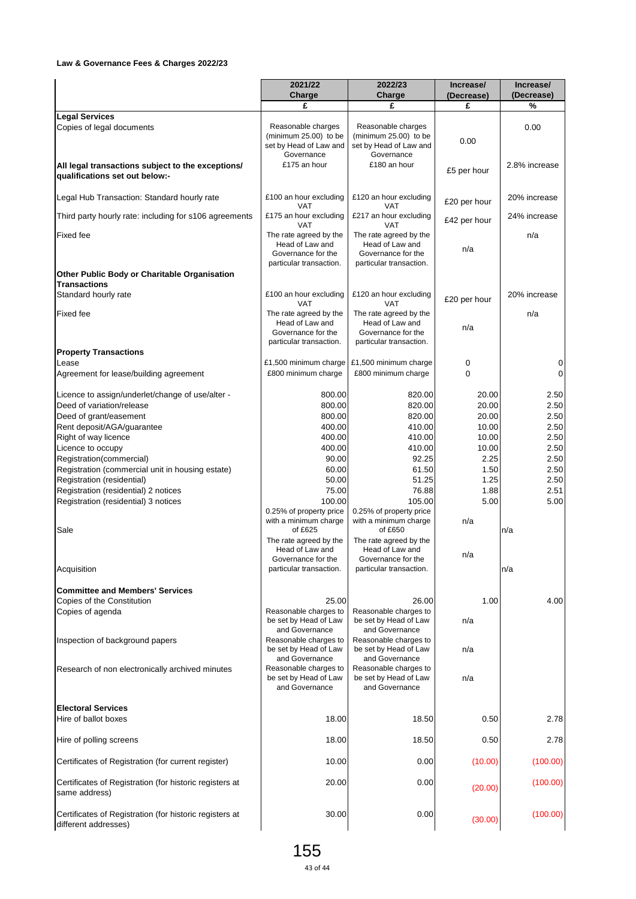**Law & Governance Fees & Charges 2022/23**

| | 2021/22 Charge | 2022/23 Charge | Increase/ (Decrease) | Increase/ (Decrease) |
|---|---|---|---|---|
| | £ | £ | £ | % |
| **Legal Services** | | | | |
| Copies of legal documents | Reasonable charges (minimum 25.00) to be set by Head of Law and Governance | Reasonable charges (minimum 25.00) to be set by Head of Law and Governance | 0.00 | 0.00 |
| **All legal transactions subject to the exceptions/ qualifications set out below:-** | £175 an hour | £180 an hour | £5 per hour | 2.8% increase |
| Legal Hub Transaction: Standard hourly rate | £100 an hour excluding VAT | £120 an hour excluding VAT | £20 per hour | 20% increase |
| Third party hourly rate: including for s106 agreements | £175 an hour excluding VAT | £217 an hour excluding VAT | £42 per hour | 24% increase |
| Fixed fee | The rate agreed by the Head of Law and Governance for the particular transaction. | The rate agreed by the Head of Law and Governance for the particular transaction. | n/a | n/a |
| **Other Public Body or Charitable Organisation Transactions** | | | | |
| Standard hourly rate | £100 an hour excluding VAT | £120 an hour excluding VAT | £20 per hour | 20% increase |
| Fixed fee | The rate agreed by the Head of Law and Governance for the particular transaction. | The rate agreed by the Head of Law and Governance for the particular transaction. | n/a | n/a |
| **Property Transactions** | | | | |
| Lease | £1,500 minimum charge | £1,500 minimum charge | 0 | 0 |
| Agreement for lease/building agreement | £800 minimum charge | £800 minimum charge | 0 | 0 |
| Licence to assign/underlet/change of use/alter - | 800.00 | 820.00 | 20.00 | 2.50 |
| Deed of variation/release | 800.00 | 820.00 | 20.00 | 2.50 |
| Deed of grant/easement | 800.00 | 820.00 | 20.00 | 2.50 |
| Rent deposit/AGA/guarantee | 400.00 | 410.00 | 10.00 | 2.50 |
| Right of way licence | 400.00 | 410.00 | 10.00 | 2.50 |
| Licence to occupy | 400.00 | 410.00 | 10.00 | 2.50 |
| Registration(commercial) | 90.00 | 92.25 | 2.25 | 2.50 |
| Registration (commercial unit in housing estate) | 60.00 | 61.50 | 1.50 | 2.50 |
| Registration (residential) | 50.00 | 51.25 | 1.25 | 2.50 |
| Registration (residential) 2 notices | 75.00 | 76.88 | 1.88 | 2.51 |
| Registration (residential) 3 notices | 100.00 | 105.00 | 5.00 | 5.00 |
| Sale | 0.25% of property price with a minimum charge of £625 | 0.25% of property price with a minimum charge of £650 | n/a | n/a |
| Acquisition | The rate agreed by the Head of Law and Governance for the particular transaction. | The rate agreed by the Head of Law and Governance for the particular transaction. | n/a | n/a |
| **Committee and Members' Services** | | | | |
| Copies of the Constitution | 25.00 | 26.00 | 1.00 | 4.00 |
| Copies of agenda | Reasonable charges to be set by Head of Law and Governance | Reasonable charges to be set by Head of Law and Governance | n/a | |
| Inspection of background papers | Reasonable charges to be set by Head of Law and Governance | Reasonable charges to be set by Head of Law and Governance | n/a | |
| Research of non electronically archived minutes | Reasonable charges to be set by Head of Law and Governance | Reasonable charges to be set by Head of Law and Governance | n/a | |
| **Electoral Services** | | | | |
| Hire of ballot boxes | 18.00 | 18.50 | 0.50 | 2.78 |
| Hire of polling screens | 18.00 | 18.50 | 0.50 | 2.78 |
| Certificates of Registration (for current register) | 10.00 | 0.00 | (10.00) | (100.00) |
| Certificates of Registration (for historic registers at same address) | 20.00 | 0.00 | (20.00) | (100.00) |
| Certificates of Registration (for historic registers at different addresses) | 30.00 | 0.00 | (30.00) | (100.00) |